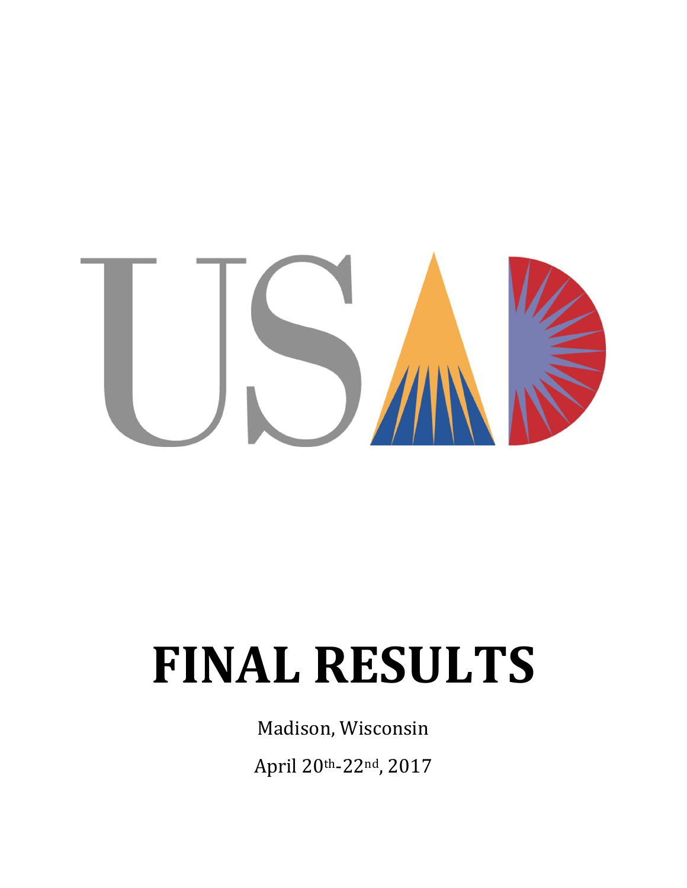USAD

# FINAL RESULTS

Madison, Wisconsin

April 20th-22nd, 2017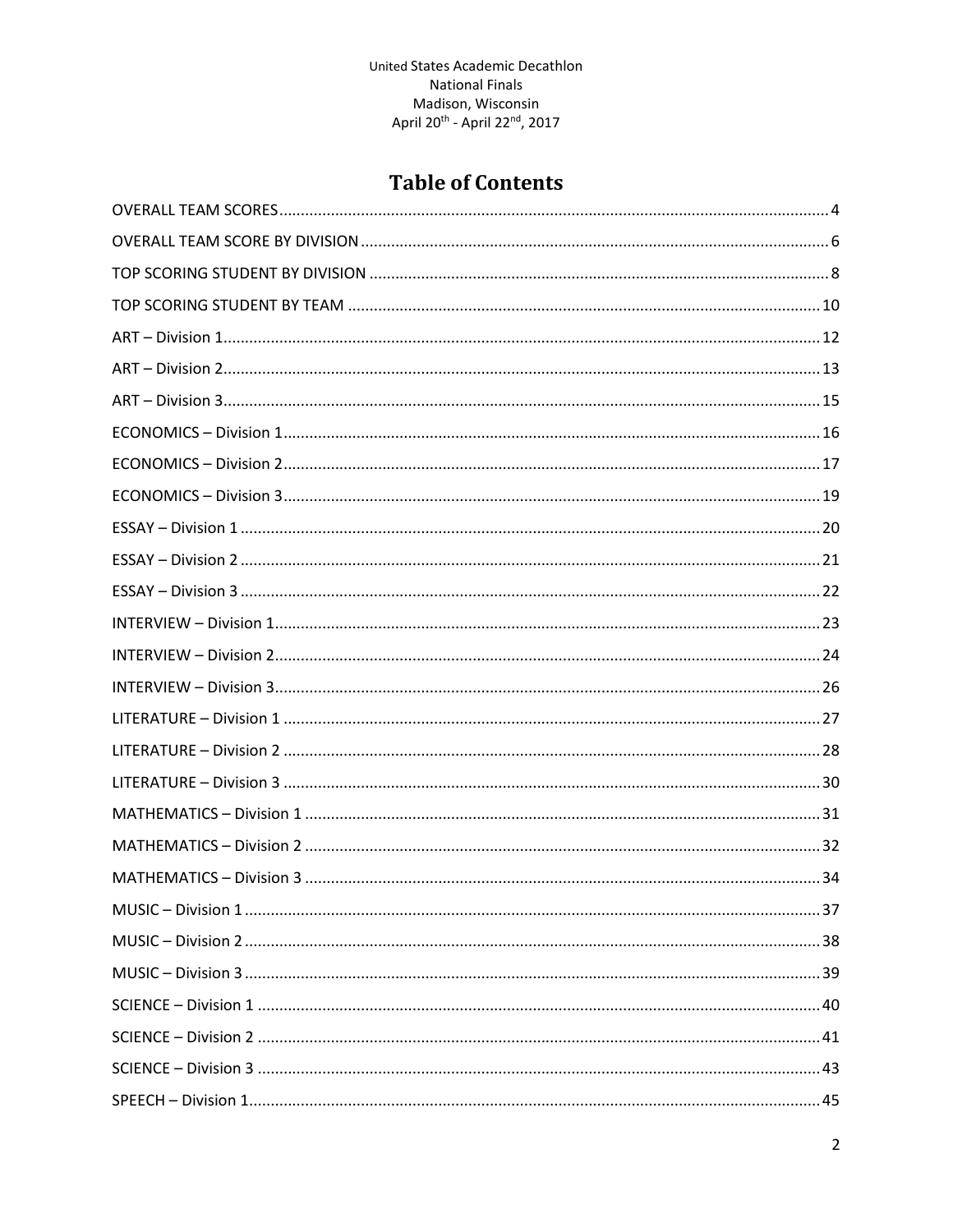United States Academic Decathlon
National Finals
Madison, Wisconsin
April 20th - April 22nd, 2017

# Table of Contents

OVERALL TEAM SCORES ........ 4
OVERALL TEAM SCORE BY DIVISION ........ 6
TOP SCORING STUDENT BY DIVISION ........ 8
TOP SCORING STUDENT BY TEAM ........ 10
ART – Division 1 ........ 12
ART – Division 2 ........ 13
ART – Division 3 ........ 15
ECONOMICS – Division 1 ........ 16
ECONOMICS – Division 2 ........ 17
ECONOMICS – Division 3 ........ 19
ESSAY – Division 1 ........ 20
ESSAY – Division 2 ........ 21
ESSAY – Division 3 ........ 22
INTERVIEW – Division 1 ........ 23
INTERVIEW – Division 2 ........ 24
INTERVIEW – Division 3 ........ 26
LITERATURE – Division 1 ........ 27
LITERATURE – Division 2 ........ 28
LITERATURE – Division 3 ........ 30
MATHEMATICS – Division 1 ........ 31
MATHEMATICS – Division 2 ........ 32
MATHEMATICS – Division 3 ........ 34
MUSIC – Division 1 ........ 37
MUSIC – Division 2 ........ 38
MUSIC – Division 3 ........ 39
SCIENCE – Division 1 ........ 40
SCIENCE – Division 2 ........ 41
SCIENCE – Division 3 ........ 43
SPEECH – Division 1 ........ 45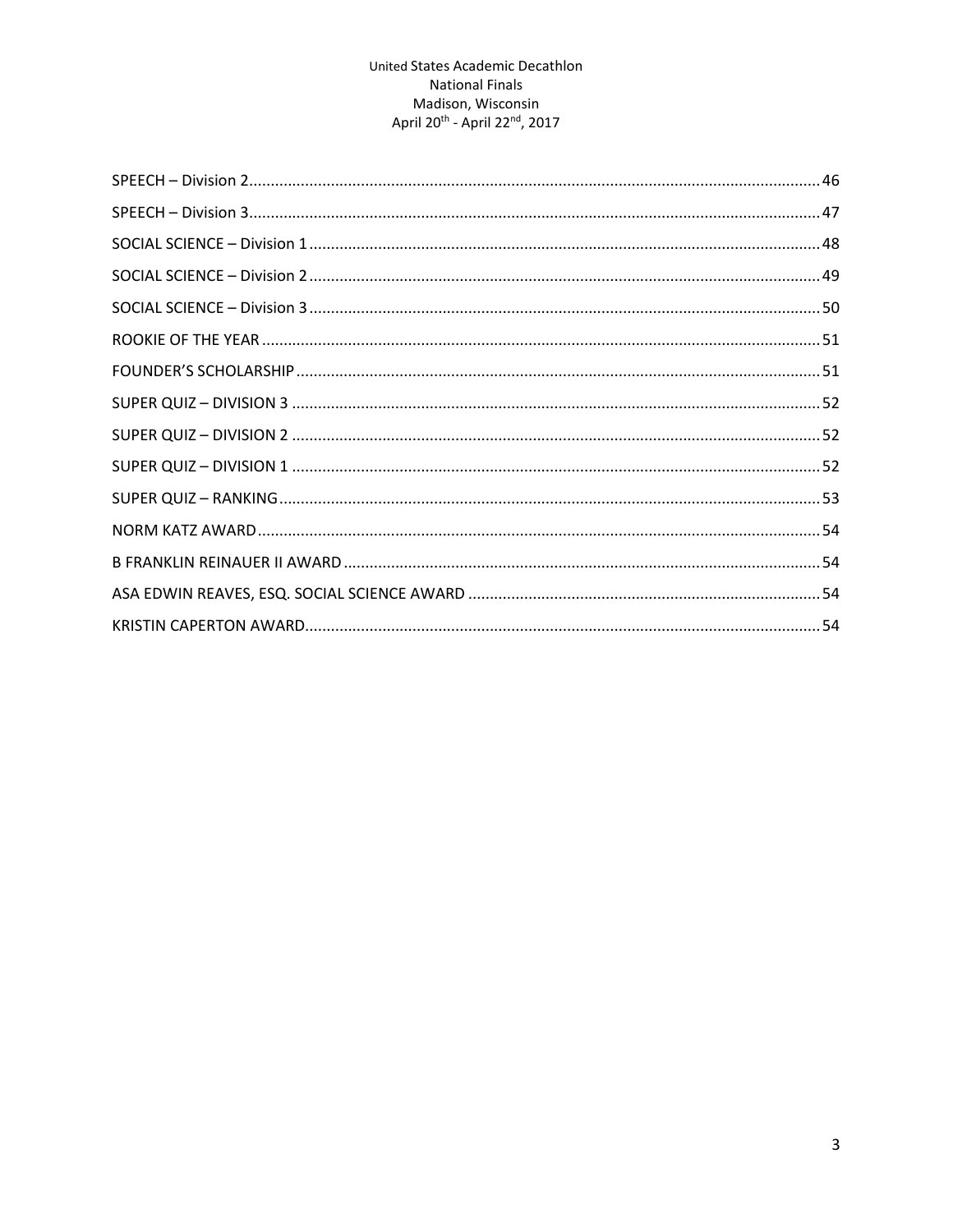SPEECH – Division 2 ..... 46

SPEECH – Division 3 ..... 47

SOCIAL SCIENCE – Division 1 ..... 48

SOCIAL SCIENCE – Division 2 ..... 49

SOCIAL SCIENCE – Division 3 ..... 50

ROOKIE OF THE YEAR ..... 51

FOUNDER'S SCHOLARSHIP ..... 51

SUPER QUIZ – DIVISION 3 ..... 52

SUPER QUIZ – DIVISION 2 ..... 52

SUPER QUIZ – DIVISION 1 ..... 52

SUPER QUIZ – RANKING ..... 53

NORM KATZ AWARD ..... 54

B FRANKLIN REINAUER II AWARD ..... 54

ASA EDWIN REAVES, ESQ. SOCIAL SCIENCE AWARD ..... 54

KRISTIN CAPERTON AWARD ..... 54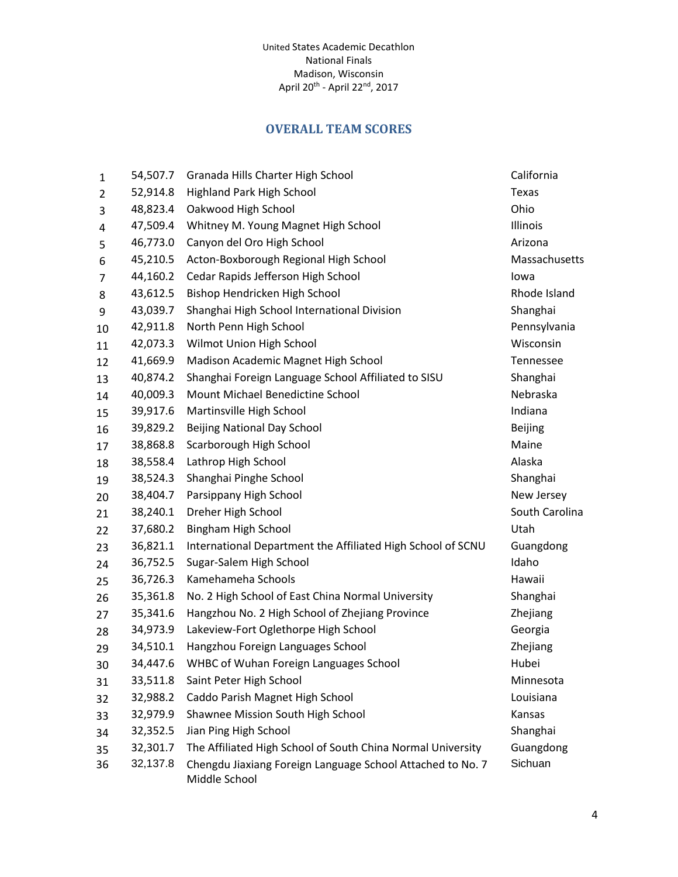United States Academic Decathlon
National Finals
Madison, Wisconsin
April 20th - April 22nd, 2017

## OVERALL TEAM SCORES

| Rank | Score | School | State |
|---|---|---|---|
| 1 | 54,507.7 | Granada Hills Charter High School | California |
| 2 | 52,914.8 | Highland Park High School | Texas |
| 3 | 48,823.4 | Oakwood High School | Ohio |
| 4 | 47,509.4 | Whitney M. Young Magnet High School | Illinois |
| 5 | 46,773.0 | Canyon del Oro High School | Arizona |
| 6 | 45,210.5 | Acton-Boxborough Regional High School | Massachusetts |
| 7 | 44,160.2 | Cedar Rapids Jefferson High School | Iowa |
| 8 | 43,612.5 | Bishop Hendricken High School | Rhode Island |
| 9 | 43,039.7 | Shanghai High School International Division | Shanghai |
| 10 | 42,911.8 | North Penn High School | Pennsylvania |
| 11 | 42,073.3 | Wilmot Union High School | Wisconsin |
| 12 | 41,669.9 | Madison Academic Magnet High School | Tennessee |
| 13 | 40,874.2 | Shanghai Foreign Language School Affiliated to SISU | Shanghai |
| 14 | 40,009.3 | Mount Michael Benedictine School | Nebraska |
| 15 | 39,917.6 | Martinsville High School | Indiana |
| 16 | 39,829.2 | Beijing National Day School | Beijing |
| 17 | 38,868.8 | Scarborough High School | Maine |
| 18 | 38,558.4 | Lathrop High School | Alaska |
| 19 | 38,524.3 | Shanghai Pinghe School | Shanghai |
| 20 | 38,404.7 | Parsippany High School | New Jersey |
| 21 | 38,240.1 | Dreher High School | South Carolina |
| 22 | 37,680.2 | Bingham High School | Utah |
| 23 | 36,821.1 | International Department the Affiliated High School of SCNU | Guangdong |
| 24 | 36,752.5 | Sugar-Salem High School | Idaho |
| 25 | 36,726.3 | Kamehameha Schools | Hawaii |
| 26 | 35,361.8 | No. 2 High School of East China Normal University | Shanghai |
| 27 | 35,341.6 | Hangzhou No. 2 High School of Zhejiang Province | Zhejiang |
| 28 | 34,973.9 | Lakeview-Fort Oglethorpe High School | Georgia |
| 29 | 34,510.1 | Hangzhou Foreign Languages School | Zhejiang |
| 30 | 34,447.6 | WHBC of Wuhan Foreign Languages School | Hubei |
| 31 | 33,511.8 | Saint Peter High School | Minnesota |
| 32 | 32,988.2 | Caddo Parish Magnet High School | Louisiana |
| 33 | 32,979.9 | Shawnee Mission South High School | Kansas |
| 34 | 32,352.5 | Jian Ping High School | Shanghai |
| 35 | 32,301.7 | The Affiliated High School of South China Normal University | Guangdong |
| 36 | 32,137.8 | Chengdu Jiaxiang Foreign Language School Attached to No. 7 Middle School | Sichuan |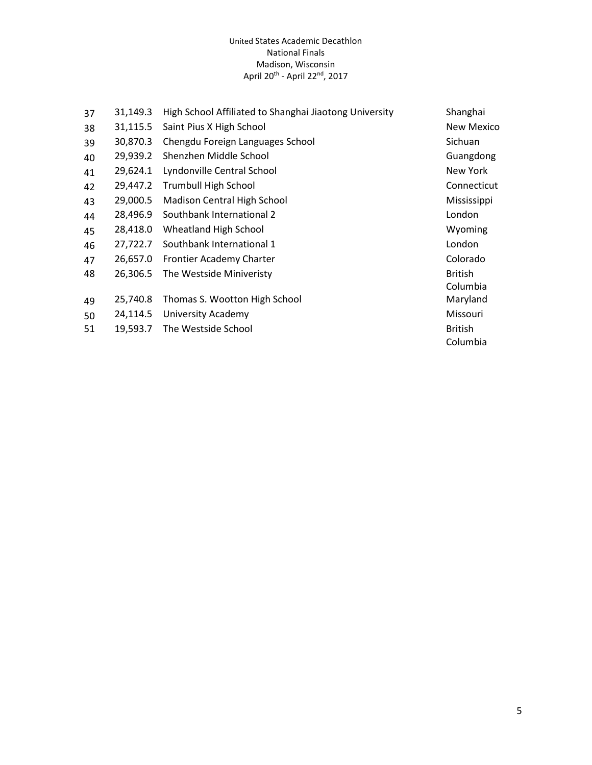United States Academic Decathlon
National Finals
Madison, Wisconsin
April 20th - April 22nd, 2017

| | | | |
|---|---|---|---|
| 37 | 31,149.3 | High School Affiliated to Shanghai Jiaotong University | Shanghai |
| 38 | 31,115.5 | Saint Pius X High School | New Mexico |
| 39 | 30,870.3 | Chengdu Foreign Languages School | Sichuan |
| 40 | 29,939.2 | Shenzhen Middle School | Guangdong |
| 41 | 29,624.1 | Lyndonville Central School | New York |
| 42 | 29,447.2 | Trumbull High School | Connecticut |
| 43 | 29,000.5 | Madison Central High School | Mississippi |
| 44 | 28,496.9 | Southbank International 2 | London |
| 45 | 28,418.0 | Wheatland High School | Wyoming |
| 46 | 27,722.7 | Southbank International 1 | London |
| 47 | 26,657.0 | Frontier Academy Charter | Colorado |
| 48 | 26,306.5 | The Westside Miniveristy | British Columbia |
| 49 | 25,740.8 | Thomas S. Wootton High School | Maryland |
| 50 | 24,114.5 | University Academy | Missouri |
| 51 | 19,593.7 | The Westside School | British Columbia |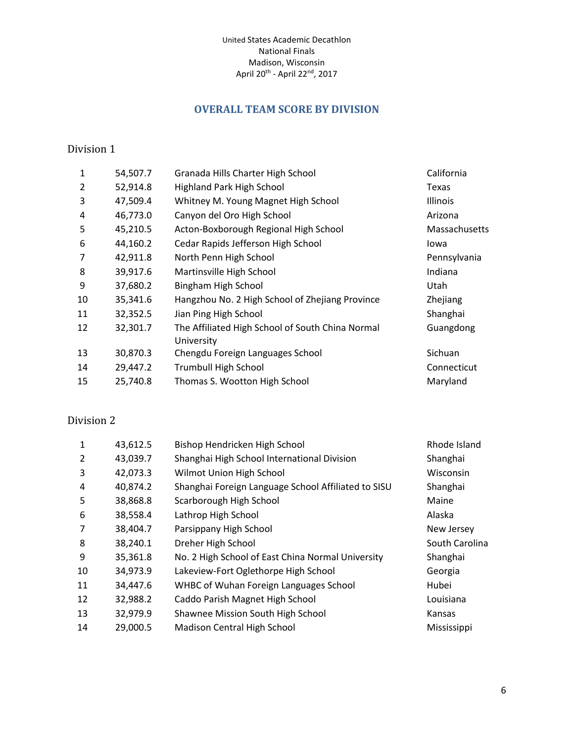United States Academic Decathlon
National Finals
Madison, Wisconsin
April 20th - April 22nd, 2017

## OVERALL TEAM SCORE BY DIVISION

### Division 1

| Rank | Score | School | State |
|---|---|---|---|
| 1 | 54,507.7 | Granada Hills Charter High School | California |
| 2 | 52,914.8 | Highland Park High School | Texas |
| 3 | 47,509.4 | Whitney M. Young Magnet High School | Illinois |
| 4 | 46,773.0 | Canyon del Oro High School | Arizona |
| 5 | 45,210.5 | Acton-Boxborough Regional High School | Massachusetts |
| 6 | 44,160.2 | Cedar Rapids Jefferson High School | Iowa |
| 7 | 42,911.8 | North Penn High School | Pennsylvania |
| 8 | 39,917.6 | Martinsville High School | Indiana |
| 9 | 37,680.2 | Bingham High School | Utah |
| 10 | 35,341.6 | Hangzhou No. 2 High School of Zhejiang Province | Zhejiang |
| 11 | 32,352.5 | Jian Ping High School | Shanghai |
| 12 | 32,301.7 | The Affiliated High School of South China Normal University | Guangdong |
| 13 | 30,870.3 | Chengdu Foreign Languages School | Sichuan |
| 14 | 29,447.2 | Trumbull High School | Connecticut |
| 15 | 25,740.8 | Thomas S. Wootton High School | Maryland |

### Division 2

| Rank | Score | School | State |
|---|---|---|---|
| 1 | 43,612.5 | Bishop Hendricken High School | Rhode Island |
| 2 | 43,039.7 | Shanghai High School International Division | Shanghai |
| 3 | 42,073.3 | Wilmot Union High School | Wisconsin |
| 4 | 40,874.2 | Shanghai Foreign Language School Affiliated to SISU | Shanghai |
| 5 | 38,868.8 | Scarborough High School | Maine |
| 6 | 38,558.4 | Lathrop High School | Alaska |
| 7 | 38,404.7 | Parsippany High School | New Jersey |
| 8 | 38,240.1 | Dreher High School | South Carolina |
| 9 | 35,361.8 | No. 2 High School of East China Normal University | Shanghai |
| 10 | 34,973.9 | Lakeview-Fort Oglethorpe High School | Georgia |
| 11 | 34,447.6 | WHBC of Wuhan Foreign Languages School | Hubei |
| 12 | 32,988.2 | Caddo Parish Magnet High School | Louisiana |
| 13 | 32,979.9 | Shawnee Mission South High School | Kansas |
| 14 | 29,000.5 | Madison Central High School | Mississippi |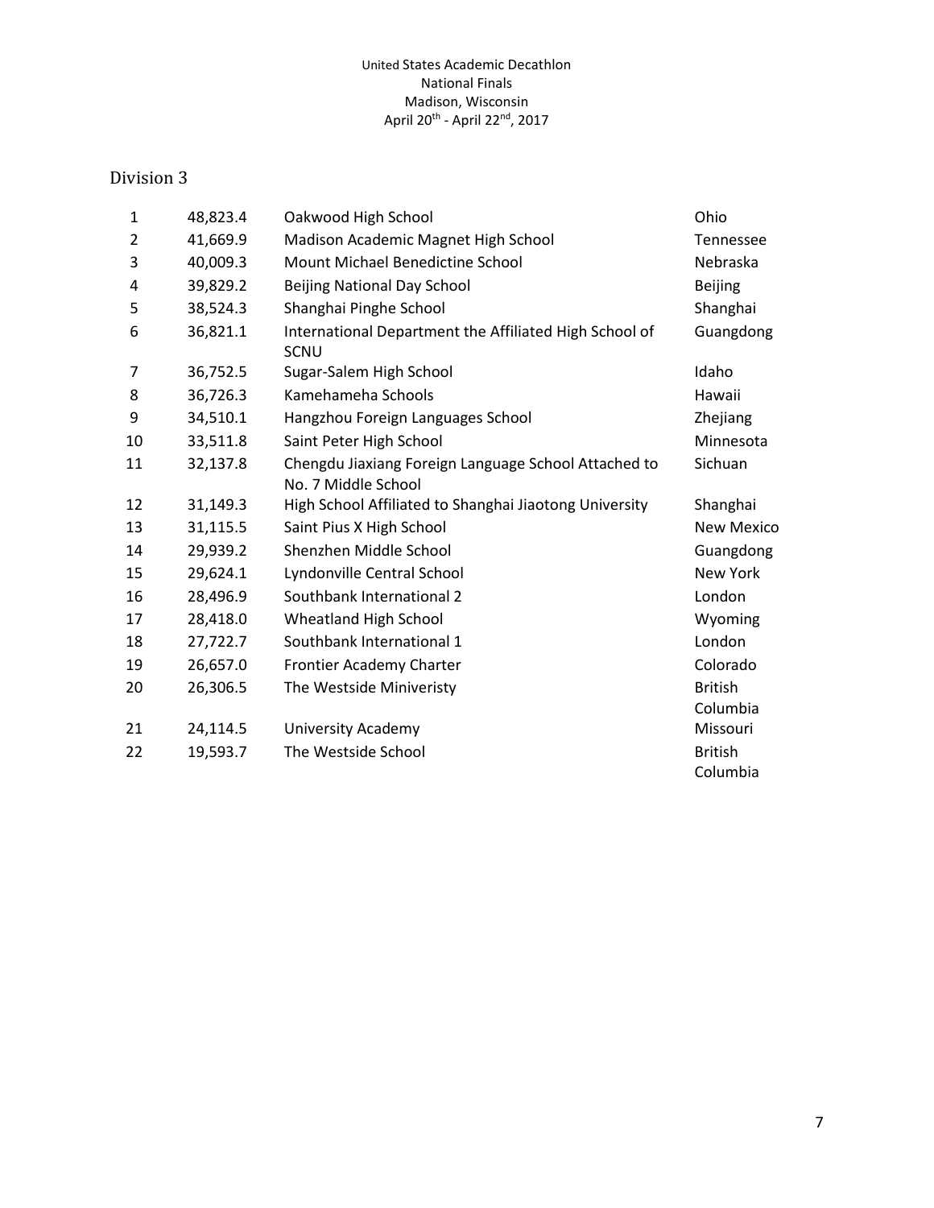United States Academic Decathlon
National Finals
Madison, Wisconsin
April 20th - April 22nd, 2017

## Division 3

| | | | |
|---|---|---|---|
| 1 | 48,823.4 | Oakwood High School | Ohio |
| 2 | 41,669.9 | Madison Academic Magnet High School | Tennessee |
| 3 | 40,009.3 | Mount Michael Benedictine School | Nebraska |
| 4 | 39,829.2 | Beijing National Day School | Beijing |
| 5 | 38,524.3 | Shanghai Pinghe School | Shanghai |
| 6 | 36,821.1 | International Department the Affiliated High School of SCNU | Guangdong |
| 7 | 36,752.5 | Sugar-Salem High School | Idaho |
| 8 | 36,726.3 | Kamehameha Schools | Hawaii |
| 9 | 34,510.1 | Hangzhou Foreign Languages School | Zhejiang |
| 10 | 33,511.8 | Saint Peter High School | Minnesota |
| 11 | 32,137.8 | Chengdu Jiaxiang Foreign Language School Attached to No. 7 Middle School | Sichuan |
| 12 | 31,149.3 | High School Affiliated to Shanghai Jiaotong University | Shanghai |
| 13 | 31,115.5 | Saint Pius X High School | New Mexico |
| 14 | 29,939.2 | Shenzhen Middle School | Guangdong |
| 15 | 29,624.1 | Lyndonville Central School | New York |
| 16 | 28,496.9 | Southbank International 2 | London |
| 17 | 28,418.0 | Wheatland High School | Wyoming |
| 18 | 27,722.7 | Southbank International 1 | London |
| 19 | 26,657.0 | Frontier Academy Charter | Colorado |
| 20 | 26,306.5 | The Westside Miniveristy | British Columbia |
| 21 | 24,114.5 | University Academy | Missouri |
| 22 | 19,593.7 | The Westside School | British Columbia |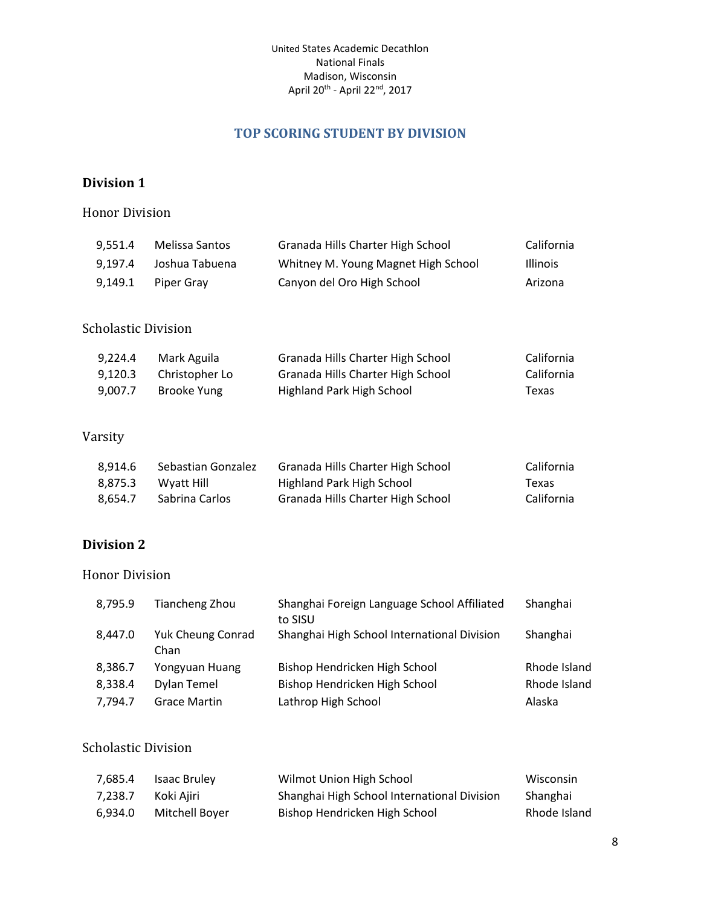United States Academic Decathlon
National Finals
Madison, Wisconsin
April 20th - April 22nd, 2017

## TOP SCORING STUDENT BY DIVISION

### Division 1

#### Honor Division

| | | | |
|---|---|---|---|
| 9,551.4 | Melissa Santos | Granada Hills Charter High School | California |
| 9,197.4 | Joshua Tabuena | Whitney M. Young Magnet High School | Illinois |
| 9,149.1 | Piper Gray | Canyon del Oro High School | Arizona |

#### Scholastic Division

| | | | |
|---|---|---|---|
| 9,224.4 | Mark Aguila | Granada Hills Charter High School | California |
| 9,120.3 | Christopher Lo | Granada Hills Charter High School | California |
| 9,007.7 | Brooke Yung | Highland Park High School | Texas |

#### Varsity

| | | | |
|---|---|---|---|
| 8,914.6 | Sebastian Gonzalez | Granada Hills Charter High School | California |
| 8,875.3 | Wyatt Hill | Highland Park High School | Texas |
| 8,654.7 | Sabrina Carlos | Granada Hills Charter High School | California |

### Division 2

#### Honor Division

| | | | |
|---|---|---|---|
| 8,795.9 | Tiancheng Zhou | Shanghai Foreign Language School Affiliated to SISU | Shanghai |
| 8,447.0 | Yuk Cheung Conrad Chan | Shanghai High School International Division | Shanghai |
| 8,386.7 | Yongyuan Huang | Bishop Hendricken High School | Rhode Island |
| 8,338.4 | Dylan Temel | Bishop Hendricken High School | Rhode Island |
| 7,794.7 | Grace Martin | Lathrop High School | Alaska |

#### Scholastic Division

| | | | |
|---|---|---|---|
| 7,685.4 | Isaac Bruley | Wilmot Union High School | Wisconsin |
| 7,238.7 | Koki Ajiri | Shanghai High School International Division | Shanghai |
| 6,934.0 | Mitchell Boyer | Bishop Hendricken High School | Rhode Island |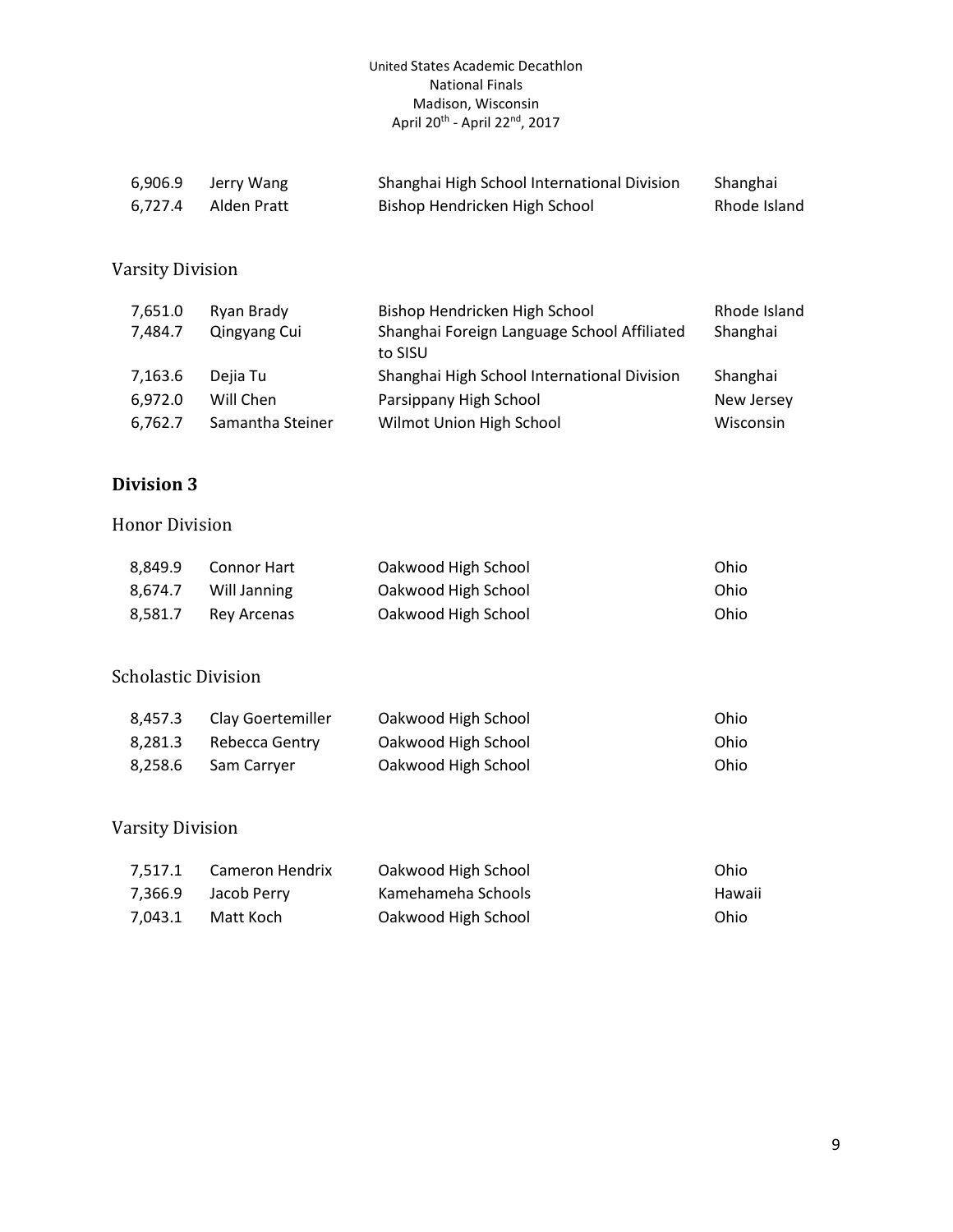| | | | |
|---|---|---|---|
| 6,906.9 | Jerry Wang | Shanghai High School International Division | Shanghai |
| 6,727.4 | Alden Pratt | Bishop Hendricken High School | Rhode Island |

### Varsity Division

| | | | |
|---|---|---|---|
| 7,651.0 | Ryan Brady | Bishop Hendricken High School | Rhode Island |
| 7,484.7 | Qingyang Cui | Shanghai Foreign Language School Affiliated to SISU | Shanghai |
| 7,163.6 | Dejia Tu | Shanghai High School International Division | Shanghai |
| 6,972.0 | Will Chen | Parsippany High School | New Jersey |
| 6,762.7 | Samantha Steiner | Wilmot Union High School | Wisconsin |

## Division 3

### Honor Division

| | | | |
|---|---|---|---|
| 8,849.9 | Connor Hart | Oakwood High School | Ohio |
| 8,674.7 | Will Janning | Oakwood High School | Ohio |
| 8,581.7 | Rey Arcenas | Oakwood High School | Ohio |

### Scholastic Division

| | | | |
|---|---|---|---|
| 8,457.3 | Clay Goertemiller | Oakwood High School | Ohio |
| 8,281.3 | Rebecca Gentry | Oakwood High School | Ohio |
| 8,258.6 | Sam Carryer | Oakwood High School | Ohio |

### Varsity Division

| | | | |
|---|---|---|---|
| 7,517.1 | Cameron Hendrix | Oakwood High School | Ohio |
| 7,366.9 | Jacob Perry | Kamehameha Schools | Hawaii |
| 7,043.1 | Matt Koch | Oakwood High School | Ohio |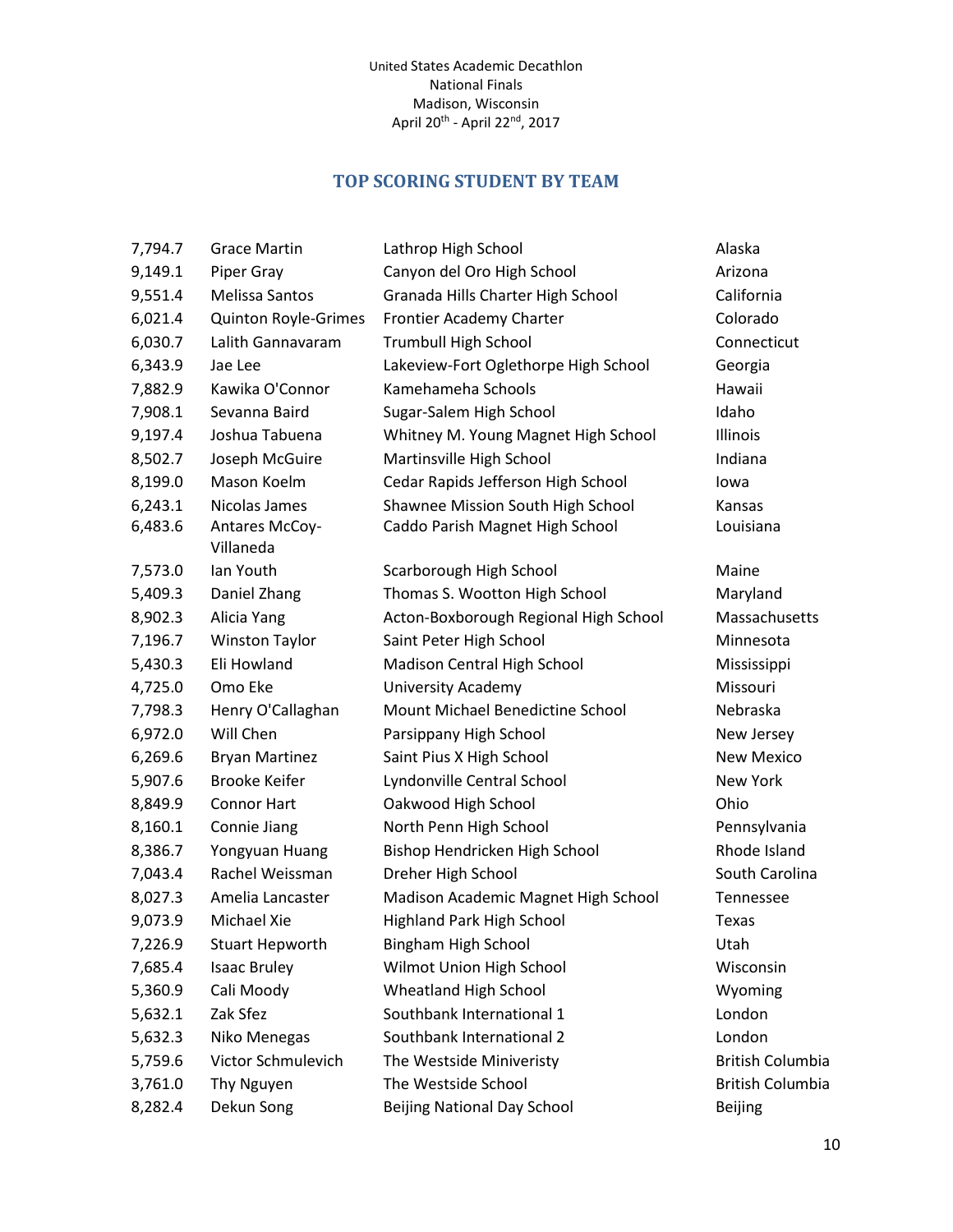United States Academic Decathlon
National Finals
Madison, Wisconsin
April 20th - April 22nd, 2017

## TOP SCORING STUDENT BY TEAM

| | | | |
|---|---|---|---|
| 7,794.7 | Grace Martin | Lathrop High School | Alaska |
| 9,149.1 | Piper Gray | Canyon del Oro High School | Arizona |
| 9,551.4 | Melissa Santos | Granada Hills Charter High School | California |
| 6,021.4 | Quinton Royle-Grimes | Frontier Academy Charter | Colorado |
| 6,030.7 | Lalith Gannavaram | Trumbull High School | Connecticut |
| 6,343.9 | Jae Lee | Lakeview-Fort Oglethorpe High School | Georgia |
| 7,882.9 | Kawika O'Connor | Kamehameha Schools | Hawaii |
| 7,908.1 | Sevanna Baird | Sugar-Salem High School | Idaho |
| 9,197.4 | Joshua Tabuena | Whitney M. Young Magnet High School | Illinois |
| 8,502.7 | Joseph McGuire | Martinsville High School | Indiana |
| 8,199.0 | Mason Koelm | Cedar Rapids Jefferson High School | Iowa |
| 6,243.1 | Nicolas James | Shawnee Mission South High School | Kansas |
| 6,483.6 | Antares McCoy-Villaneda | Caddo Parish Magnet High School | Louisiana |
| 7,573.0 | Ian Youth | Scarborough High School | Maine |
| 5,409.3 | Daniel Zhang | Thomas S. Wootton High School | Maryland |
| 8,902.3 | Alicia Yang | Acton-Boxborough Regional High School | Massachusetts |
| 7,196.7 | Winston Taylor | Saint Peter High School | Minnesota |
| 5,430.3 | Eli Howland | Madison Central High School | Mississippi |
| 4,725.0 | Omo Eke | University Academy | Missouri |
| 7,798.3 | Henry O'Callaghan | Mount Michael Benedictine School | Nebraska |
| 6,972.0 | Will Chen | Parsippany High School | New Jersey |
| 6,269.6 | Bryan Martinez | Saint Pius X High School | New Mexico |
| 5,907.6 | Brooke Keifer | Lyndonville Central School | New York |
| 8,849.9 | Connor Hart | Oakwood High School | Ohio |
| 8,160.1 | Connie Jiang | North Penn High School | Pennsylvania |
| 8,386.7 | Yongyuan Huang | Bishop Hendricken High School | Rhode Island |
| 7,043.4 | Rachel Weissman | Dreher High School | South Carolina |
| 8,027.3 | Amelia Lancaster | Madison Academic Magnet High School | Tennessee |
| 9,073.9 | Michael Xie | Highland Park High School | Texas |
| 7,226.9 | Stuart Hepworth | Bingham High School | Utah |
| 7,685.4 | Isaac Bruley | Wilmot Union High School | Wisconsin |
| 5,360.9 | Cali Moody | Wheatland High School | Wyoming |
| 5,632.1 | Zak Sfez | Southbank International 1 | London |
| 5,632.3 | Niko Menegas | Southbank International 2 | London |
| 5,759.6 | Victor Schmulevich | The Westside Miniveristy | British Columbia |
| 3,761.0 | Thy Nguyen | The Westside School | British Columbia |
| 8,282.4 | Dekun Song | Beijing National Day School | Beijing |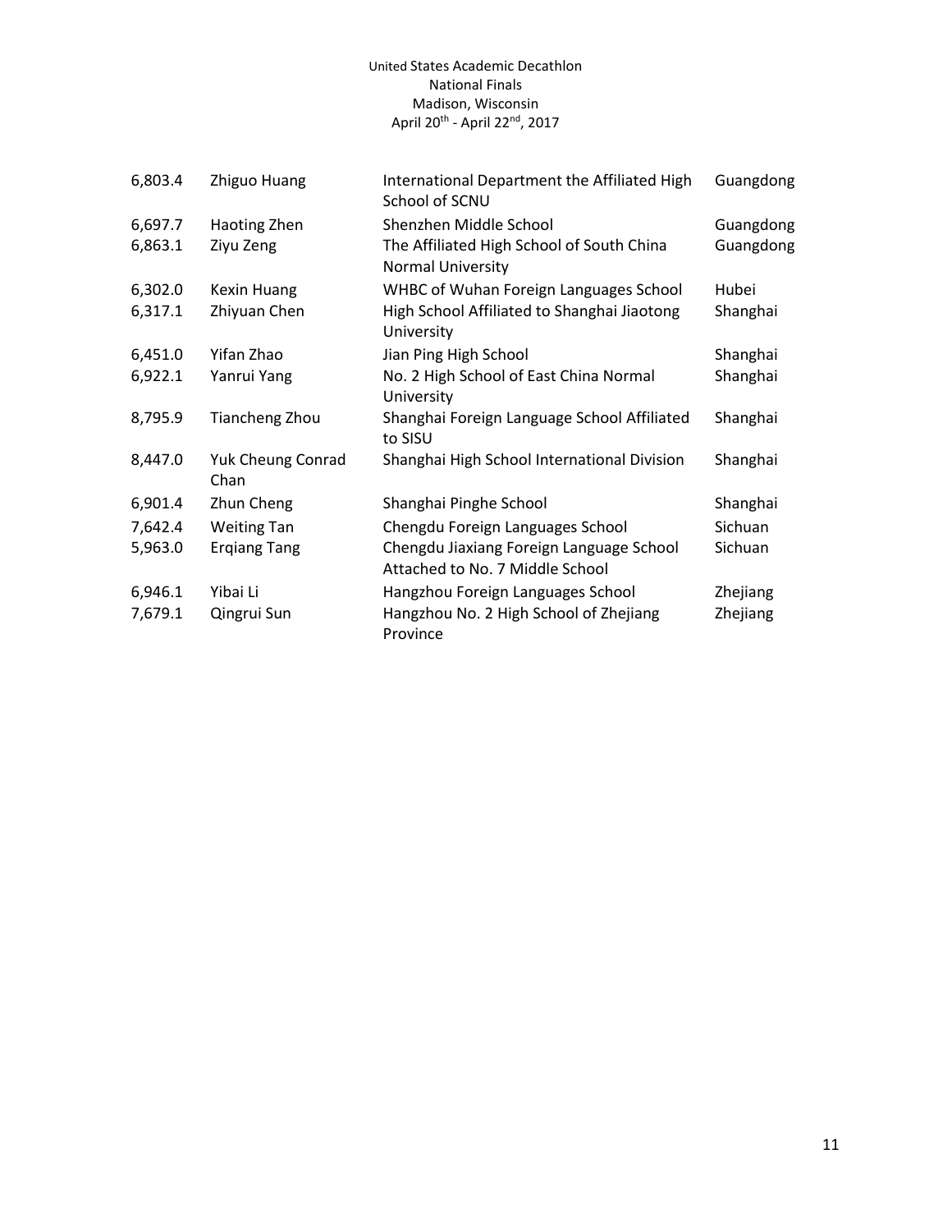| | | | |
|---|---|---|---|
| 6,803.4 | Zhiguo Huang | International Department the Affiliated High School of SCNU | Guangdong |
| 6,697.7 | Haoting Zhen | Shenzhen Middle School | Guangdong |
| 6,863.1 | Ziyu Zeng | The Affiliated High School of South China Normal University | Guangdong |
| 6,302.0 | Kexin Huang | WHBC of Wuhan Foreign Languages School | Hubei |
| 6,317.1 | Zhiyuan Chen | High School Affiliated to Shanghai Jiaotong University | Shanghai |
| 6,451.0 | Yifan Zhao | Jian Ping High School | Shanghai |
| 6,922.1 | Yanrui Yang | No. 2 High School of East China Normal University | Shanghai |
| 8,795.9 | Tiancheng Zhou | Shanghai Foreign Language School Affiliated to SISU | Shanghai |
| 8,447.0 | Yuk Cheung Conrad Chan | Shanghai High School International Division | Shanghai |
| 6,901.4 | Zhun Cheng | Shanghai Pinghe School | Shanghai |
| 7,642.4 | Weiting Tan | Chengdu Foreign Languages School | Sichuan |
| 5,963.0 | Erqiang Tang | Chengdu Jiaxiang Foreign Language School Attached to No. 7 Middle School | Sichuan |
| 6,946.1 | Yibai Li | Hangzhou Foreign Languages School | Zhejiang |
| 7,679.1 | Qingrui Sun | Hangzhou No. 2 High School of Zhejiang Province | Zhejiang |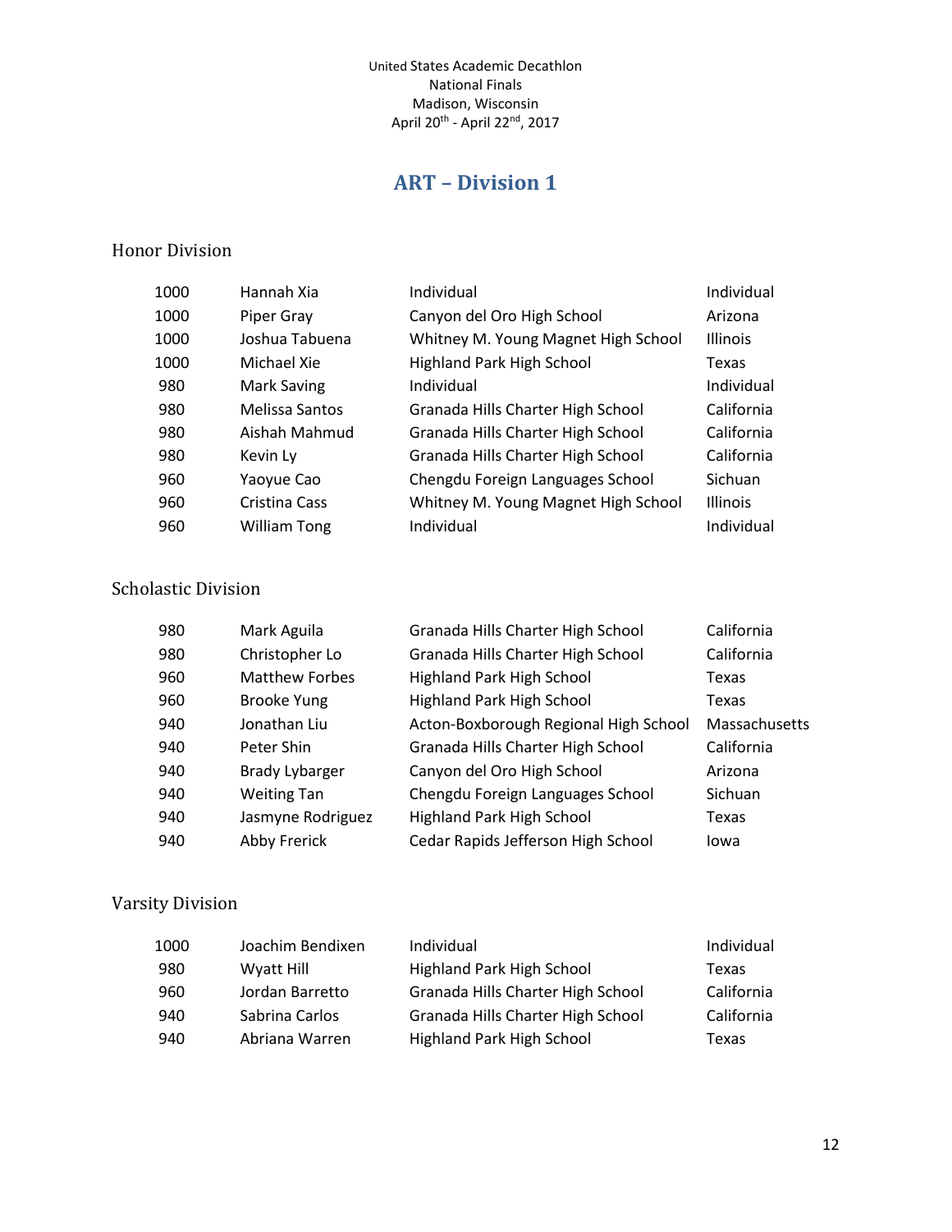United States Academic Decathlon
National Finals
Madison, Wisconsin
April 20th - April 22nd, 2017

# ART – Division 1

## Honor Division

| | | | |
|---|---|---|---|
| 1000 | Hannah Xia | Individual | Individual |
| 1000 | Piper Gray | Canyon del Oro High School | Arizona |
| 1000 | Joshua Tabuena | Whitney M. Young Magnet High School | Illinois |
| 1000 | Michael Xie | Highland Park High School | Texas |
| 980 | Mark Saving | Individual | Individual |
| 980 | Melissa Santos | Granada Hills Charter High School | California |
| 980 | Aishah Mahmud | Granada Hills Charter High School | California |
| 980 | Kevin Ly | Granada Hills Charter High School | California |
| 960 | Yaoyue Cao | Chengdu Foreign Languages School | Sichuan |
| 960 | Cristina Cass | Whitney M. Young Magnet High School | Illinois |
| 960 | William Tong | Individual | Individual |

## Scholastic Division

| | | | |
|---|---|---|---|
| 980 | Mark Aguila | Granada Hills Charter High School | California |
| 980 | Christopher Lo | Granada Hills Charter High School | California |
| 960 | Matthew Forbes | Highland Park High School | Texas |
| 960 | Brooke Yung | Highland Park High School | Texas |
| 940 | Jonathan Liu | Acton-Boxborough Regional High School | Massachusetts |
| 940 | Peter Shin | Granada Hills Charter High School | California |
| 940 | Brady Lybarger | Canyon del Oro High School | Arizona |
| 940 | Weiting Tan | Chengdu Foreign Languages School | Sichuan |
| 940 | Jasmyne Rodriguez | Highland Park High School | Texas |
| 940 | Abby Frerick | Cedar Rapids Jefferson High School | Iowa |

## Varsity Division

| | | | |
|---|---|---|---|
| 1000 | Joachim Bendixen | Individual | Individual |
| 980 | Wyatt Hill | Highland Park High School | Texas |
| 960 | Jordan Barretto | Granada Hills Charter High School | California |
| 940 | Sabrina Carlos | Granada Hills Charter High School | California |
| 940 | Abriana Warren | Highland Park High School | Texas |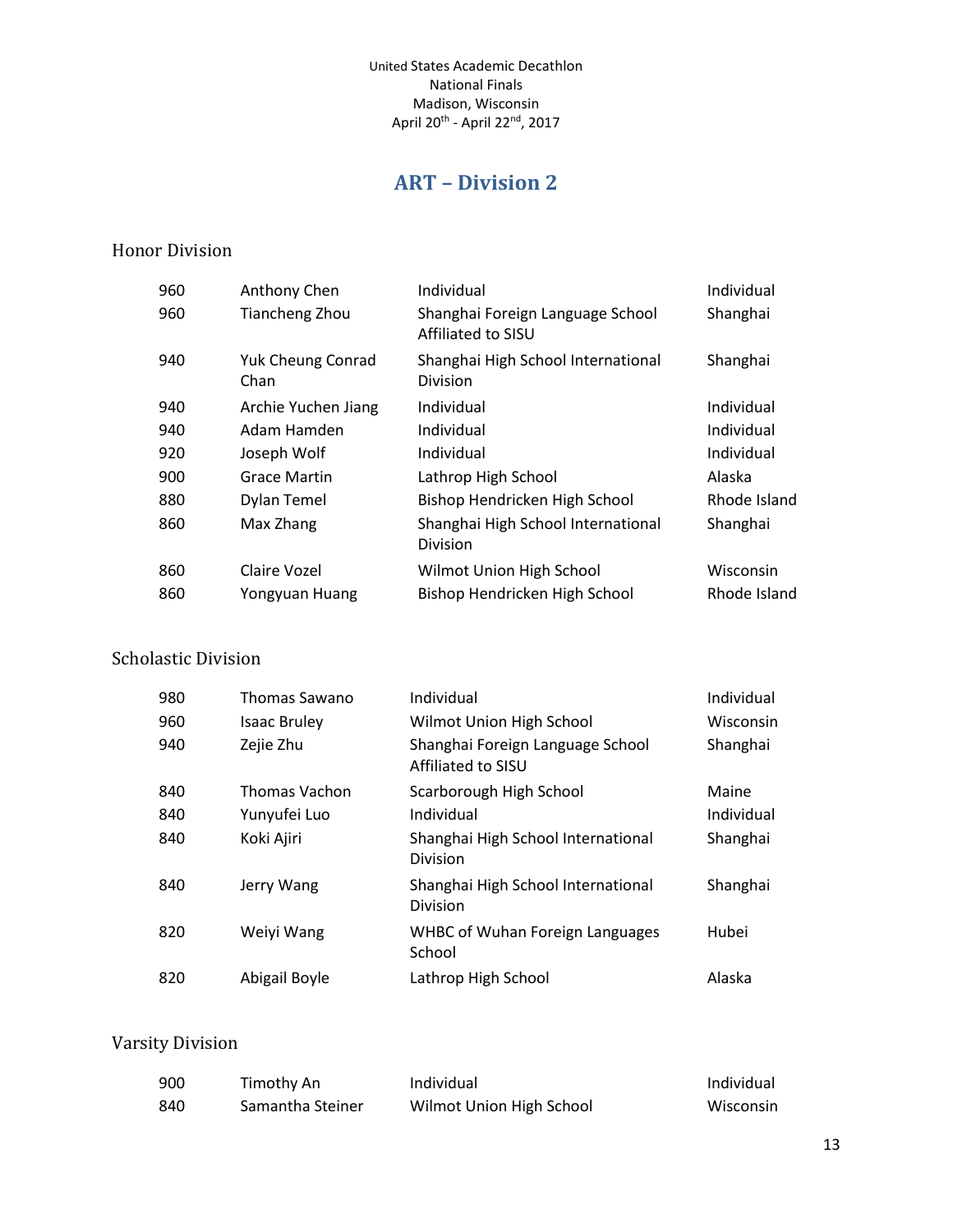United States Academic Decathlon
National Finals
Madison, Wisconsin
April 20th - April 22nd, 2017

# ART – Division 2

## Honor Division

| | | | |
|---|---|---|---|
| 960 | Anthony Chen | Individual | Individual |
| 960 | Tiancheng Zhou | Shanghai Foreign Language School Affiliated to SISU | Shanghai |
| 940 | Yuk Cheung Conrad Chan | Shanghai High School International Division | Shanghai |
| 940 | Archie Yuchen Jiang | Individual | Individual |
| 940 | Adam Hamden | Individual | Individual |
| 920 | Joseph Wolf | Individual | Individual |
| 900 | Grace Martin | Lathrop High School | Alaska |
| 880 | Dylan Temel | Bishop Hendricken High School | Rhode Island |
| 860 | Max Zhang | Shanghai High School International Division | Shanghai |
| 860 | Claire Vozel | Wilmot Union High School | Wisconsin |
| 860 | Yongyuan Huang | Bishop Hendricken High School | Rhode Island |

## Scholastic Division

| | | | |
|---|---|---|---|
| 980 | Thomas Sawano | Individual | Individual |
| 960 | Isaac Bruley | Wilmot Union High School | Wisconsin |
| 940 | Zejie Zhu | Shanghai Foreign Language School Affiliated to SISU | Shanghai |
| 840 | Thomas Vachon | Scarborough High School | Maine |
| 840 | Yunyufei Luo | Individual | Individual |
| 840 | Koki Ajiri | Shanghai High School International Division | Shanghai |
| 840 | Jerry Wang | Shanghai High School International Division | Shanghai |
| 820 | Weiyi Wang | WHBC of Wuhan Foreign Languages School | Hubei |
| 820 | Abigail Boyle | Lathrop High School | Alaska |

## Varsity Division

| | | | |
|---|---|---|---|
| 900 | Timothy An | Individual | Individual |
| 840 | Samantha Steiner | Wilmot Union High School | Wisconsin |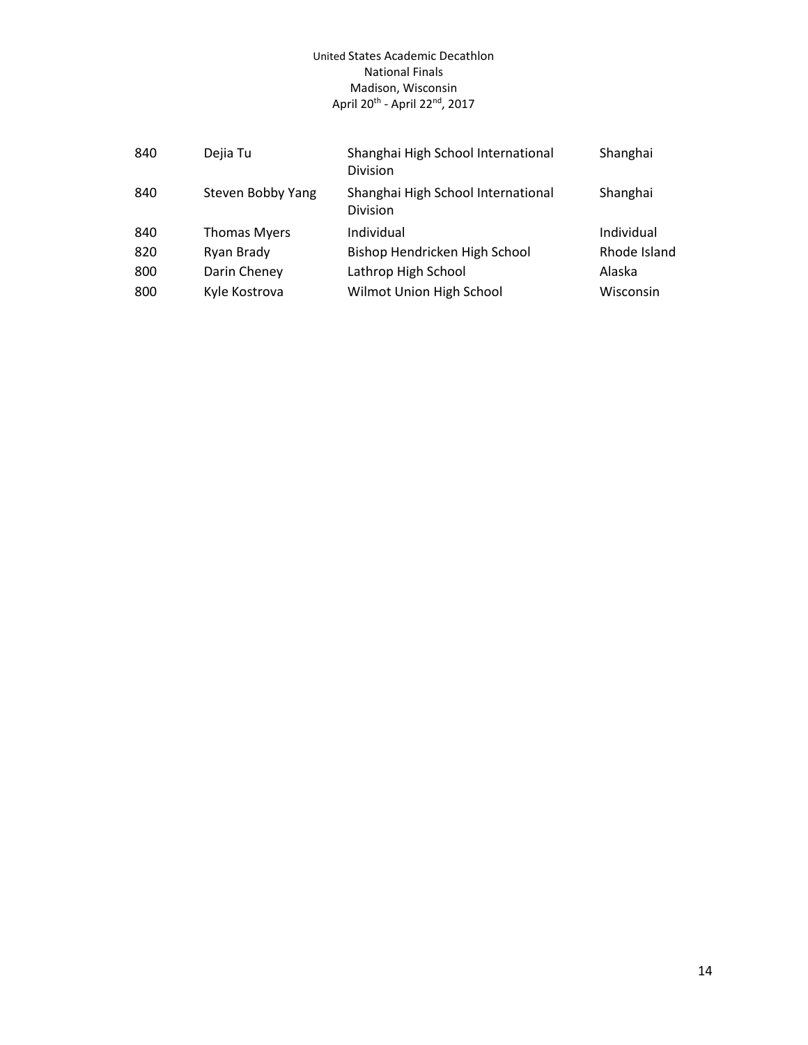| | | | |
|---|---|---|---|
| 840 | Dejia Tu | Shanghai High School International Division | Shanghai |
| 840 | Steven Bobby Yang | Shanghai High School International Division | Shanghai |
| 840 | Thomas Myers | Individual | Individual |
| 820 | Ryan Brady | Bishop Hendricken High School | Rhode Island |
| 800 | Darin Cheney | Lathrop High School | Alaska |
| 800 | Kyle Kostrova | Wilmot Union High School | Wisconsin |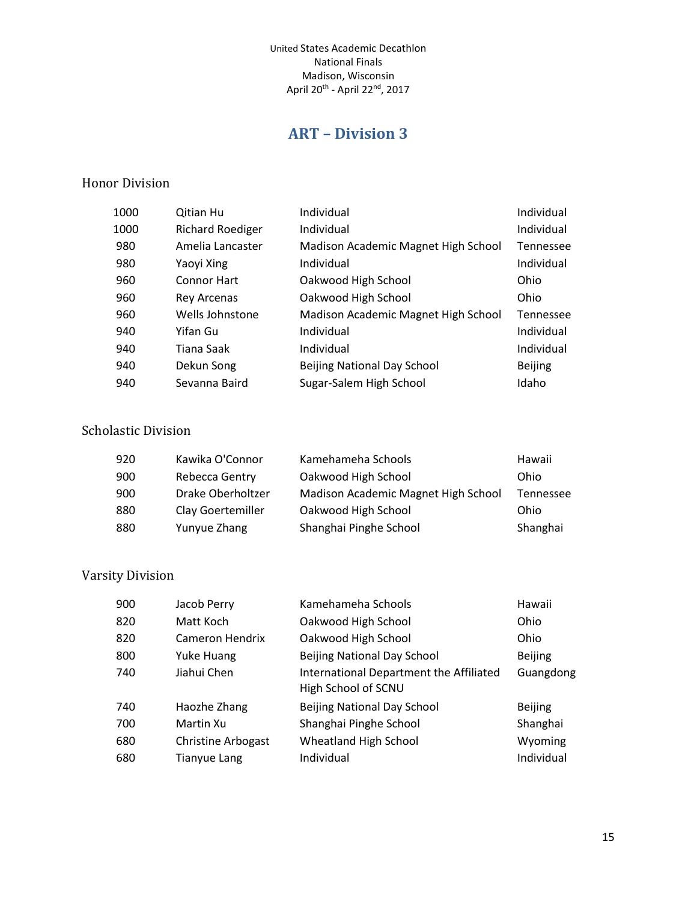United States Academic Decathlon
National Finals
Madison, Wisconsin
April 20th - April 22nd, 2017

# ART – Division 3

## Honor Division

| | | | |
|---|---|---|---|
| 1000 | Qitian Hu | Individual | Individual |
| 1000 | Richard Roediger | Individual | Individual |
| 980 | Amelia Lancaster | Madison Academic Magnet High School | Tennessee |
| 980 | Yaoyi Xing | Individual | Individual |
| 960 | Connor Hart | Oakwood High School | Ohio |
| 960 | Rey Arcenas | Oakwood High School | Ohio |
| 960 | Wells Johnstone | Madison Academic Magnet High School | Tennessee |
| 940 | Yifan Gu | Individual | Individual |
| 940 | Tiana Saak | Individual | Individual |
| 940 | Dekun Song | Beijing National Day School | Beijing |
| 940 | Sevanna Baird | Sugar-Salem High School | Idaho |

## Scholastic Division

| | | | |
|---|---|---|---|
| 920 | Kawika O'Connor | Kamehameha Schools | Hawaii |
| 900 | Rebecca Gentry | Oakwood High School | Ohio |
| 900 | Drake Oberholtzer | Madison Academic Magnet High School | Tennessee |
| 880 | Clay Goertemiller | Oakwood High School | Ohio |
| 880 | Yunyue Zhang | Shanghai Pinghe School | Shanghai |

## Varsity Division

| | | | |
|---|---|---|---|
| 900 | Jacob Perry | Kamehameha Schools | Hawaii |
| 820 | Matt Koch | Oakwood High School | Ohio |
| 820 | Cameron Hendrix | Oakwood High School | Ohio |
| 800 | Yuke Huang | Beijing National Day School | Beijing |
| 740 | Jiahui Chen | International Department the Affiliated High School of SCNU | Guangdong |
| 740 | Haozhe Zhang | Beijing National Day School | Beijing |
| 700 | Martin Xu | Shanghai Pinghe School | Shanghai |
| 680 | Christine Arbogast | Wheatland High School | Wyoming |
| 680 | Tianyue Lang | Individual | Individual |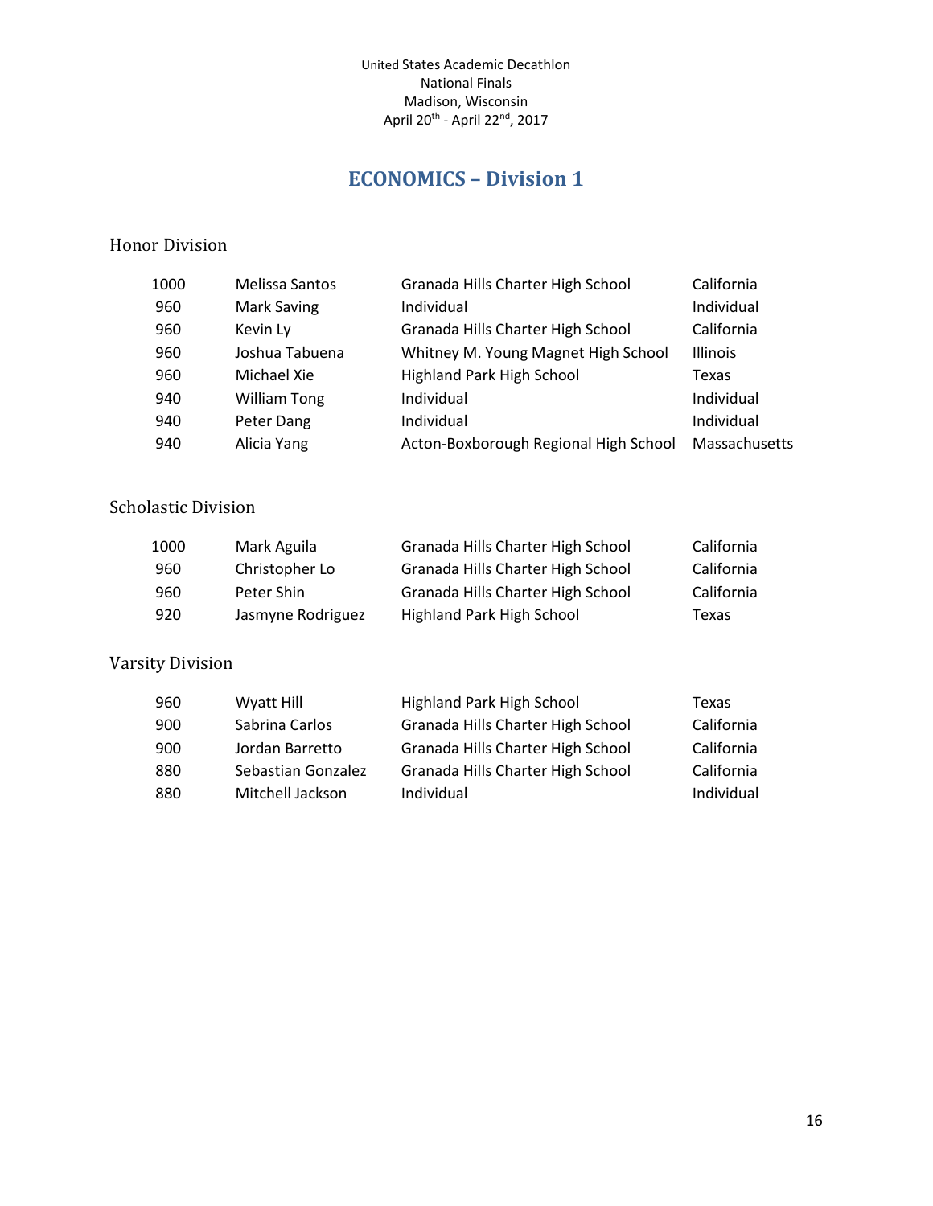United States Academic Decathlon
National Finals
Madison, Wisconsin
April 20th - April 22nd, 2017

# ECONOMICS – Division 1

## Honor Division

| | | | |
|---|---|---|---|
| 1000 | Melissa Santos | Granada Hills Charter High School | California |
| 960 | Mark Saving | Individual | Individual |
| 960 | Kevin Ly | Granada Hills Charter High School | California |
| 960 | Joshua Tabuena | Whitney M. Young Magnet High School | Illinois |
| 960 | Michael Xie | Highland Park High School | Texas |
| 940 | William Tong | Individual | Individual |
| 940 | Peter Dang | Individual | Individual |
| 940 | Alicia Yang | Acton-Boxborough Regional High School | Massachusetts |

## Scholastic Division

| | | | |
|---|---|---|---|
| 1000 | Mark Aguila | Granada Hills Charter High School | California |
| 960 | Christopher Lo | Granada Hills Charter High School | California |
| 960 | Peter Shin | Granada Hills Charter High School | California |
| 920 | Jasmyne Rodriguez | Highland Park High School | Texas |

## Varsity Division

| | | | |
|---|---|---|---|
| 960 | Wyatt Hill | Highland Park High School | Texas |
| 900 | Sabrina Carlos | Granada Hills Charter High School | California |
| 900 | Jordan Barretto | Granada Hills Charter High School | California |
| 880 | Sebastian Gonzalez | Granada Hills Charter High School | California |
| 880 | Mitchell Jackson | Individual | Individual |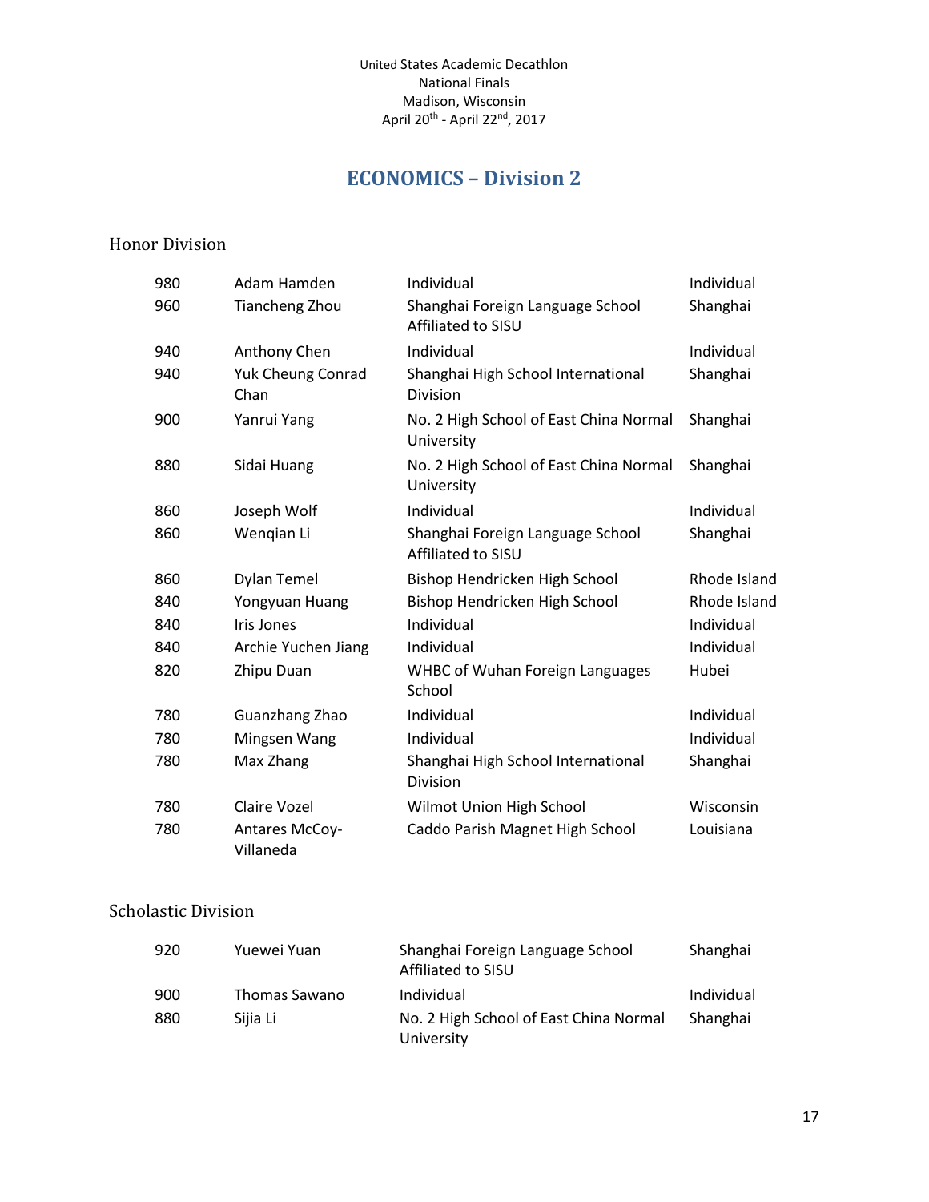United States Academic Decathlon
National Finals
Madison, Wisconsin
April 20th - April 22nd, 2017

## ECONOMICS – Division 2

### Honor Division

| | | | |
|---|---|---|---|
| 980 | Adam Hamden | Individual | Individual |
| 960 | Tiancheng Zhou | Shanghai Foreign Language School Affiliated to SISU | Shanghai |
| 940 | Anthony Chen | Individual | Individual |
| 940 | Yuk Cheung Conrad Chan | Shanghai High School International Division | Shanghai |
| 900 | Yanrui Yang | No. 2 High School of East China Normal University | Shanghai |
| 880 | Sidai Huang | No. 2 High School of East China Normal University | Shanghai |
| 860 | Joseph Wolf | Individual | Individual |
| 860 | Wenqian Li | Shanghai Foreign Language School Affiliated to SISU | Shanghai |
| 860 | Dylan Temel | Bishop Hendricken High School | Rhode Island |
| 840 | Yongyuan Huang | Bishop Hendricken High School | Rhode Island |
| 840 | Iris Jones | Individual | Individual |
| 840 | Archie Yuchen Jiang | Individual | Individual |
| 820 | Zhipu Duan | WHBC of Wuhan Foreign Languages School | Hubei |
| 780 | Guanzhang Zhao | Individual | Individual |
| 780 | Mingsen Wang | Individual | Individual |
| 780 | Max Zhang | Shanghai High School International Division | Shanghai |
| 780 | Claire Vozel | Wilmot Union High School | Wisconsin |
| 780 | Antares McCoy-Villaneda | Caddo Parish Magnet High School | Louisiana |

### Scholastic Division

| | | | |
|---|---|---|---|
| 920 | Yuewei Yuan | Shanghai Foreign Language School Affiliated to SISU | Shanghai |
| 900 | Thomas Sawano | Individual | Individual |
| 880 | Sijia Li | No. 2 High School of East China Normal University | Shanghai |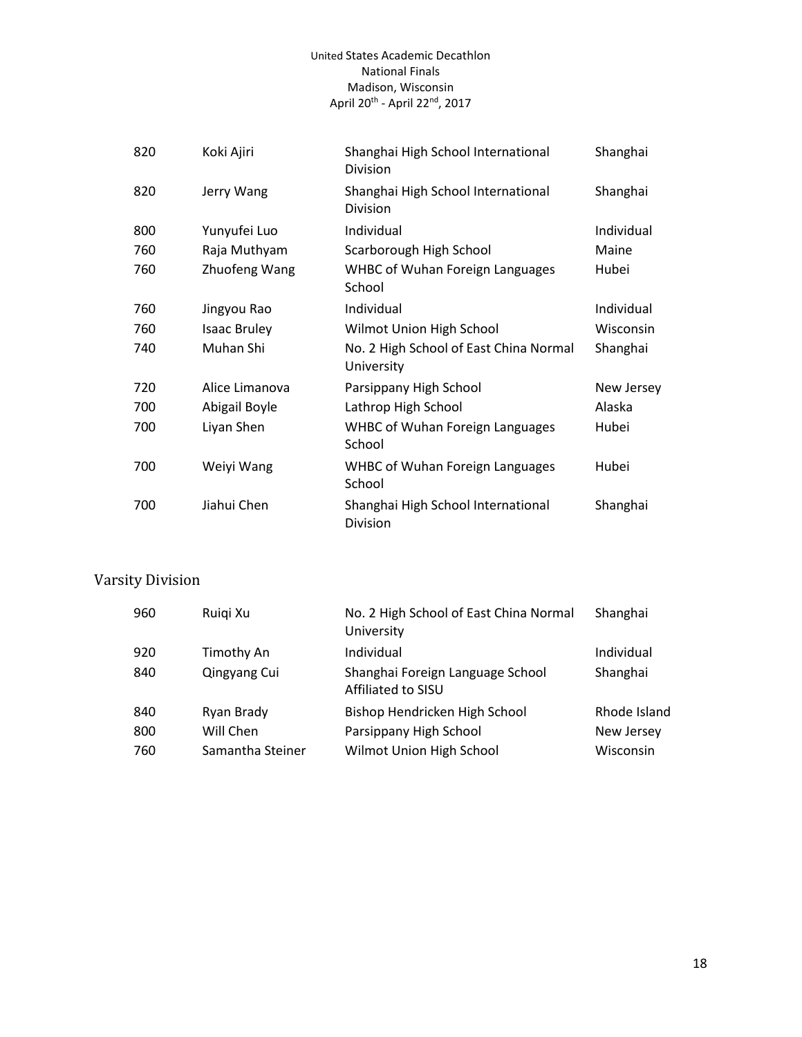| | | | |
|---|---|---|---|
| 820 | Koki Ajiri | Shanghai High School International Division | Shanghai |
| 820 | Jerry Wang | Shanghai High School International Division | Shanghai |
| 800 | Yunyufei Luo | Individual | Individual |
| 760 | Raja Muthyam | Scarborough High School | Maine |
| 760 | Zhuofeng Wang | WHBC of Wuhan Foreign Languages School | Hubei |
| 760 | Jingyou Rao | Individual | Individual |
| 760 | Isaac Bruley | Wilmot Union High School | Wisconsin |
| 740 | Muhan Shi | No. 2 High School of East China Normal University | Shanghai |
| 720 | Alice Limanova | Parsippany High School | New Jersey |
| 700 | Abigail Boyle | Lathrop High School | Alaska |
| 700 | Liyan Shen | WHBC of Wuhan Foreign Languages School | Hubei |
| 700 | Weiyi Wang | WHBC of Wuhan Foreign Languages School | Hubei |
| 700 | Jiahui Chen | Shanghai High School International Division | Shanghai |

## Varsity Division

| | | | |
|---|---|---|---|
| 960 | Ruiqi Xu | No. 2 High School of East China Normal University | Shanghai |
| 920 | Timothy An | Individual | Individual |
| 840 | Qingyang Cui | Shanghai Foreign Language School Affiliated to SISU | Shanghai |
| 840 | Ryan Brady | Bishop Hendricken High School | Rhode Island |
| 800 | Will Chen | Parsippany High School | New Jersey |
| 760 | Samantha Steiner | Wilmot Union High School | Wisconsin |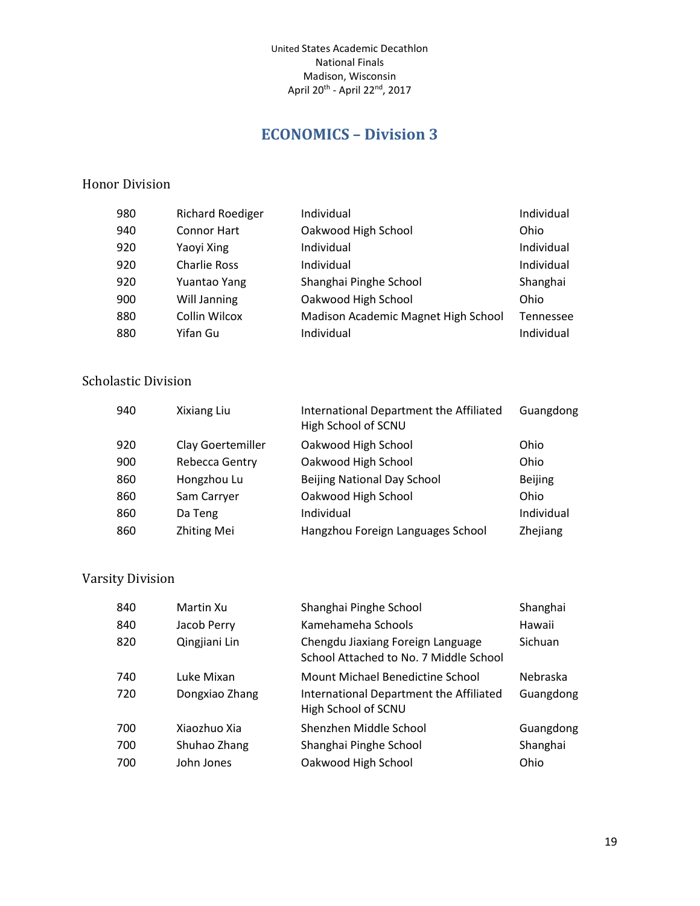United States Academic Decathlon
National Finals
Madison, Wisconsin
April 20th - April 22nd, 2017

# ECONOMICS – Division 3

## Honor Division

| | | | |
|---|---|---|---|
| 980 | Richard Roediger | Individual | Individual |
| 940 | Connor Hart | Oakwood High School | Ohio |
| 920 | Yaoyi Xing | Individual | Individual |
| 920 | Charlie Ross | Individual | Individual |
| 920 | Yuantao Yang | Shanghai Pinghe School | Shanghai |
| 900 | Will Janning | Oakwood High School | Ohio |
| 880 | Collin Wilcox | Madison Academic Magnet High School | Tennessee |
| 880 | Yifan Gu | Individual | Individual |

## Scholastic Division

| | | | |
|---|---|---|---|
| 940 | Xixiang Liu | International Department the Affiliated High School of SCNU | Guangdong |
| 920 | Clay Goertemiller | Oakwood High School | Ohio |
| 900 | Rebecca Gentry | Oakwood High School | Ohio |
| 860 | Hongzhou Lu | Beijing National Day School | Beijing |
| 860 | Sam Carryer | Oakwood High School | Ohio |
| 860 | Da Teng | Individual | Individual |
| 860 | Zhiting Mei | Hangzhou Foreign Languages School | Zhejiang |

## Varsity Division

| | | | |
|---|---|---|---|
| 840 | Martin Xu | Shanghai Pinghe School | Shanghai |
| 840 | Jacob Perry | Kamehameha Schools | Hawaii |
| 820 | Qingjiani Lin | Chengdu Jiaxiang Foreign Language School Attached to No. 7 Middle School | Sichuan |
| 740 | Luke Mixan | Mount Michael Benedictine School | Nebraska |
| 720 | Dongxiao Zhang | International Department the Affiliated High School of SCNU | Guangdong |
| 700 | Xiaozhuo Xia | Shenzhen Middle School | Guangdong |
| 700 | Shuhao Zhang | Shanghai Pinghe School | Shanghai |
| 700 | John Jones | Oakwood High School | Ohio |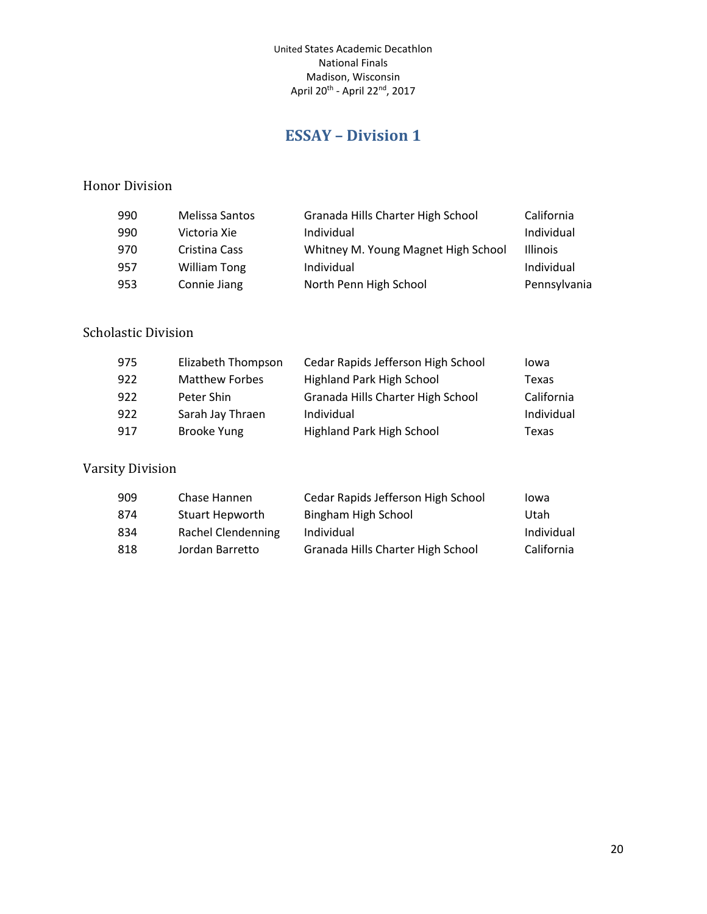United States Academic Decathlon
National Finals
Madison, Wisconsin
April 20th - April 22nd, 2017

## ESSAY – Division 1

### Honor Division

| | | | |
|---|---|---|---|
| 990 | Melissa Santos | Granada Hills Charter High School | California |
| 990 | Victoria Xie | Individual | Individual |
| 970 | Cristina Cass | Whitney M. Young Magnet High School | Illinois |
| 957 | William Tong | Individual | Individual |
| 953 | Connie Jiang | North Penn High School | Pennsylvania |

### Scholastic Division

| | | | |
|---|---|---|---|
| 975 | Elizabeth Thompson | Cedar Rapids Jefferson High School | Iowa |
| 922 | Matthew Forbes | Highland Park High School | Texas |
| 922 | Peter Shin | Granada Hills Charter High School | California |
| 922 | Sarah Jay Thraen | Individual | Individual |
| 917 | Brooke Yung | Highland Park High School | Texas |

### Varsity Division

| | | | |
|---|---|---|---|
| 909 | Chase Hannen | Cedar Rapids Jefferson High School | Iowa |
| 874 | Stuart Hepworth | Bingham High School | Utah |
| 834 | Rachel Clendenning | Individual | Individual |
| 818 | Jordan Barretto | Granada Hills Charter High School | California |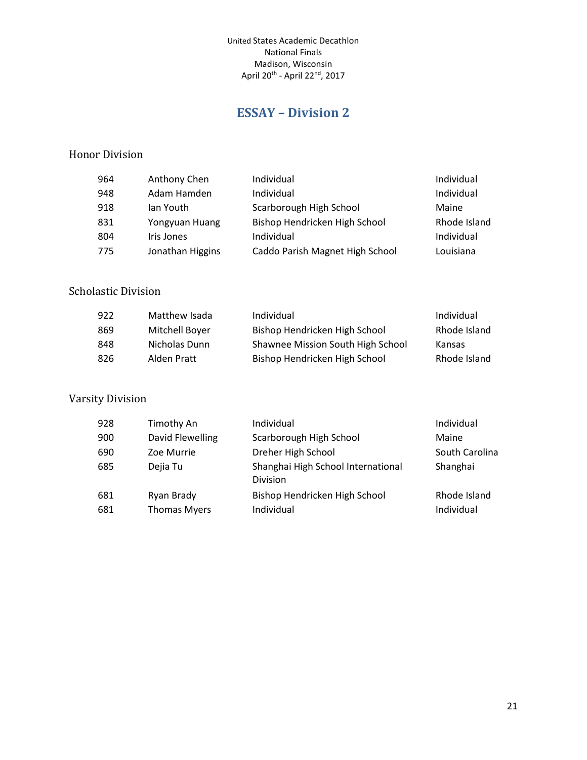United States Academic Decathlon
National Finals
Madison, Wisconsin
April 20th - April 22nd, 2017

## ESSAY – Division 2

### Honor Division

| | | | |
|---|---|---|---|
| 964 | Anthony Chen | Individual | Individual |
| 948 | Adam Hamden | Individual | Individual |
| 918 | Ian Youth | Scarborough High School | Maine |
| 831 | Yongyuan Huang | Bishop Hendricken High School | Rhode Island |
| 804 | Iris Jones | Individual | Individual |
| 775 | Jonathan Higgins | Caddo Parish Magnet High School | Louisiana |

### Scholastic Division

| | | | |
|---|---|---|---|
| 922 | Matthew Isada | Individual | Individual |
| 869 | Mitchell Boyer | Bishop Hendricken High School | Rhode Island |
| 848 | Nicholas Dunn | Shawnee Mission South High School | Kansas |
| 826 | Alden Pratt | Bishop Hendricken High School | Rhode Island |

### Varsity Division

| | | | |
|---|---|---|---|
| 928 | Timothy An | Individual | Individual |
| 900 | David Flewelling | Scarborough High School | Maine |
| 690 | Zoe Murrie | Dreher High School | South Carolina |
| 685 | Dejia Tu | Shanghai High School International Division | Shanghai |
| 681 | Ryan Brady | Bishop Hendricken High School | Rhode Island |
| 681 | Thomas Myers | Individual | Individual |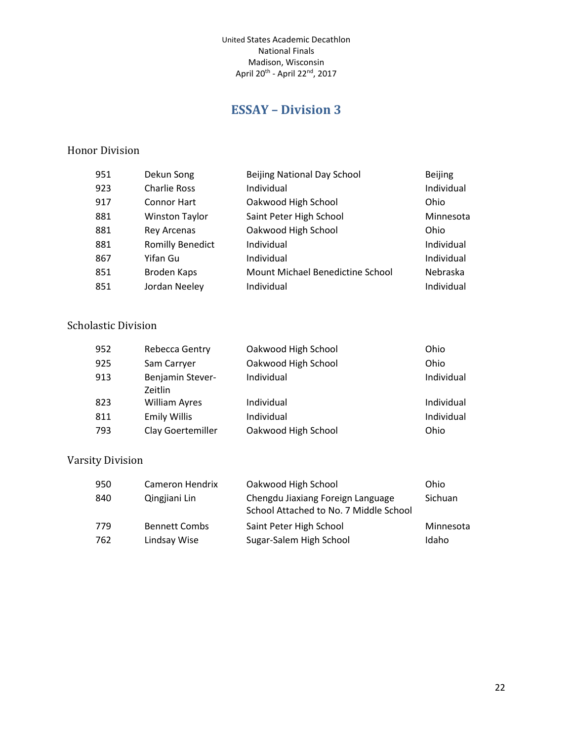United States Academic Decathlon
National Finals
Madison, Wisconsin
April 20th - April 22nd, 2017

# ESSAY – Division 3

## Honor Division

| | | | |
|---|---|---|---|
| 951 | Dekun Song | Beijing National Day School | Beijing |
| 923 | Charlie Ross | Individual | Individual |
| 917 | Connor Hart | Oakwood High School | Ohio |
| 881 | Winston Taylor | Saint Peter High School | Minnesota |
| 881 | Rey Arcenas | Oakwood High School | Ohio |
| 881 | Romilly Benedict | Individual | Individual |
| 867 | Yifan Gu | Individual | Individual |
| 851 | Broden Kaps | Mount Michael Benedictine School | Nebraska |
| 851 | Jordan Neeley | Individual | Individual |

## Scholastic Division

| | | | |
|---|---|---|---|
| 952 | Rebecca Gentry | Oakwood High School | Ohio |
| 925 | Sam Carryer | Oakwood High School | Ohio |
| 913 | Benjamin Stever-Zeitlin | Individual | Individual |
| 823 | William Ayres | Individual | Individual |
| 811 | Emily Willis | Individual | Individual |
| 793 | Clay Goertemiller | Oakwood High School | Ohio |

## Varsity Division

| | | | |
|---|---|---|---|
| 950 | Cameron Hendrix | Oakwood High School | Ohio |
| 840 | Qingjiani Lin | Chengdu Jiaxiang Foreign Language School Attached to No. 7 Middle School | Sichuan |
| 779 | Bennett Combs | Saint Peter High School | Minnesota |
| 762 | Lindsay Wise | Sugar-Salem High School | Idaho |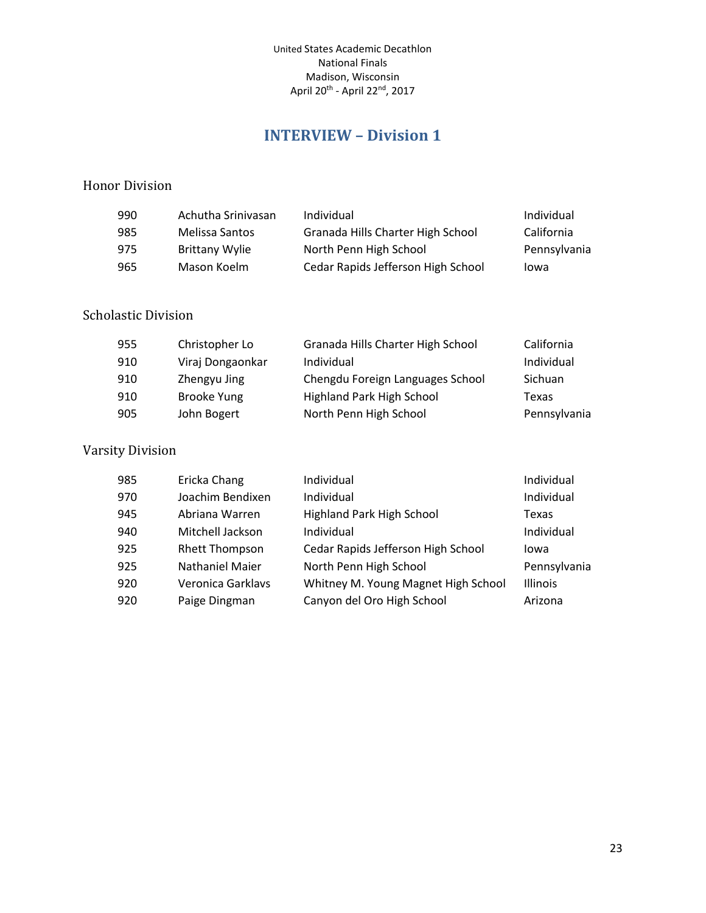United States Academic Decathlon
National Finals
Madison, Wisconsin
April 20th - April 22nd, 2017

# INTERVIEW – Division 1

## Honor Division

| | | | |
|---|---|---|---|
| 990 | Achutha Srinivasan | Individual | Individual |
| 985 | Melissa Santos | Granada Hills Charter High School | California |
| 975 | Brittany Wylie | North Penn High School | Pennsylvania |
| 965 | Mason Koelm | Cedar Rapids Jefferson High School | Iowa |

## Scholastic Division

| | | | |
|---|---|---|---|
| 955 | Christopher Lo | Granada Hills Charter High School | California |
| 910 | Viraj Dongaonkar | Individual | Individual |
| 910 | Zhengyu Jing | Chengdu Foreign Languages School | Sichuan |
| 910 | Brooke Yung | Highland Park High School | Texas |
| 905 | John Bogert | North Penn High School | Pennsylvania |

## Varsity Division

| | | | |
|---|---|---|---|
| 985 | Ericka Chang | Individual | Individual |
| 970 | Joachim Bendixen | Individual | Individual |
| 945 | Abriana Warren | Highland Park High School | Texas |
| 940 | Mitchell Jackson | Individual | Individual |
| 925 | Rhett Thompson | Cedar Rapids Jefferson High School | Iowa |
| 925 | Nathaniel Maier | North Penn High School | Pennsylvania |
| 920 | Veronica Garklavs | Whitney M. Young Magnet High School | Illinois |
| 920 | Paige Dingman | Canyon del Oro High School | Arizona |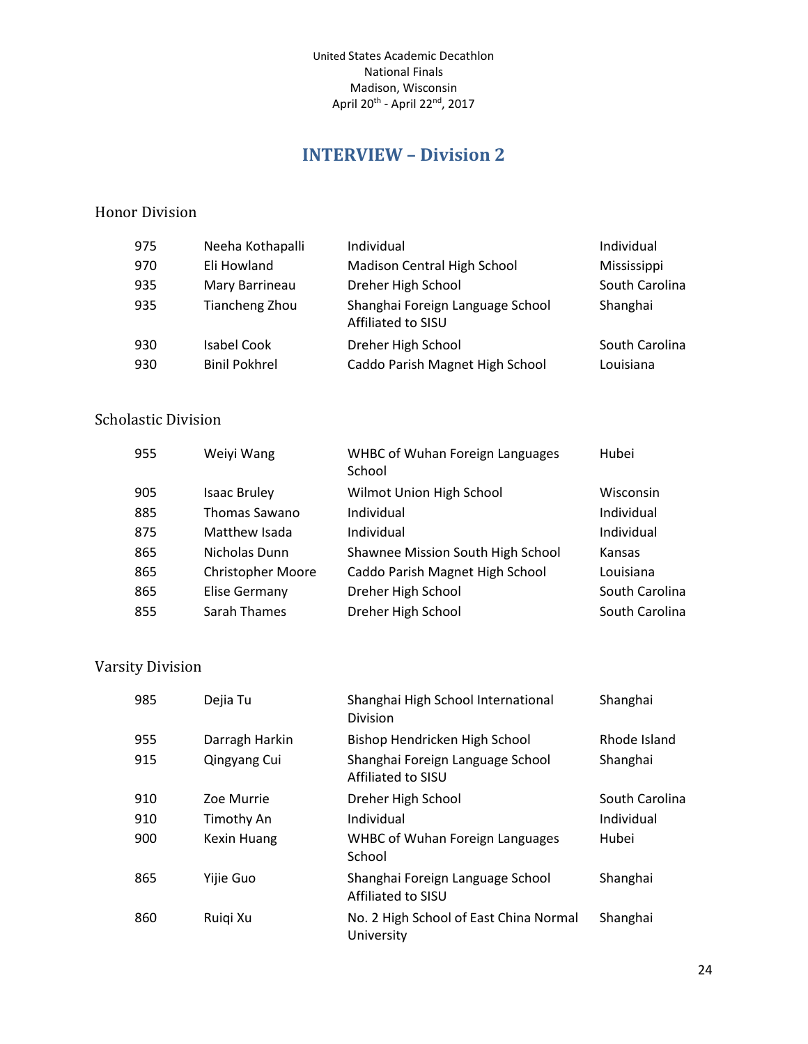United States Academic Decathlon
National Finals
Madison, Wisconsin
April 20th - April 22nd, 2017

# INTERVIEW – Division 2

## Honor Division

| | | | |
|---|---|---|---|
| 975 | Neeha Kothapalli | Individual | Individual |
| 970 | Eli Howland | Madison Central High School | Mississippi |
| 935 | Mary Barrineau | Dreher High School | South Carolina |
| 935 | Tiancheng Zhou | Shanghai Foreign Language School Affiliated to SISU | Shanghai |
| 930 | Isabel Cook | Dreher High School | South Carolina |
| 930 | Binil Pokhrel | Caddo Parish Magnet High School | Louisiana |

## Scholastic Division

| | | | |
|---|---|---|---|
| 955 | Weiyi Wang | WHBC of Wuhan Foreign Languages School | Hubei |
| 905 | Isaac Bruley | Wilmot Union High School | Wisconsin |
| 885 | Thomas Sawano | Individual | Individual |
| 875 | Matthew Isada | Individual | Individual |
| 865 | Nicholas Dunn | Shawnee Mission South High School | Kansas |
| 865 | Christopher Moore | Caddo Parish Magnet High School | Louisiana |
| 865 | Elise Germany | Dreher High School | South Carolina |
| 855 | Sarah Thames | Dreher High School | South Carolina |

## Varsity Division

| | | | |
|---|---|---|---|
| 985 | Dejia Tu | Shanghai High School International Division | Shanghai |
| 955 | Darragh Harkin | Bishop Hendricken High School | Rhode Island |
| 915 | Qingyang Cui | Shanghai Foreign Language School Affiliated to SISU | Shanghai |
| 910 | Zoe Murrie | Dreher High School | South Carolina |
| 910 | Timothy An | Individual | Individual |
| 900 | Kexin Huang | WHBC of Wuhan Foreign Languages School | Hubei |
| 865 | Yijie Guo | Shanghai Foreign Language School Affiliated to SISU | Shanghai |
| 860 | Ruiqi Xu | No. 2 High School of East China Normal University | Shanghai |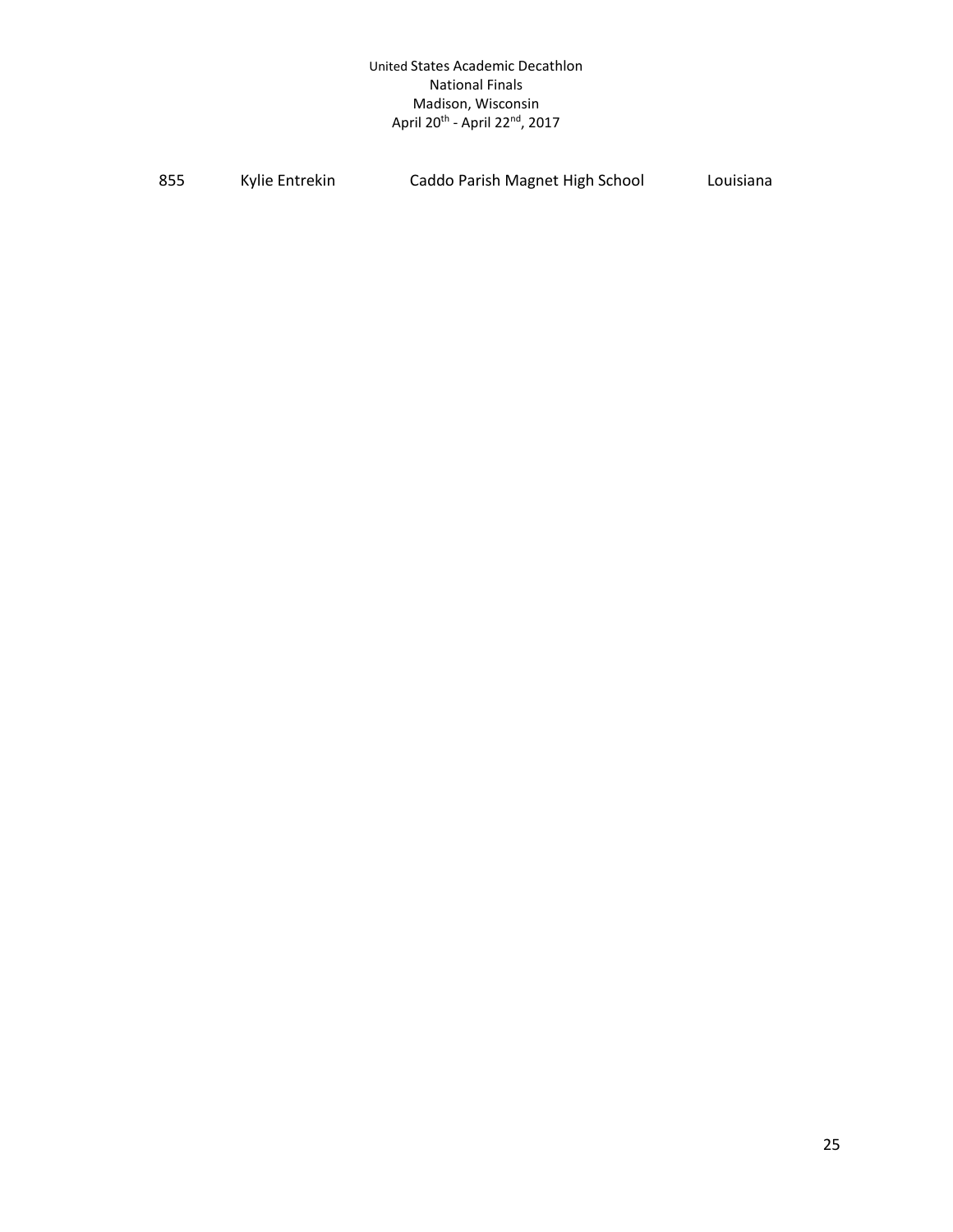| 855 | Kylie Entrekin | Caddo Parish Magnet High School | Louisiana |
|---|---|---|---|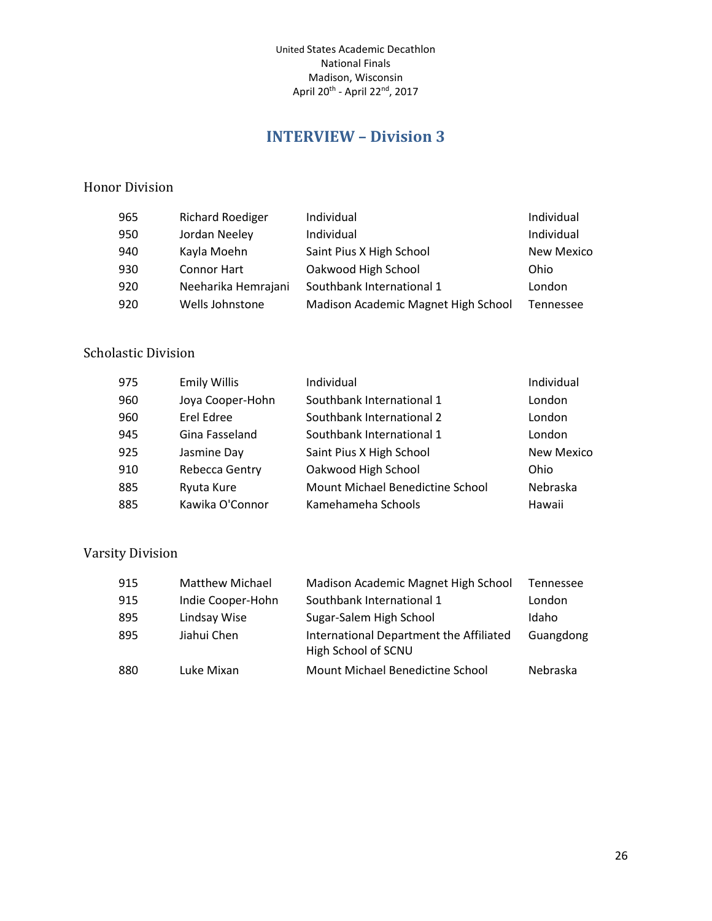United States Academic Decathlon
National Finals
Madison, Wisconsin
April 20th - April 22nd, 2017

## INTERVIEW – Division 3

### Honor Division

| | | | |
|---|---|---|---|
| 965 | Richard Roediger | Individual | Individual |
| 950 | Jordan Neeley | Individual | Individual |
| 940 | Kayla Moehn | Saint Pius X High School | New Mexico |
| 930 | Connor Hart | Oakwood High School | Ohio |
| 920 | Neeharika Hemrajani | Southbank International 1 | London |
| 920 | Wells Johnstone | Madison Academic Magnet High School | Tennessee |

### Scholastic Division

| | | | |
|---|---|---|---|
| 975 | Emily Willis | Individual | Individual |
| 960 | Joya Cooper-Hohn | Southbank International 1 | London |
| 960 | Erel Edree | Southbank International 2 | London |
| 945 | Gina Fasseland | Southbank International 1 | London |
| 925 | Jasmine Day | Saint Pius X High School | New Mexico |
| 910 | Rebecca Gentry | Oakwood High School | Ohio |
| 885 | Ryuta Kure | Mount Michael Benedictine School | Nebraska |
| 885 | Kawika O'Connor | Kamehameha Schools | Hawaii |

### Varsity Division

| | | | |
|---|---|---|---|
| 915 | Matthew Michael | Madison Academic Magnet High School | Tennessee |
| 915 | Indie Cooper-Hohn | Southbank International 1 | London |
| 895 | Lindsay Wise | Sugar-Salem High School | Idaho |
| 895 | Jiahui Chen | International Department the Affiliated High School of SCNU | Guangdong |
| 880 | Luke Mixan | Mount Michael Benedictine School | Nebraska |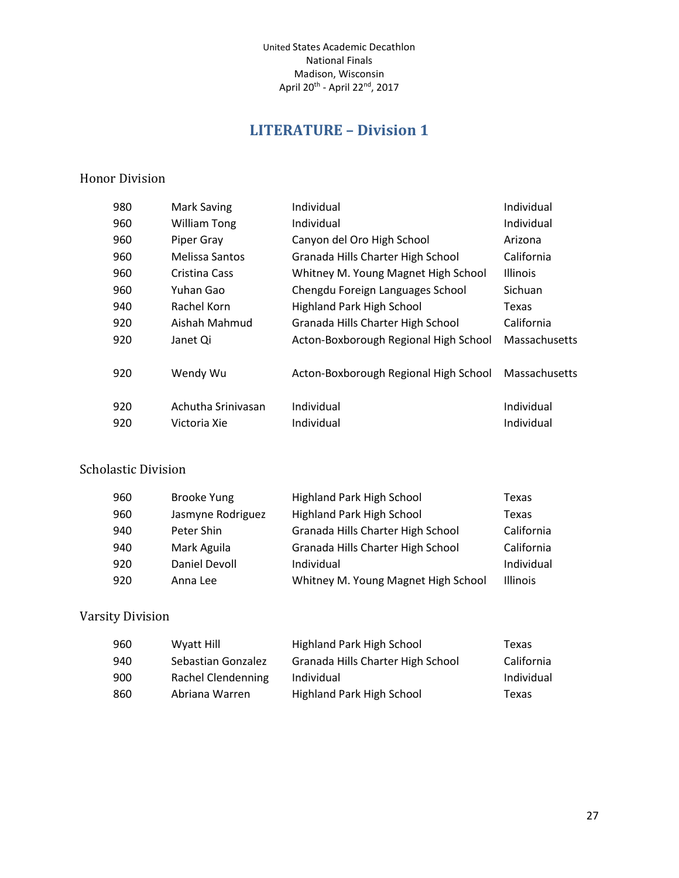United States Academic Decathlon
National Finals
Madison, Wisconsin
April 20th - April 22nd, 2017

# LITERATURE – Division 1

## Honor Division

| | | | |
|---|---|---|---|
| 980 | Mark Saving | Individual | Individual |
| 960 | William Tong | Individual | Individual |
| 960 | Piper Gray | Canyon del Oro High School | Arizona |
| 960 | Melissa Santos | Granada Hills Charter High School | California |
| 960 | Cristina Cass | Whitney M. Young Magnet High School | Illinois |
| 960 | Yuhan Gao | Chengdu Foreign Languages School | Sichuan |
| 940 | Rachel Korn | Highland Park High School | Texas |
| 920 | Aishah Mahmud | Granada Hills Charter High School | California |
| 920 | Janet Qi | Acton-Boxborough Regional High School | Massachusetts |
| 920 | Wendy Wu | Acton-Boxborough Regional High School | Massachusetts |
| 920 | Achutha Srinivasan | Individual | Individual |
| 920 | Victoria Xie | Individual | Individual |

## Scholastic Division

| | | | |
|---|---|---|---|
| 960 | Brooke Yung | Highland Park High School | Texas |
| 960 | Jasmyne Rodriguez | Highland Park High School | Texas |
| 940 | Peter Shin | Granada Hills Charter High School | California |
| 940 | Mark Aguila | Granada Hills Charter High School | California |
| 920 | Daniel Devoll | Individual | Individual |
| 920 | Anna Lee | Whitney M. Young Magnet High School | Illinois |

## Varsity Division

| | | | |
|---|---|---|---|
| 960 | Wyatt Hill | Highland Park High School | Texas |
| 940 | Sebastian Gonzalez | Granada Hills Charter High School | California |
| 900 | Rachel Clendenning | Individual | Individual |
| 860 | Abriana Warren | Highland Park High School | Texas |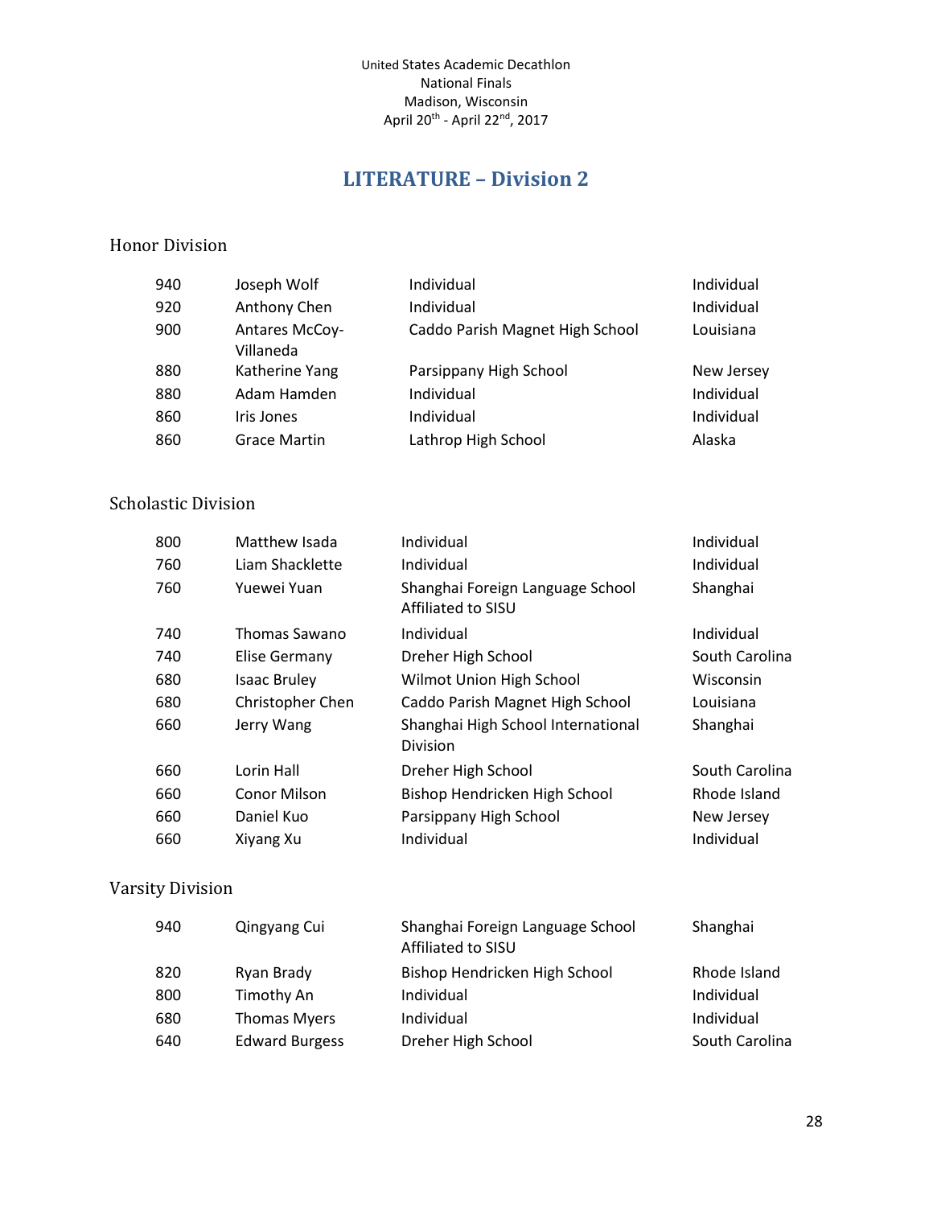United States Academic Decathlon
National Finals
Madison, Wisconsin
April 20th - April 22nd, 2017

# LITERATURE – Division 2

## Honor Division

| | | | |
|---|---|---|---|
| 940 | Joseph Wolf | Individual | Individual |
| 920 | Anthony Chen | Individual | Individual |
| 900 | Antares McCoy-Villaneda | Caddo Parish Magnet High School | Louisiana |
| 880 | Katherine Yang | Parsippany High School | New Jersey |
| 880 | Adam Hamden | Individual | Individual |
| 860 | Iris Jones | Individual | Individual |
| 860 | Grace Martin | Lathrop High School | Alaska |

## Scholastic Division

| | | | |
|---|---|---|---|
| 800 | Matthew Isada | Individual | Individual |
| 760 | Liam Shacklette | Individual | Individual |
| 760 | Yuewei Yuan | Shanghai Foreign Language School Affiliated to SISU | Shanghai |
| 740 | Thomas Sawano | Individual | Individual |
| 740 | Elise Germany | Dreher High School | South Carolina |
| 680 | Isaac Bruley | Wilmot Union High School | Wisconsin |
| 680 | Christopher Chen | Caddo Parish Magnet High School | Louisiana |
| 660 | Jerry Wang | Shanghai High School International Division | Shanghai |
| 660 | Lorin Hall | Dreher High School | South Carolina |
| 660 | Conor Milson | Bishop Hendricken High School | Rhode Island |
| 660 | Daniel Kuo | Parsippany High School | New Jersey |
| 660 | Xiyang Xu | Individual | Individual |

## Varsity Division

| | | | |
|---|---|---|---|
| 940 | Qingyang Cui | Shanghai Foreign Language School Affiliated to SISU | Shanghai |
| 820 | Ryan Brady | Bishop Hendricken High School | Rhode Island |
| 800 | Timothy An | Individual | Individual |
| 680 | Thomas Myers | Individual | Individual |
| 640 | Edward Burgess | Dreher High School | South Carolina |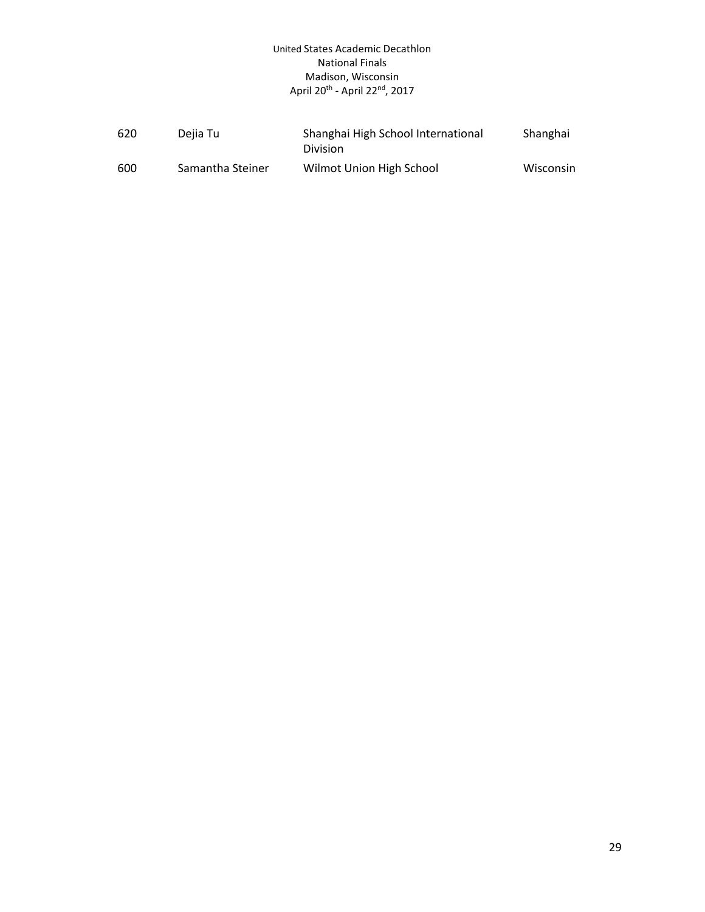| | | | |
|---|---|---|---|
| 620 | Dejia Tu | Shanghai High School International Division | Shanghai |
| 600 | Samantha Steiner | Wilmot Union High School | Wisconsin |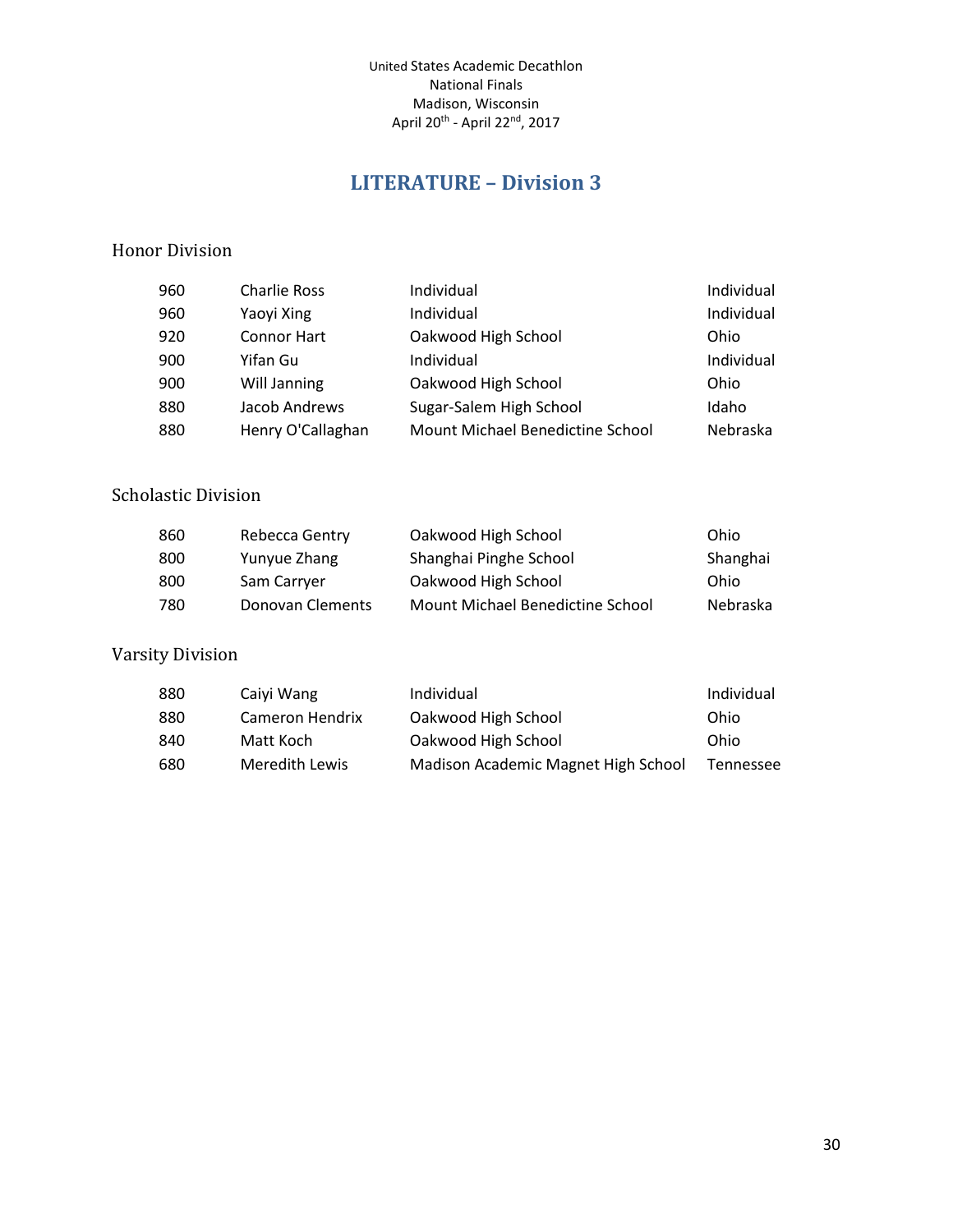United States Academic Decathlon
National Finals
Madison, Wisconsin
April 20th - April 22nd, 2017

## LITERATURE – Division 3

### Honor Division

| | | | |
|---|---|---|---|
| 960 | Charlie Ross | Individual | Individual |
| 960 | Yaoyi Xing | Individual | Individual |
| 920 | Connor Hart | Oakwood High School | Ohio |
| 900 | Yifan Gu | Individual | Individual |
| 900 | Will Janning | Oakwood High School | Ohio |
| 880 | Jacob Andrews | Sugar-Salem High School | Idaho |
| 880 | Henry O'Callaghan | Mount Michael Benedictine School | Nebraska |

### Scholastic Division

| | | | |
|---|---|---|---|
| 860 | Rebecca Gentry | Oakwood High School | Ohio |
| 800 | Yunyue Zhang | Shanghai Pinghe School | Shanghai |
| 800 | Sam Carryer | Oakwood High School | Ohio |
| 780 | Donovan Clements | Mount Michael Benedictine School | Nebraska |

### Varsity Division

| | | | |
|---|---|---|---|
| 880 | Caiyi Wang | Individual | Individual |
| 880 | Cameron Hendrix | Oakwood High School | Ohio |
| 840 | Matt Koch | Oakwood High School | Ohio |
| 680 | Meredith Lewis | Madison Academic Magnet High School | Tennessee |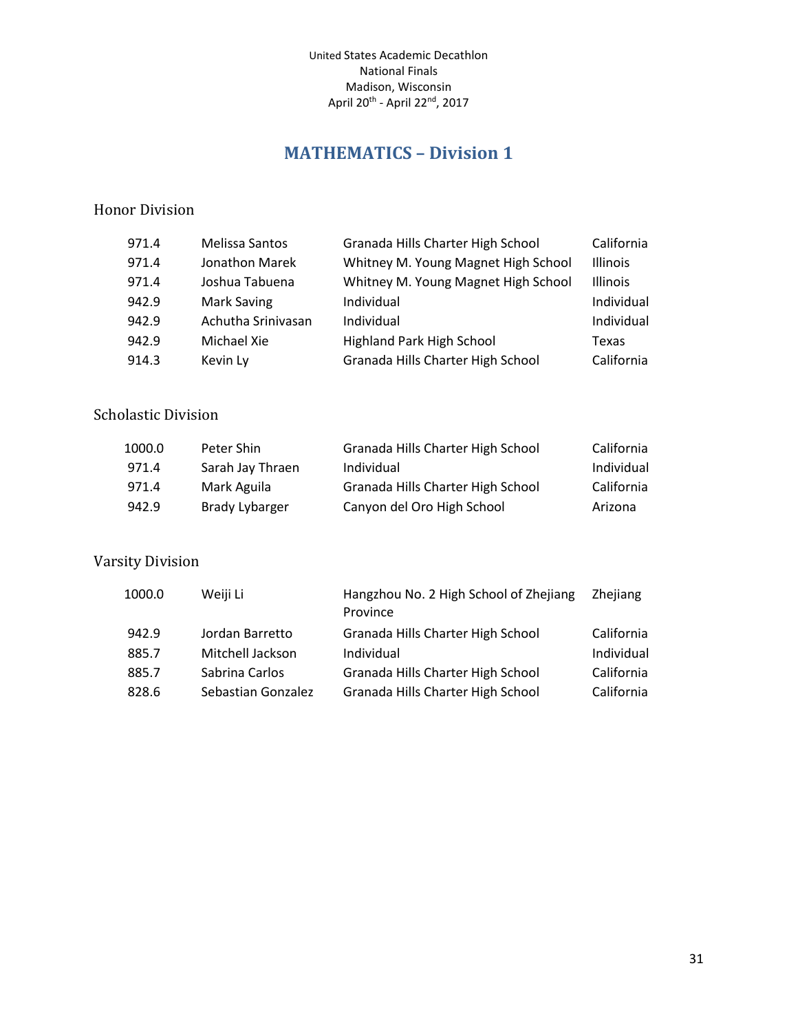United States Academic Decathlon
National Finals
Madison, Wisconsin
April 20th - April 22nd, 2017

# MATHEMATICS – Division 1

## Honor Division

| | | | |
|---|---|---|---|
| 971.4 | Melissa Santos | Granada Hills Charter High School | California |
| 971.4 | Jonathon Marek | Whitney M. Young Magnet High School | Illinois |
| 971.4 | Joshua Tabuena | Whitney M. Young Magnet High School | Illinois |
| 942.9 | Mark Saving | Individual | Individual |
| 942.9 | Achutha Srinivasan | Individual | Individual |
| 942.9 | Michael Xie | Highland Park High School | Texas |
| 914.3 | Kevin Ly | Granada Hills Charter High School | California |

## Scholastic Division

| | | | |
|---|---|---|---|
| 1000.0 | Peter Shin | Granada Hills Charter High School | California |
| 971.4 | Sarah Jay Thraen | Individual | Individual |
| 971.4 | Mark Aguila | Granada Hills Charter High School | California |
| 942.9 | Brady Lybarger | Canyon del Oro High School | Arizona |

## Varsity Division

| | | | |
|---|---|---|---|
| 1000.0 | Weiji Li | Hangzhou No. 2 High School of Zhejiang Province | Zhejiang |
| 942.9 | Jordan Barretto | Granada Hills Charter High School | California |
| 885.7 | Mitchell Jackson | Individual | Individual |
| 885.7 | Sabrina Carlos | Granada Hills Charter High School | California |
| 828.6 | Sebastian Gonzalez | Granada Hills Charter High School | California |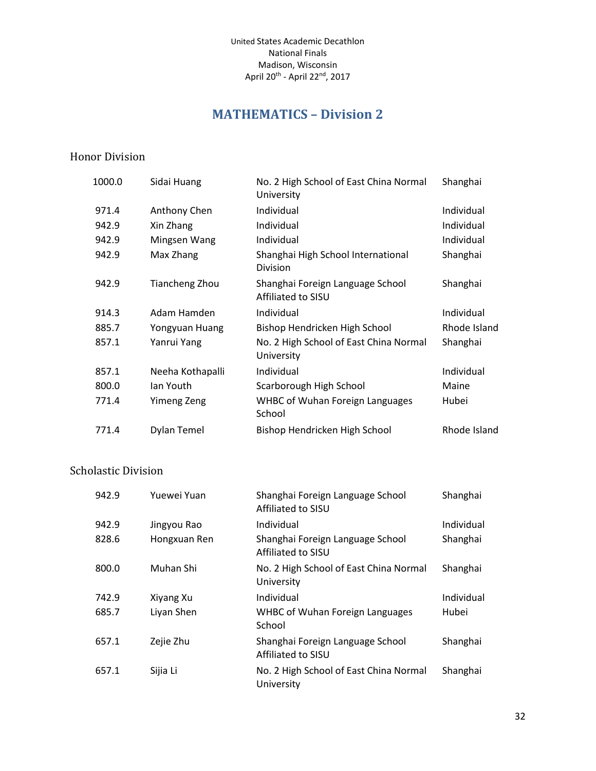United States Academic Decathlon
National Finals
Madison, Wisconsin
April 20th - April 22nd, 2017

# MATHEMATICS – Division 2

## Honor Division

| | | | |
|---|---|---|---|
| 1000.0 | Sidai Huang | No. 2 High School of East China Normal University | Shanghai |
| 971.4 | Anthony Chen | Individual | Individual |
| 942.9 | Xin Zhang | Individual | Individual |
| 942.9 | Mingsen Wang | Individual | Individual |
| 942.9 | Max Zhang | Shanghai High School International Division | Shanghai |
| 942.9 | Tiancheng Zhou | Shanghai Foreign Language School Affiliated to SISU | Shanghai |
| 914.3 | Adam Hamden | Individual | Individual |
| 885.7 | Yongyuan Huang | Bishop Hendricken High School | Rhode Island |
| 857.1 | Yanrui Yang | No. 2 High School of East China Normal University | Shanghai |
| 857.1 | Neeha Kothapalli | Individual | Individual |
| 800.0 | Ian Youth | Scarborough High School | Maine |
| 771.4 | Yimeng Zeng | WHBC of Wuhan Foreign Languages School | Hubei |
| 771.4 | Dylan Temel | Bishop Hendricken High School | Rhode Island |

## Scholastic Division

| | | | |
|---|---|---|---|
| 942.9 | Yuewei Yuan | Shanghai Foreign Language School Affiliated to SISU | Shanghai |
| 942.9 | Jingyou Rao | Individual | Individual |
| 828.6 | Hongxuan Ren | Shanghai Foreign Language School Affiliated to SISU | Shanghai |
| 800.0 | Muhan Shi | No. 2 High School of East China Normal University | Shanghai |
| 742.9 | Xiyang Xu | Individual | Individual |
| 685.7 | Liyan Shen | WHBC of Wuhan Foreign Languages School | Hubei |
| 657.1 | Zejie Zhu | Shanghai Foreign Language School Affiliated to SISU | Shanghai |
| 657.1 | Sijia Li | No. 2 High School of East China Normal University | Shanghai |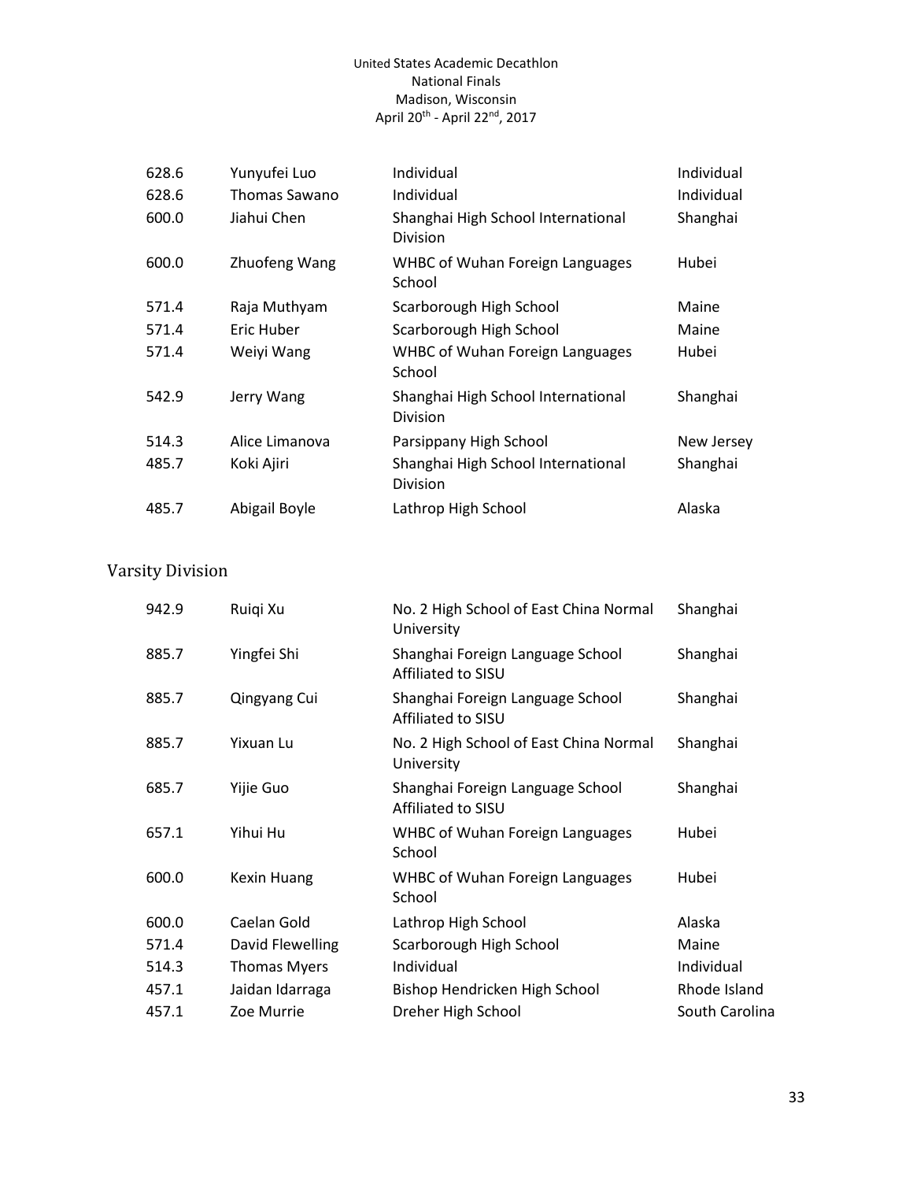| | | | |
|---|---|---|---|
| 628.6 | Yunyufei Luo | Individual | Individual |
| 628.6 | Thomas Sawano | Individual | Individual |
| 600.0 | Jiahui Chen | Shanghai High School International Division | Shanghai |
| 600.0 | Zhuofeng Wang | WHBC of Wuhan Foreign Languages School | Hubei |
| 571.4 | Raja Muthyam | Scarborough High School | Maine |
| 571.4 | Eric Huber | Scarborough High School | Maine |
| 571.4 | Weiyi Wang | WHBC of Wuhan Foreign Languages School | Hubei |
| 542.9 | Jerry Wang | Shanghai High School International Division | Shanghai |
| 514.3 | Alice Limanova | Parsippany High School | New Jersey |
| 485.7 | Koki Ajiri | Shanghai High School International Division | Shanghai |
| 485.7 | Abigail Boyle | Lathrop High School | Alaska |

## Varsity Division

| | | | |
|---|---|---|---|
| 942.9 | Ruiqi Xu | No. 2 High School of East China Normal University | Shanghai |
| 885.7 | Yingfei Shi | Shanghai Foreign Language School Affiliated to SISU | Shanghai |
| 885.7 | Qingyang Cui | Shanghai Foreign Language School Affiliated to SISU | Shanghai |
| 885.7 | Yixuan Lu | No. 2 High School of East China Normal University | Shanghai |
| 685.7 | Yijie Guo | Shanghai Foreign Language School Affiliated to SISU | Shanghai |
| 657.1 | Yihui Hu | WHBC of Wuhan Foreign Languages School | Hubei |
| 600.0 | Kexin Huang | WHBC of Wuhan Foreign Languages School | Hubei |
| 600.0 | Caelan Gold | Lathrop High School | Alaska |
| 571.4 | David Flewelling | Scarborough High School | Maine |
| 514.3 | Thomas Myers | Individual | Individual |
| 457.1 | Jaidan Idarraga | Bishop Hendricken High School | Rhode Island |
| 457.1 | Zoe Murrie | Dreher High School | South Carolina |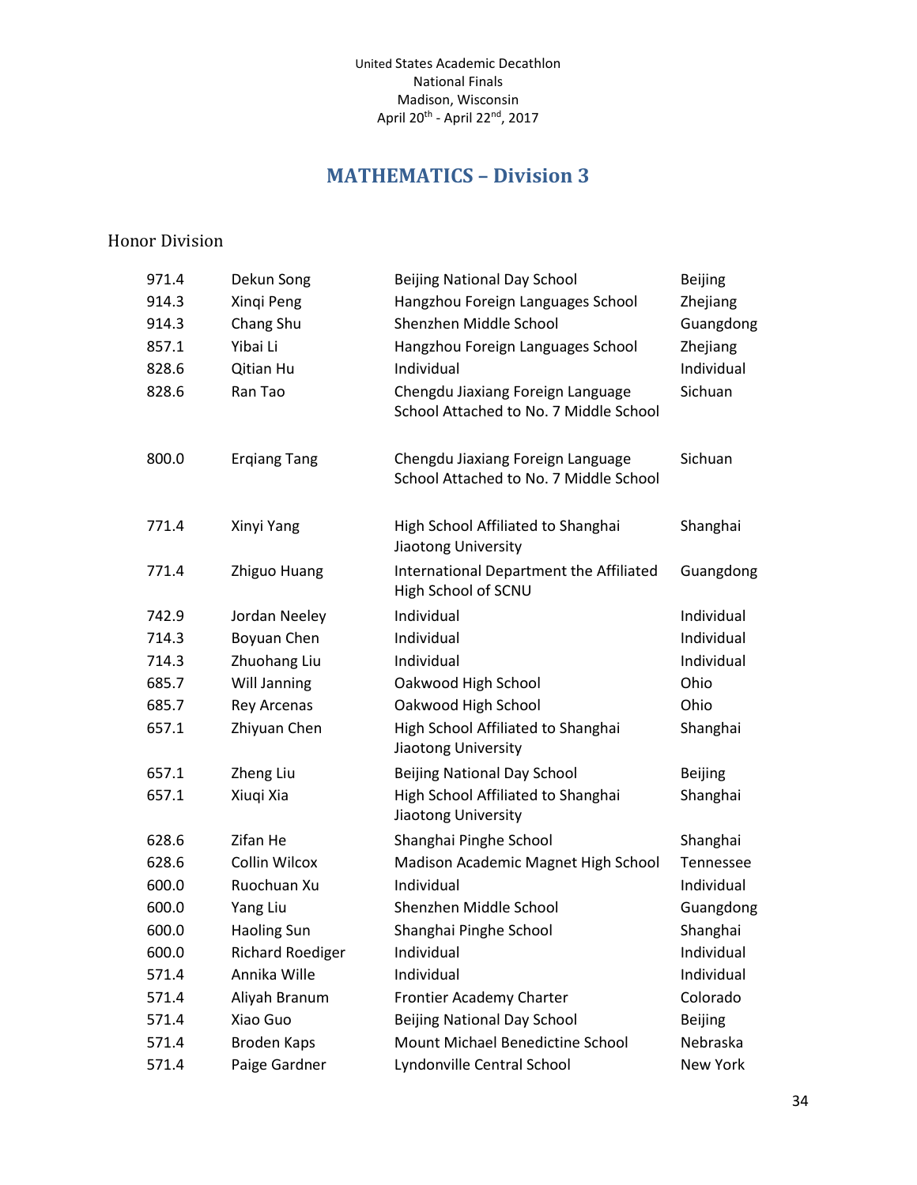United States Academic Decathlon
National Finals
Madison, Wisconsin
April 20th - April 22nd, 2017

## MATHEMATICS – Division 3

### Honor Division

| Score | Name | School | State |
|---|---|---|---|
| 971.4 | Dekun Song | Beijing National Day School | Beijing |
| 914.3 | Xinqi Peng | Hangzhou Foreign Languages School | Zhejiang |
| 914.3 | Chang Shu | Shenzhen Middle School | Guangdong |
| 857.1 | Yibai Li | Hangzhou Foreign Languages School | Zhejiang |
| 828.6 | Qitian Hu | Individual | Individual |
| 828.6 | Ran Tao | Chengdu Jiaxiang Foreign Language School Attached to No. 7 Middle School | Sichuan |
| 800.0 | Erqiang Tang | Chengdu Jiaxiang Foreign Language School Attached to No. 7 Middle School | Sichuan |
| 771.4 | Xinyi Yang | High School Affiliated to Shanghai Jiaotong University | Shanghai |
| 771.4 | Zhiguo Huang | International Department the Affiliated High School of SCNU | Guangdong |
| 742.9 | Jordan Neeley | Individual | Individual |
| 714.3 | Boyuan Chen | Individual | Individual |
| 714.3 | Zhuohang Liu | Individual | Individual |
| 685.7 | Will Janning | Oakwood High School | Ohio |
| 685.7 | Rey Arcenas | Oakwood High School | Ohio |
| 657.1 | Zhiyuan Chen | High School Affiliated to Shanghai Jiaotong University | Shanghai |
| 657.1 | Zheng Liu | Beijing National Day School | Beijing |
| 657.1 | Xiuqi Xia | High School Affiliated to Shanghai Jiaotong University | Shanghai |
| 628.6 | Zifan He | Shanghai Pinghe School | Shanghai |
| 628.6 | Collin Wilcox | Madison Academic Magnet High School | Tennessee |
| 600.0 | Ruochuan Xu | Individual | Individual |
| 600.0 | Yang Liu | Shenzhen Middle School | Guangdong |
| 600.0 | Haoling Sun | Shanghai Pinghe School | Shanghai |
| 600.0 | Richard Roediger | Individual | Individual |
| 571.4 | Annika Wille | Individual | Individual |
| 571.4 | Aliyah Branum | Frontier Academy Charter | Colorado |
| 571.4 | Xiao Guo | Beijing National Day School | Beijing |
| 571.4 | Broden Kaps | Mount Michael Benedictine School | Nebraska |
| 571.4 | Paige Gardner | Lyndonville Central School | New York |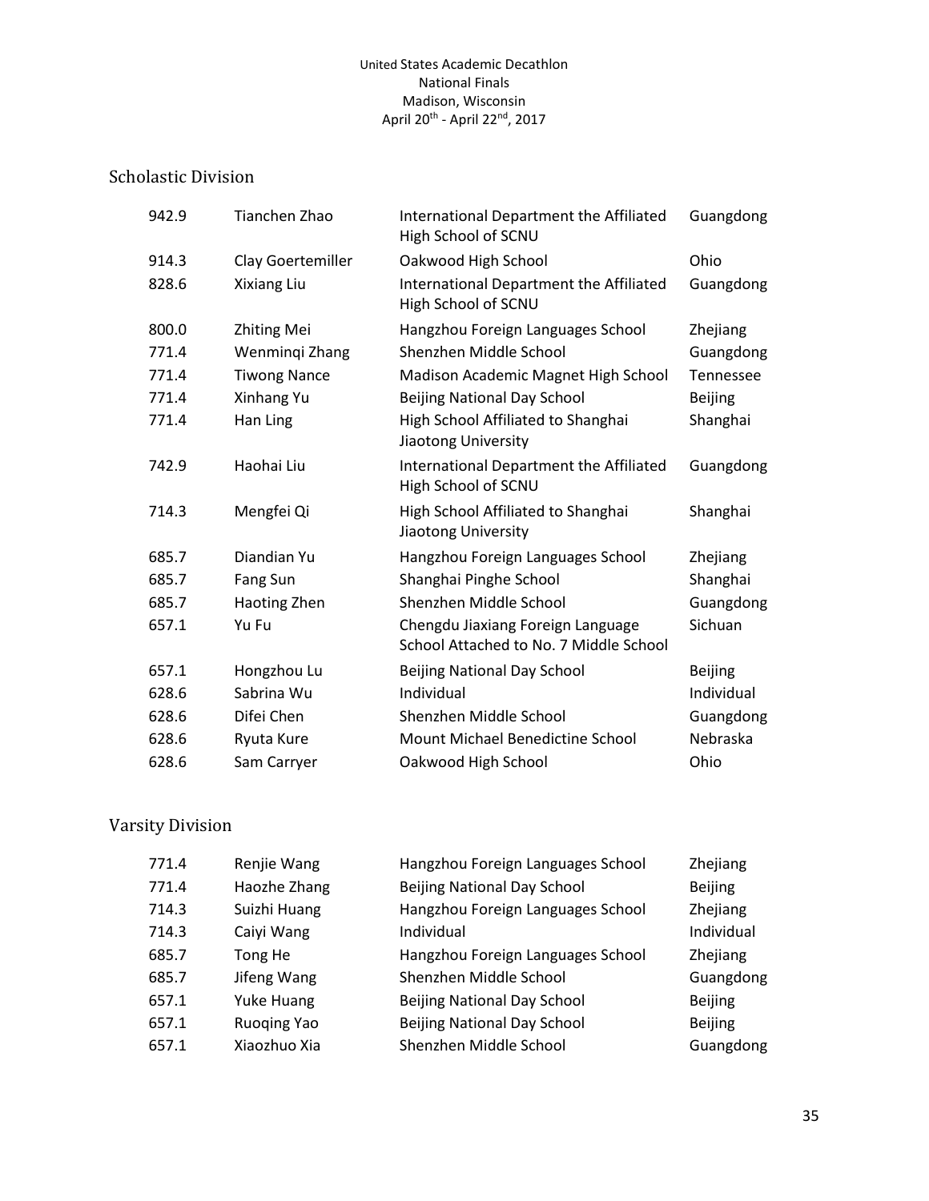United States Academic Decathlon
National Finals
Madison, Wisconsin
April 20th - April 22nd, 2017

## Scholastic Division

| | | | |
|---|---|---|---|
| 942.9 | Tianchen Zhao | International Department the Affiliated High School of SCNU | Guangdong |
| 914.3 | Clay Goertemiller | Oakwood High School | Ohio |
| 828.6 | Xixiang Liu | International Department the Affiliated High School of SCNU | Guangdong |
| 800.0 | Zhiting Mei | Hangzhou Foreign Languages School | Zhejiang |
| 771.4 | Wenminqi Zhang | Shenzhen Middle School | Guangdong |
| 771.4 | Tiwong Nance | Madison Academic Magnet High School | Tennessee |
| 771.4 | Xinhang Yu | Beijing National Day School | Beijing |
| 771.4 | Han Ling | High School Affiliated to Shanghai Jiaotong University | Shanghai |
| 742.9 | Haohai Liu | International Department the Affiliated High School of SCNU | Guangdong |
| 714.3 | Mengfei Qi | High School Affiliated to Shanghai Jiaotong University | Shanghai |
| 685.7 | Diandian Yu | Hangzhou Foreign Languages School | Zhejiang |
| 685.7 | Fang Sun | Shanghai Pinghe School | Shanghai |
| 685.7 | Haoting Zhen | Shenzhen Middle School | Guangdong |
| 657.1 | Yu Fu | Chengdu Jiaxiang Foreign Language School Attached to No. 7 Middle School | Sichuan |
| 657.1 | Hongzhou Lu | Beijing National Day School | Beijing |
| 628.6 | Sabrina Wu | Individual | Individual |
| 628.6 | Difei Chen | Shenzhen Middle School | Guangdong |
| 628.6 | Ryuta Kure | Mount Michael Benedictine School | Nebraska |
| 628.6 | Sam Carryer | Oakwood High School | Ohio |

## Varsity Division

| | | | |
|---|---|---|---|
| 771.4 | Renjie Wang | Hangzhou Foreign Languages School | Zhejiang |
| 771.4 | Haozhe Zhang | Beijing National Day School | Beijing |
| 714.3 | Suizhi Huang | Hangzhou Foreign Languages School | Zhejiang |
| 714.3 | Caiyi Wang | Individual | Individual |
| 685.7 | Tong He | Hangzhou Foreign Languages School | Zhejiang |
| 685.7 | Jifeng Wang | Shenzhen Middle School | Guangdong |
| 657.1 | Yuke Huang | Beijing National Day School | Beijing |
| 657.1 | Ruoqing Yao | Beijing National Day School | Beijing |
| 657.1 | Xiaozhuo Xia | Shenzhen Middle School | Guangdong |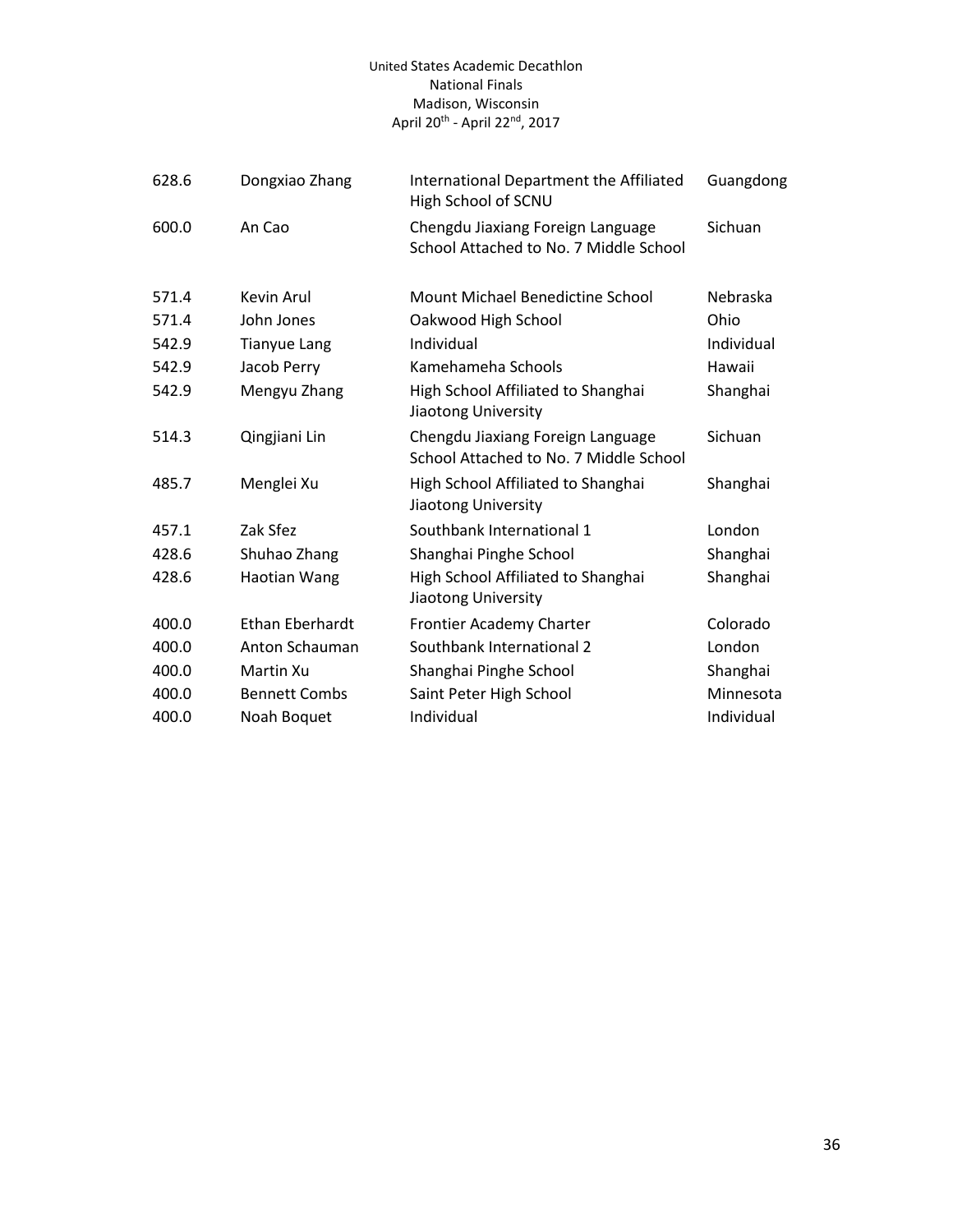| | | | |
|---|---|---|---|
| 628.6 | Dongxiao Zhang | International Department the Affiliated High School of SCNU | Guangdong |
| 600.0 | An Cao | Chengdu Jiaxiang Foreign Language School Attached to No. 7 Middle School | Sichuan |
| 571.4 | Kevin Arul | Mount Michael Benedictine School | Nebraska |
| 571.4 | John Jones | Oakwood High School | Ohio |
| 542.9 | Tianyue Lang | Individual | Individual |
| 542.9 | Jacob Perry | Kamehameha Schools | Hawaii |
| 542.9 | Mengyu Zhang | High School Affiliated to Shanghai Jiaotong University | Shanghai |
| 514.3 | Qingjiani Lin | Chengdu Jiaxiang Foreign Language School Attached to No. 7 Middle School | Sichuan |
| 485.7 | Menglei Xu | High School Affiliated to Shanghai Jiaotong University | Shanghai |
| 457.1 | Zak Sfez | Southbank International 1 | London |
| 428.6 | Shuhao Zhang | Shanghai Pinghe School | Shanghai |
| 428.6 | Haotian Wang | High School Affiliated to Shanghai Jiaotong University | Shanghai |
| 400.0 | Ethan Eberhardt | Frontier Academy Charter | Colorado |
| 400.0 | Anton Schauman | Southbank International 2 | London |
| 400.0 | Martin Xu | Shanghai Pinghe School | Shanghai |
| 400.0 | Bennett Combs | Saint Peter High School | Minnesota |
| 400.0 | Noah Boquet | Individual | Individual |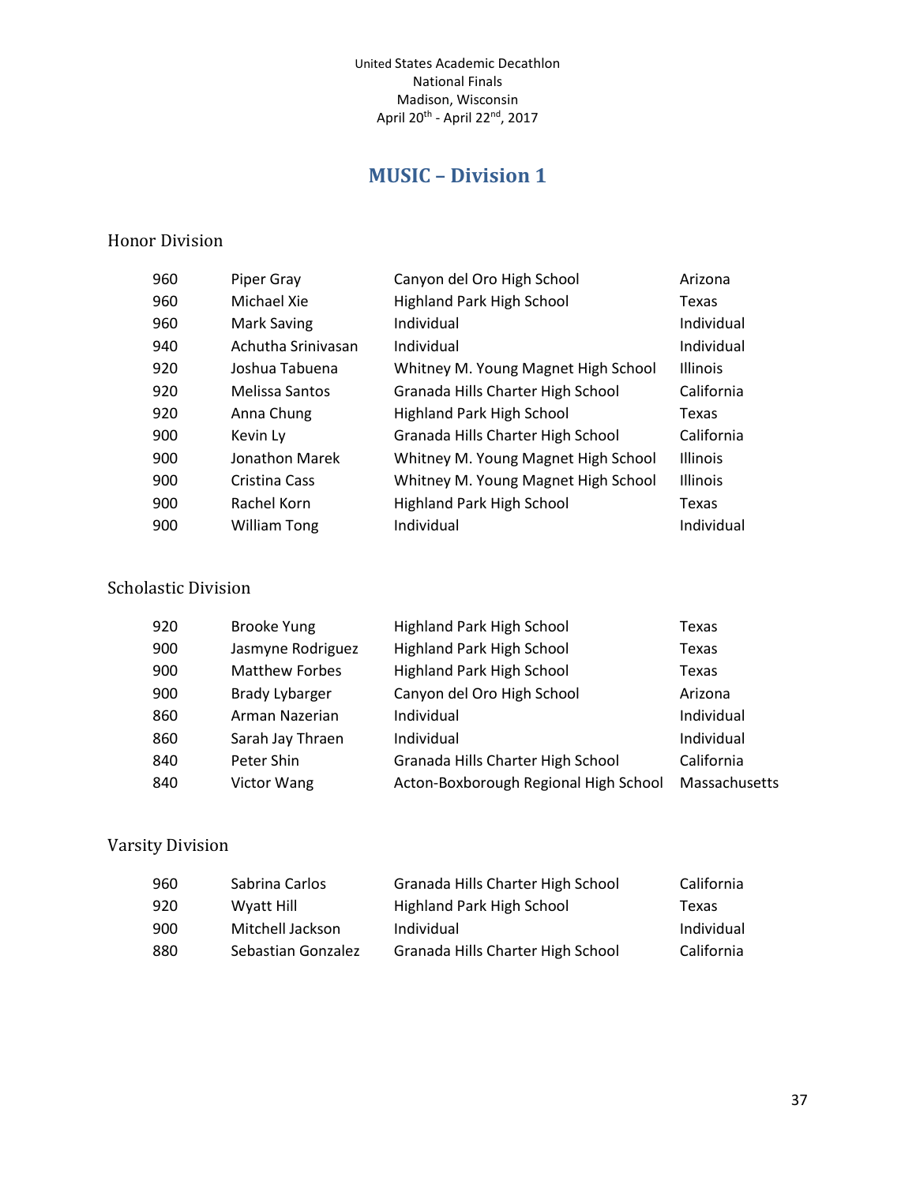United States Academic Decathlon
National Finals
Madison, Wisconsin
April 20th - April 22nd, 2017

# MUSIC – Division 1

## Honor Division

| | | | |
|---|---|---|---|
| 960 | Piper Gray | Canyon del Oro High School | Arizona |
| 960 | Michael Xie | Highland Park High School | Texas |
| 960 | Mark Saving | Individual | Individual |
| 940 | Achutha Srinivasan | Individual | Individual |
| 920 | Joshua Tabuena | Whitney M. Young Magnet High School | Illinois |
| 920 | Melissa Santos | Granada Hills Charter High School | California |
| 920 | Anna Chung | Highland Park High School | Texas |
| 900 | Kevin Ly | Granada Hills Charter High School | California |
| 900 | Jonathon Marek | Whitney M. Young Magnet High School | Illinois |
| 900 | Cristina Cass | Whitney M. Young Magnet High School | Illinois |
| 900 | Rachel Korn | Highland Park High School | Texas |
| 900 | William Tong | Individual | Individual |

## Scholastic Division

| | | | |
|---|---|---|---|
| 920 | Brooke Yung | Highland Park High School | Texas |
| 900 | Jasmyne Rodriguez | Highland Park High School | Texas |
| 900 | Matthew Forbes | Highland Park High School | Texas |
| 900 | Brady Lybarger | Canyon del Oro High School | Arizona |
| 860 | Arman Nazerian | Individual | Individual |
| 860 | Sarah Jay Thraen | Individual | Individual |
| 840 | Peter Shin | Granada Hills Charter High School | California |
| 840 | Victor Wang | Acton-Boxborough Regional High School | Massachusetts |

## Varsity Division

| | | | |
|---|---|---|---|
| 960 | Sabrina Carlos | Granada Hills Charter High School | California |
| 920 | Wyatt Hill | Highland Park High School | Texas |
| 900 | Mitchell Jackson | Individual | Individual |
| 880 | Sebastian Gonzalez | Granada Hills Charter High School | California |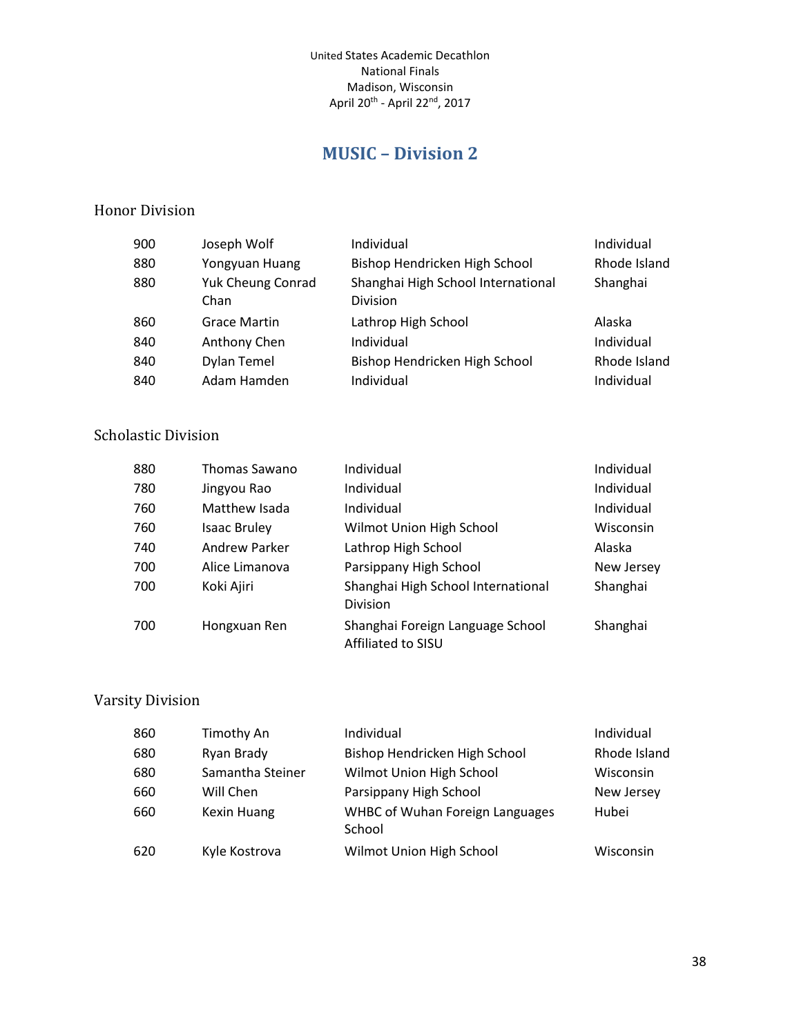United States Academic Decathlon
National Finals
Madison, Wisconsin
April 20th - April 22nd, 2017

# MUSIC – Division 2

## Honor Division

| | | | |
|---|---|---|---|
| 900 | Joseph Wolf | Individual | Individual |
| 880 | Yongyuan Huang | Bishop Hendricken High School | Rhode Island |
| 880 | Yuk Cheung Conrad Chan | Shanghai High School International Division | Shanghai |
| 860 | Grace Martin | Lathrop High School | Alaska |
| 840 | Anthony Chen | Individual | Individual |
| 840 | Dylan Temel | Bishop Hendricken High School | Rhode Island |
| 840 | Adam Hamden | Individual | Individual |

## Scholastic Division

| | | | |
|---|---|---|---|
| 880 | Thomas Sawano | Individual | Individual |
| 780 | Jingyou Rao | Individual | Individual |
| 760 | Matthew Isada | Individual | Individual |
| 760 | Isaac Bruley | Wilmot Union High School | Wisconsin |
| 740 | Andrew Parker | Lathrop High School | Alaska |
| 700 | Alice Limanova | Parsippany High School | New Jersey |
| 700 | Koki Ajiri | Shanghai High School International Division | Shanghai |
| 700 | Hongxuan Ren | Shanghai Foreign Language School Affiliated to SISU | Shanghai |

## Varsity Division

| | | | |
|---|---|---|---|
| 860 | Timothy An | Individual | Individual |
| 680 | Ryan Brady | Bishop Hendricken High School | Rhode Island |
| 680 | Samantha Steiner | Wilmot Union High School | Wisconsin |
| 660 | Will Chen | Parsippany High School | New Jersey |
| 660 | Kexin Huang | WHBC of Wuhan Foreign Languages School | Hubei |
| 620 | Kyle Kostrova | Wilmot Union High School | Wisconsin |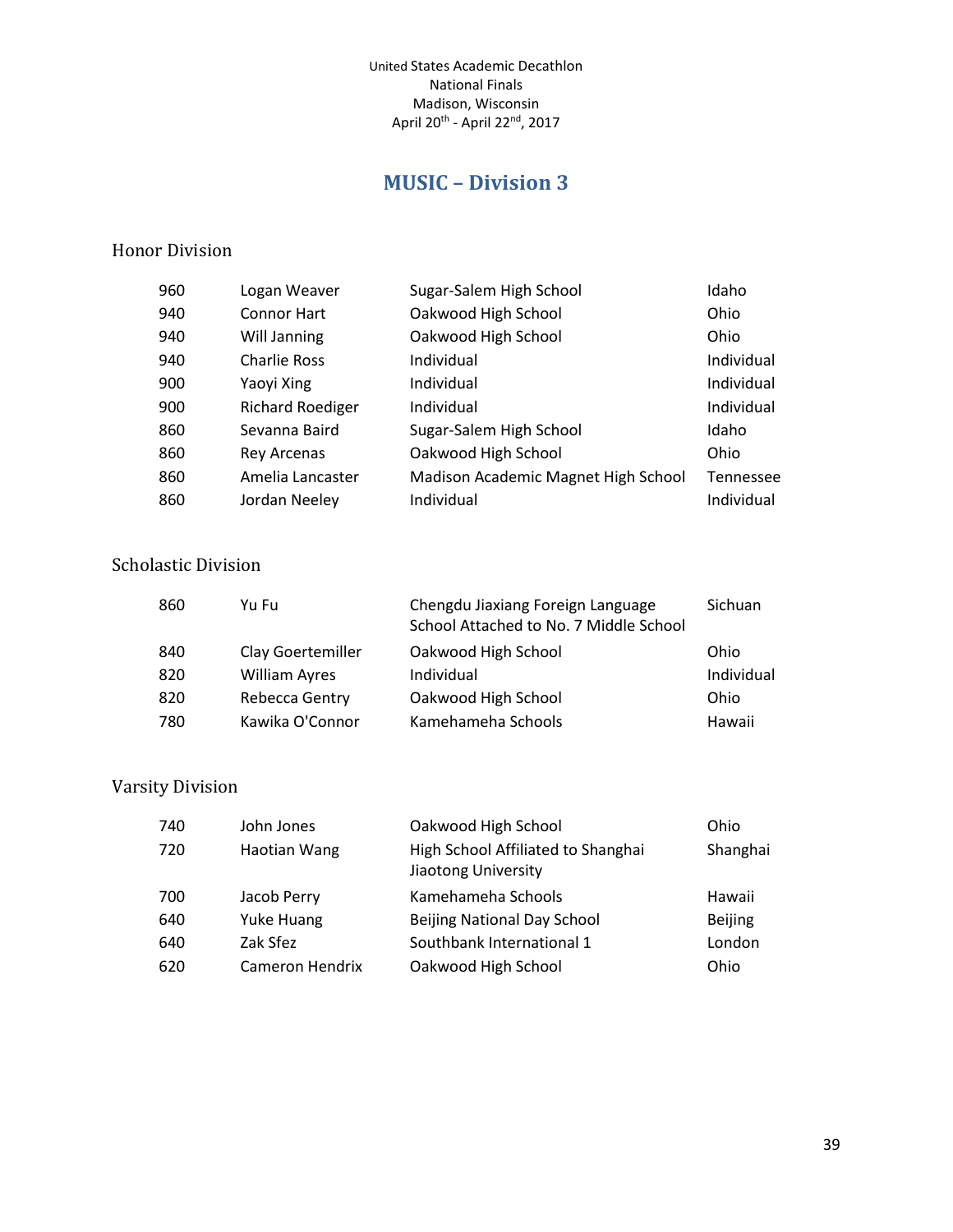United States Academic Decathlon
National Finals
Madison, Wisconsin
April 20th - April 22nd, 2017

# MUSIC – Division 3

## Honor Division

| | | | |
|---|---|---|---|
| 960 | Logan Weaver | Sugar-Salem High School | Idaho |
| 940 | Connor Hart | Oakwood High School | Ohio |
| 940 | Will Janning | Oakwood High School | Ohio |
| 940 | Charlie Ross | Individual | Individual |
| 900 | Yaoyi Xing | Individual | Individual |
| 900 | Richard Roediger | Individual | Individual |
| 860 | Sevanna Baird | Sugar-Salem High School | Idaho |
| 860 | Rey Arcenas | Oakwood High School | Ohio |
| 860 | Amelia Lancaster | Madison Academic Magnet High School | Tennessee |
| 860 | Jordan Neeley | Individual | Individual |

## Scholastic Division

| | | | |
|---|---|---|---|
| 860 | Yu Fu | Chengdu Jiaxiang Foreign Language School Attached to No. 7 Middle School | Sichuan |
| 840 | Clay Goertemiller | Oakwood High School | Ohio |
| 820 | William Ayres | Individual | Individual |
| 820 | Rebecca Gentry | Oakwood High School | Ohio |
| 780 | Kawika O'Connor | Kamehameha Schools | Hawaii |

## Varsity Division

| | | | |
|---|---|---|---|
| 740 | John Jones | Oakwood High School | Ohio |
| 720 | Haotian Wang | High School Affiliated to Shanghai Jiaotong University | Shanghai |
| 700 | Jacob Perry | Kamehameha Schools | Hawaii |
| 640 | Yuke Huang | Beijing National Day School | Beijing |
| 640 | Zak Sfez | Southbank International 1 | London |
| 620 | Cameron Hendrix | Oakwood High School | Ohio |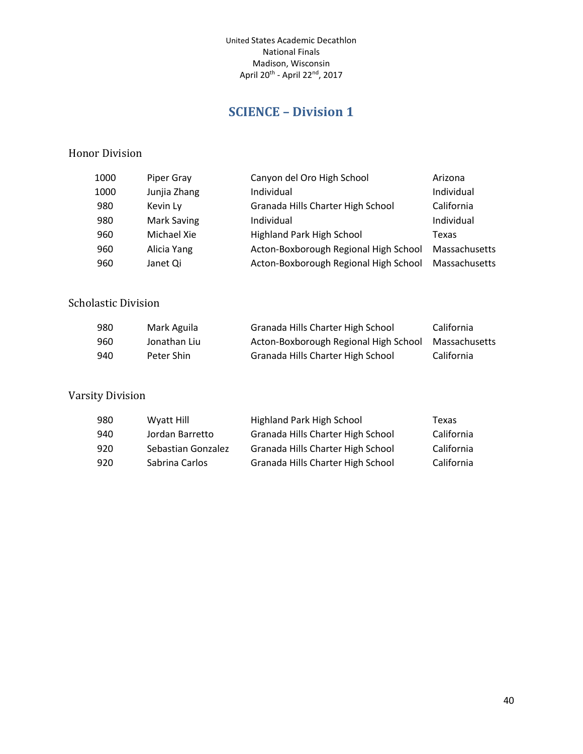United States Academic Decathlon
National Finals
Madison, Wisconsin
April 20th - April 22nd, 2017

# SCIENCE – Division 1

## Honor Division

| | | | |
|---|---|---|---|
| 1000 | Piper Gray | Canyon del Oro High School | Arizona |
| 1000 | Junjia Zhang | Individual | Individual |
| 980 | Kevin Ly | Granada Hills Charter High School | California |
| 980 | Mark Saving | Individual | Individual |
| 960 | Michael Xie | Highland Park High School | Texas |
| 960 | Alicia Yang | Acton-Boxborough Regional High School | Massachusetts |
| 960 | Janet Qi | Acton-Boxborough Regional High School | Massachusetts |

## Scholastic Division

| | | | |
|---|---|---|---|
| 980 | Mark Aguila | Granada Hills Charter High School | California |
| 960 | Jonathan Liu | Acton-Boxborough Regional High School | Massachusetts |
| 940 | Peter Shin | Granada Hills Charter High School | California |

## Varsity Division

| | | | |
|---|---|---|---|
| 980 | Wyatt Hill | Highland Park High School | Texas |
| 940 | Jordan Barretto | Granada Hills Charter High School | California |
| 920 | Sebastian Gonzalez | Granada Hills Charter High School | California |
| 920 | Sabrina Carlos | Granada Hills Charter High School | California |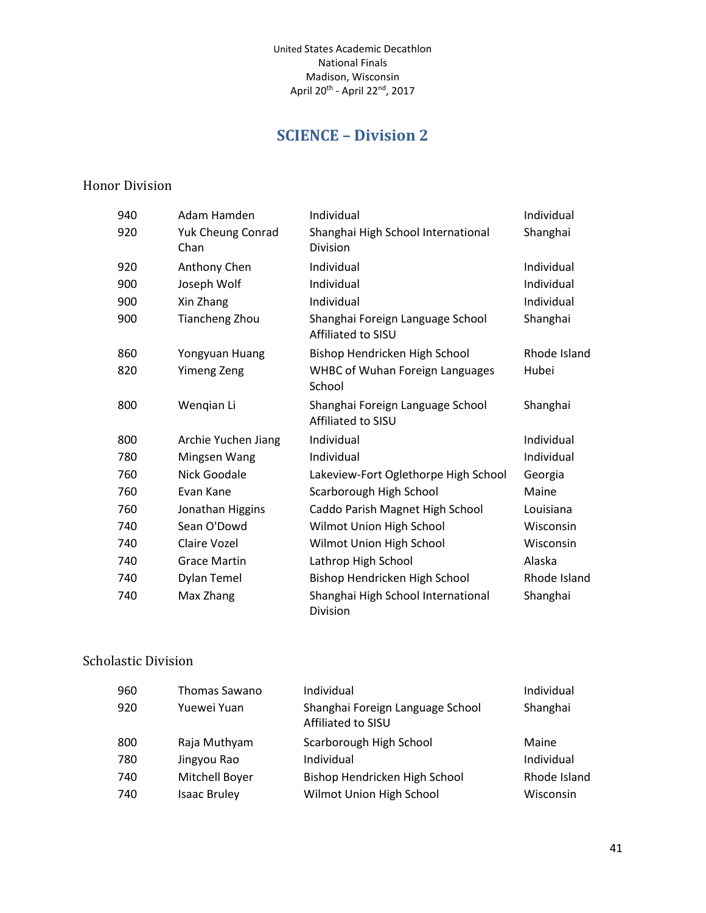United States Academic Decathlon
National Finals
Madison, Wisconsin
April 20th - April 22nd, 2017

# SCIENCE – Division 2

## Honor Division

| Score | Name | School | State |
|---|---|---|---|
| 940 | Adam Hamden | Individual | Individual |
| 920 | Yuk Cheung Conrad Chan | Shanghai High School International Division | Shanghai |
| 920 | Anthony Chen | Individual | Individual |
| 900 | Joseph Wolf | Individual | Individual |
| 900 | Xin Zhang | Individual | Individual |
| 900 | Tiancheng Zhou | Shanghai Foreign Language School Affiliated to SISU | Shanghai |
| 860 | Yongyuan Huang | Bishop Hendricken High School | Rhode Island |
| 820 | Yimeng Zeng | WHBC of Wuhan Foreign Languages School | Hubei |
| 800 | Wenqian Li | Shanghai Foreign Language School Affiliated to SISU | Shanghai |
| 800 | Archie Yuchen Jiang | Individual | Individual |
| 780 | Mingsen Wang | Individual | Individual |
| 760 | Nick Goodale | Lakeview-Fort Oglethorpe High School | Georgia |
| 760 | Evan Kane | Scarborough High School | Maine |
| 760 | Jonathan Higgins | Caddo Parish Magnet High School | Louisiana |
| 740 | Sean O'Dowd | Wilmot Union High School | Wisconsin |
| 740 | Claire Vozel | Wilmot Union High School | Wisconsin |
| 740 | Grace Martin | Lathrop High School | Alaska |
| 740 | Dylan Temel | Bishop Hendricken High School | Rhode Island |
| 740 | Max Zhang | Shanghai High School International Division | Shanghai |

## Scholastic Division

| Score | Name | School | State |
|---|---|---|---|
| 960 | Thomas Sawano | Individual | Individual |
| 920 | Yuewei Yuan | Shanghai Foreign Language School Affiliated to SISU | Shanghai |
| 800 | Raja Muthyam | Scarborough High School | Maine |
| 780 | Jingyou Rao | Individual | Individual |
| 740 | Mitchell Boyer | Bishop Hendricken High School | Rhode Island |
| 740 | Isaac Bruley | Wilmot Union High School | Wisconsin |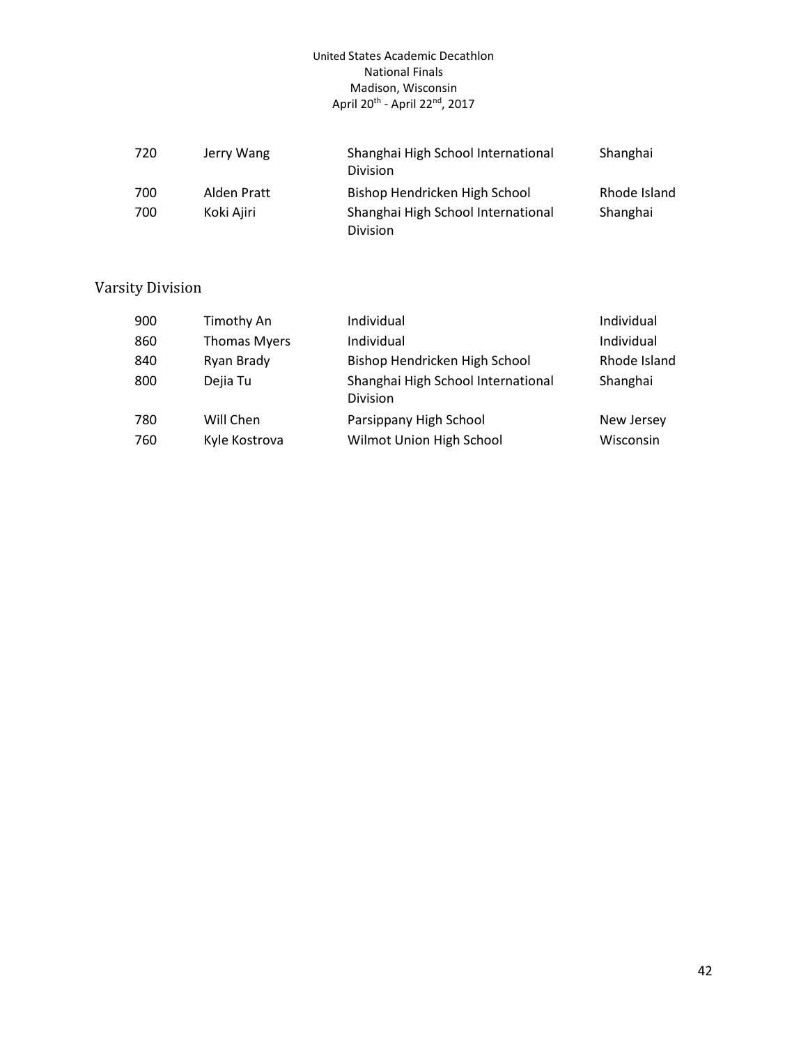| | | | |
|---|---|---|---|
| 720 | Jerry Wang | Shanghai High School International Division | Shanghai |
| 700 | Alden Pratt | Bishop Hendricken High School | Rhode Island |
| 700 | Koki Ajiri | Shanghai High School International Division | Shanghai |

## Varsity Division

| | | | |
|---|---|---|---|
| 900 | Timothy An | Individual | Individual |
| 860 | Thomas Myers | Individual | Individual |
| 840 | Ryan Brady | Bishop Hendricken High School | Rhode Island |
| 800 | Dejia Tu | Shanghai High School International Division | Shanghai |
| 780 | Will Chen | Parsippany High School | New Jersey |
| 760 | Kyle Kostrova | Wilmot Union High School | Wisconsin |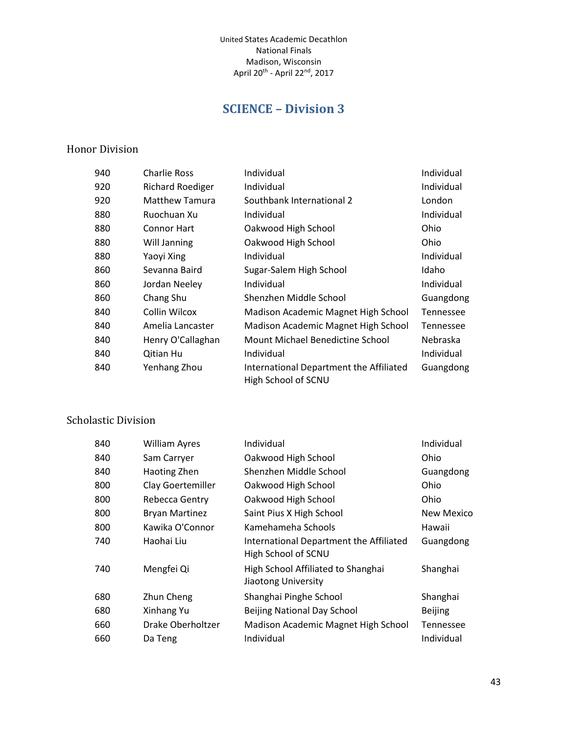United States Academic Decathlon
National Finals
Madison, Wisconsin
April 20th - April 22nd, 2017

# SCIENCE – Division 3

## Honor Division

| | | | |
|---|---|---|---|
| 940 | Charlie Ross | Individual | Individual |
| 920 | Richard Roediger | Individual | Individual |
| 920 | Matthew Tamura | Southbank International 2 | London |
| 880 | Ruochuan Xu | Individual | Individual |
| 880 | Connor Hart | Oakwood High School | Ohio |
| 880 | Will Janning | Oakwood High School | Ohio |
| 880 | Yaoyi Xing | Individual | Individual |
| 860 | Sevanna Baird | Sugar-Salem High School | Idaho |
| 860 | Jordan Neeley | Individual | Individual |
| 860 | Chang Shu | Shenzhen Middle School | Guangdong |
| 840 | Collin Wilcox | Madison Academic Magnet High School | Tennessee |
| 840 | Amelia Lancaster | Madison Academic Magnet High School | Tennessee |
| 840 | Henry O'Callaghan | Mount Michael Benedictine School | Nebraska |
| 840 | Qitian Hu | Individual | Individual |
| 840 | Yenhang Zhou | International Department the Affiliated High School of SCNU | Guangdong |

## Scholastic Division

| | | | |
|---|---|---|---|
| 840 | William Ayres | Individual | Individual |
| 840 | Sam Carryer | Oakwood High School | Ohio |
| 840 | Haoting Zhen | Shenzhen Middle School | Guangdong |
| 800 | Clay Goertemiller | Oakwood High School | Ohio |
| 800 | Rebecca Gentry | Oakwood High School | Ohio |
| 800 | Bryan Martinez | Saint Pius X High School | New Mexico |
| 800 | Kawika O'Connor | Kamehameha Schools | Hawaii |
| 740 | Haohai Liu | International Department the Affiliated High School of SCNU | Guangdong |
| 740 | Mengfei Qi | High School Affiliated to Shanghai Jiaotong University | Shanghai |
| 680 | Zhun Cheng | Shanghai Pinghe School | Shanghai |
| 680 | Xinhang Yu | Beijing National Day School | Beijing |
| 660 | Drake Oberholtzer | Madison Academic Magnet High School | Tennessee |
| 660 | Da Teng | Individual | Individual |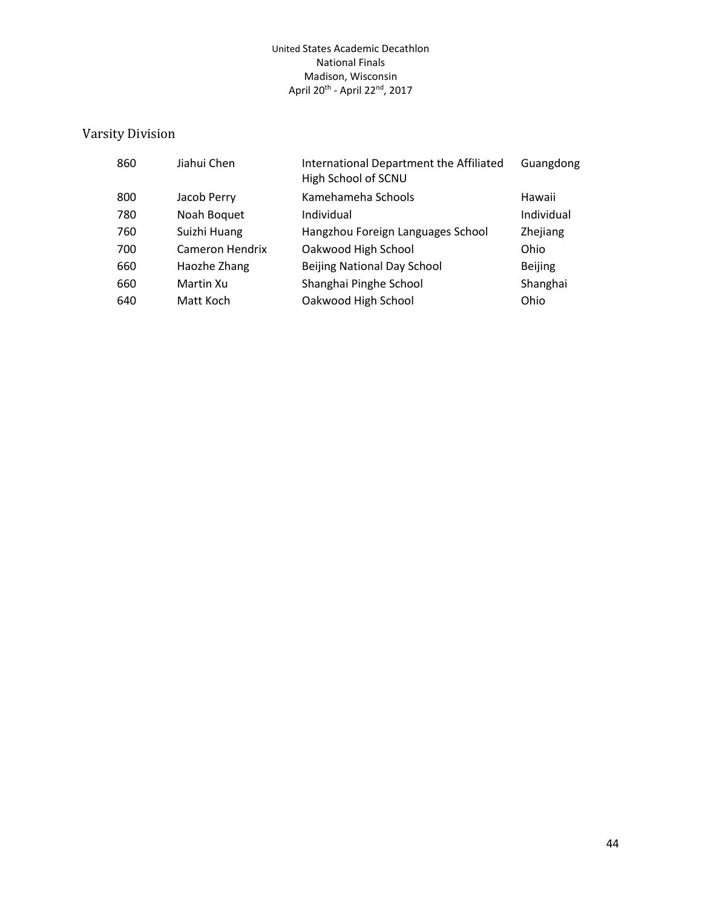United States Academic Decathlon
National Finals
Madison, Wisconsin
April 20th - April 22nd, 2017

## Varsity Division

| | | | |
|---|---|---|---|
| 860 | Jiahui Chen | International Department the Affiliated High School of SCNU | Guangdong |
| 800 | Jacob Perry | Kamehameha Schools | Hawaii |
| 780 | Noah Boquet | Individual | Individual |
| 760 | Suizhi Huang | Hangzhou Foreign Languages School | Zhejiang |
| 700 | Cameron Hendrix | Oakwood High School | Ohio |
| 660 | Haozhe Zhang | Beijing National Day School | Beijing |
| 660 | Martin Xu | Shanghai Pinghe School | Shanghai |
| 640 | Matt Koch | Oakwood High School | Ohio |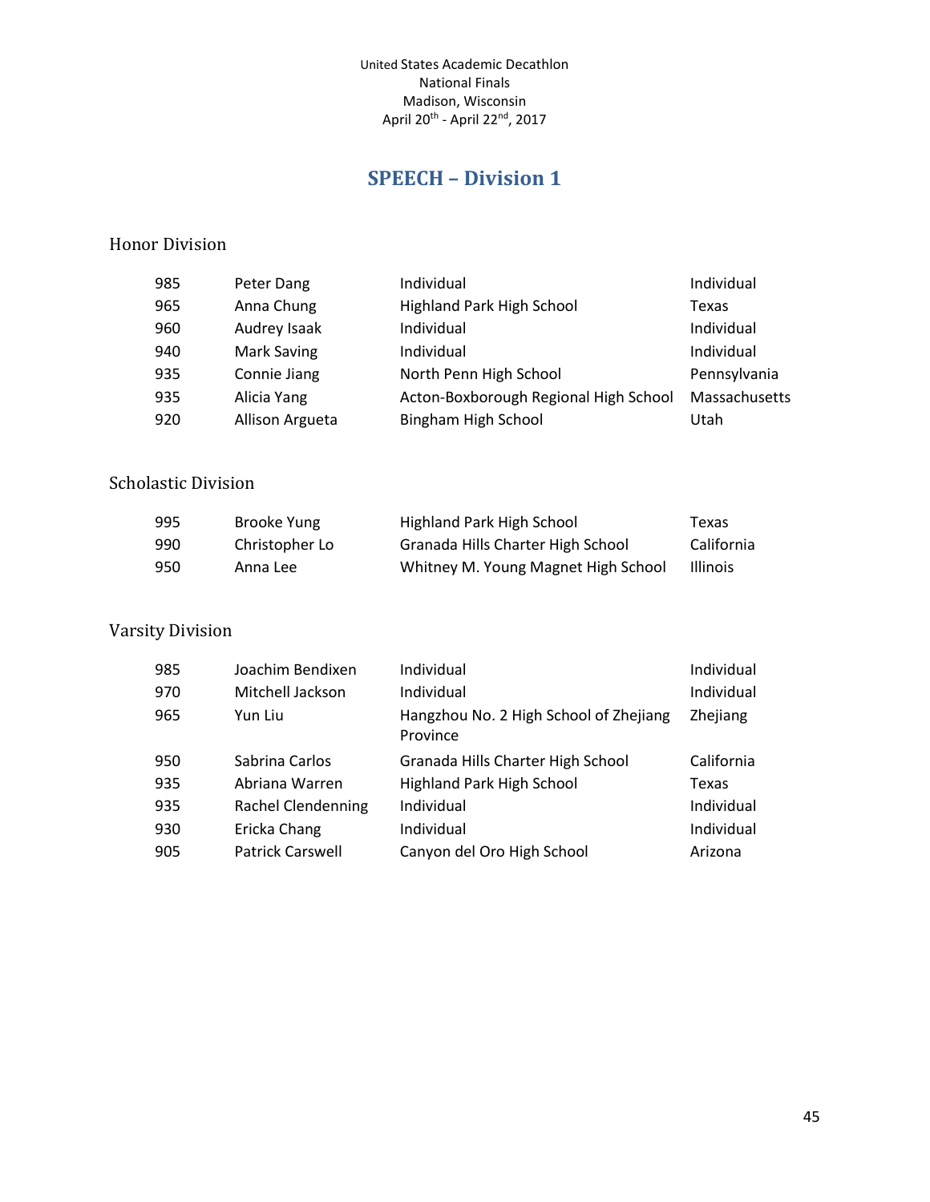United States Academic Decathlon
National Finals
Madison, Wisconsin
April 20th - April 22nd, 2017

# SPEECH – Division 1

## Honor Division

| | | | |
|---|---|---|---|
| 985 | Peter Dang | Individual | Individual |
| 965 | Anna Chung | Highland Park High School | Texas |
| 960 | Audrey Isaak | Individual | Individual |
| 940 | Mark Saving | Individual | Individual |
| 935 | Connie Jiang | North Penn High School | Pennsylvania |
| 935 | Alicia Yang | Acton-Boxborough Regional High School | Massachusetts |
| 920 | Allison Argueta | Bingham High School | Utah |

## Scholastic Division

| | | | |
|---|---|---|---|
| 995 | Brooke Yung | Highland Park High School | Texas |
| 990 | Christopher Lo | Granada Hills Charter High School | California |
| 950 | Anna Lee | Whitney M. Young Magnet High School | Illinois |

## Varsity Division

| | | | |
|---|---|---|---|
| 985 | Joachim Bendixen | Individual | Individual |
| 970 | Mitchell Jackson | Individual | Individual |
| 965 | Yun Liu | Hangzhou No. 2 High School of Zhejiang Province | Zhejiang |
| 950 | Sabrina Carlos | Granada Hills Charter High School | California |
| 935 | Abriana Warren | Highland Park High School | Texas |
| 935 | Rachel Clendenning | Individual | Individual |
| 930 | Ericka Chang | Individual | Individual |
| 905 | Patrick Carswell | Canyon del Oro High School | Arizona |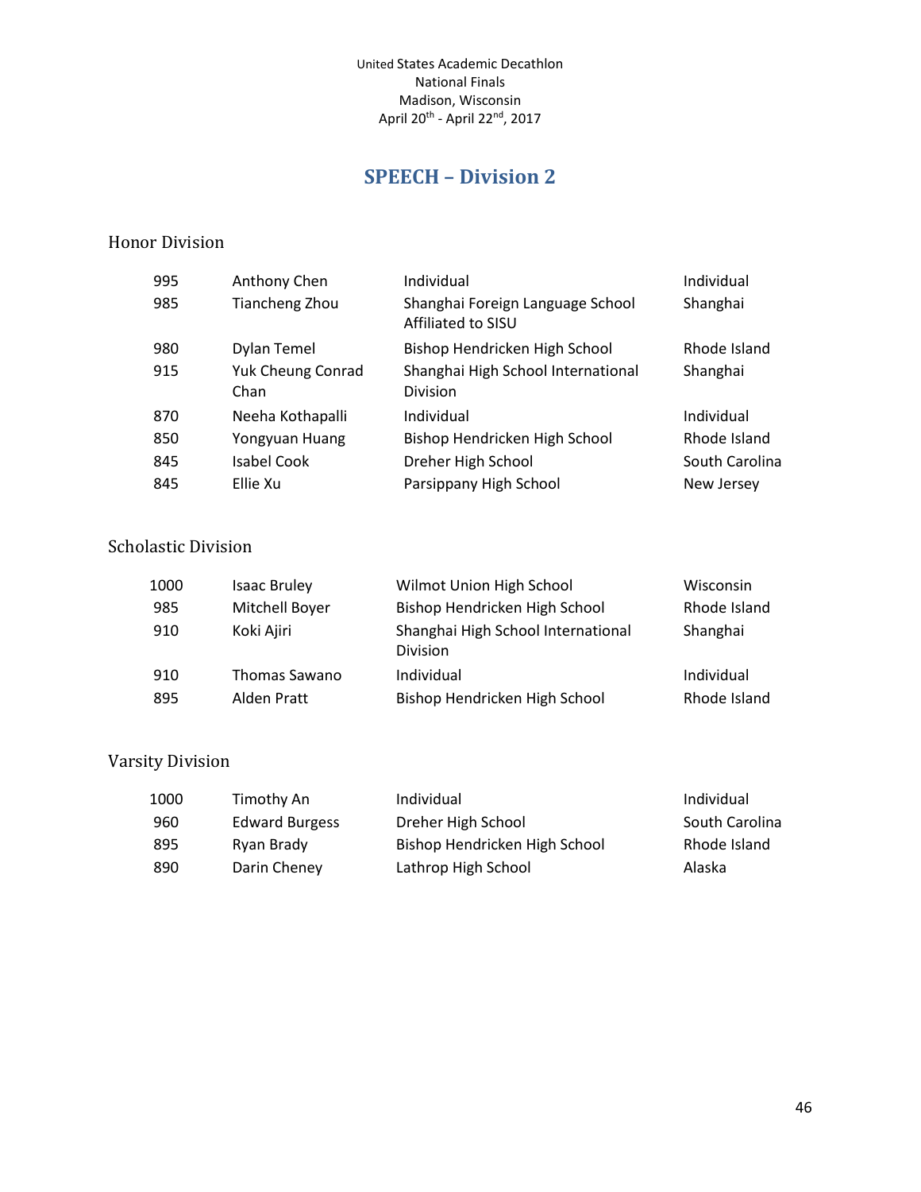United States Academic Decathlon
National Finals
Madison, Wisconsin
April 20th - April 22nd, 2017

# SPEECH – Division 2

## Honor Division

| | | | |
|---|---|---|---|
| 995 | Anthony Chen | Individual | Individual |
| 985 | Tiancheng Zhou | Shanghai Foreign Language School Affiliated to SISU | Shanghai |
| 980 | Dylan Temel | Bishop Hendricken High School | Rhode Island |
| 915 | Yuk Cheung Conrad Chan | Shanghai High School International Division | Shanghai |
| 870 | Neeha Kothapalli | Individual | Individual |
| 850 | Yongyuan Huang | Bishop Hendricken High School | Rhode Island |
| 845 | Isabel Cook | Dreher High School | South Carolina |
| 845 | Ellie Xu | Parsippany High School | New Jersey |

## Scholastic Division

| | | | |
|---|---|---|---|
| 1000 | Isaac Bruley | Wilmot Union High School | Wisconsin |
| 985 | Mitchell Boyer | Bishop Hendricken High School | Rhode Island |
| 910 | Koki Ajiri | Shanghai High School International Division | Shanghai |
| 910 | Thomas Sawano | Individual | Individual |
| 895 | Alden Pratt | Bishop Hendricken High School | Rhode Island |

## Varsity Division

| | | | |
|---|---|---|---|
| 1000 | Timothy An | Individual | Individual |
| 960 | Edward Burgess | Dreher High School | South Carolina |
| 895 | Ryan Brady | Bishop Hendricken High School | Rhode Island |
| 890 | Darin Cheney | Lathrop High School | Alaska |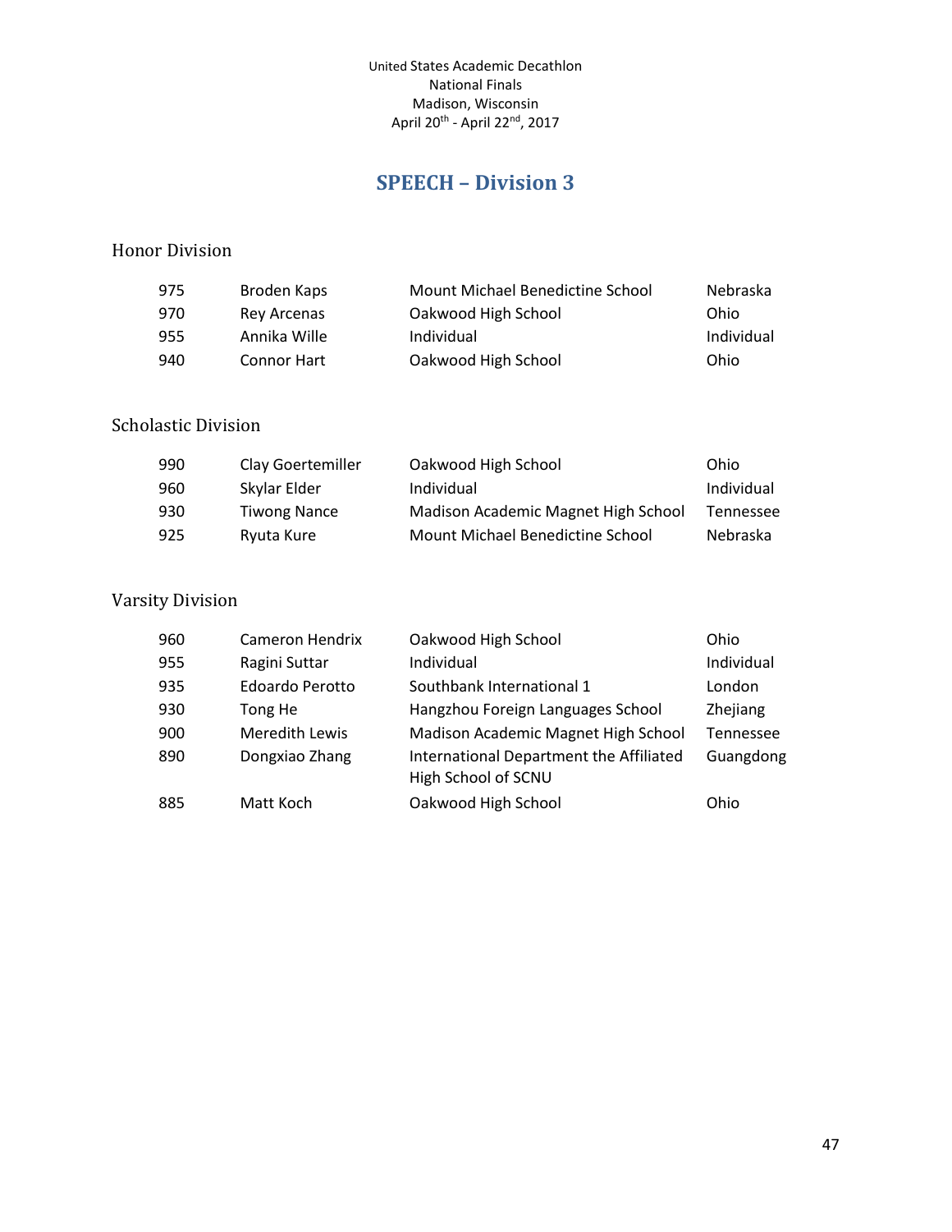United States Academic Decathlon
National Finals
Madison, Wisconsin
April 20th - April 22nd, 2017

# SPEECH – Division 3

## Honor Division

| | | | |
|---|---|---|---|
| 975 | Broden Kaps | Mount Michael Benedictine School | Nebraska |
| 970 | Rey Arcenas | Oakwood High School | Ohio |
| 955 | Annika Wille | Individual | Individual |
| 940 | Connor Hart | Oakwood High School | Ohio |

## Scholastic Division

| | | | |
|---|---|---|---|
| 990 | Clay Goertemiller | Oakwood High School | Ohio |
| 960 | Skylar Elder | Individual | Individual |
| 930 | Tiwong Nance | Madison Academic Magnet High School | Tennessee |
| 925 | Ryuta Kure | Mount Michael Benedictine School | Nebraska |

## Varsity Division

| | | | |
|---|---|---|---|
| 960 | Cameron Hendrix | Oakwood High School | Ohio |
| 955 | Ragini Suttar | Individual | Individual |
| 935 | Edoardo Perotto | Southbank International 1 | London |
| 930 | Tong He | Hangzhou Foreign Languages School | Zhejiang |
| 900 | Meredith Lewis | Madison Academic Magnet High School | Tennessee |
| 890 | Dongxiao Zhang | International Department the Affiliated High School of SCNU | Guangdong |
| 885 | Matt Koch | Oakwood High School | Ohio |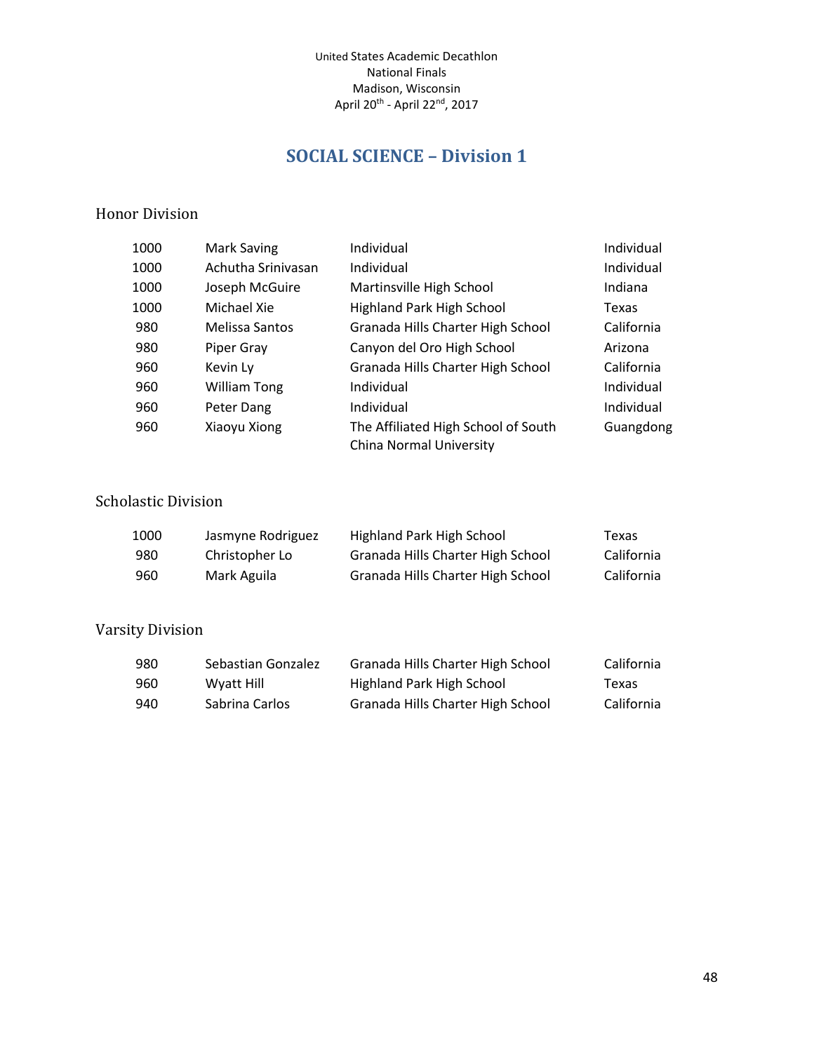United States Academic Decathlon
National Finals
Madison, Wisconsin
April 20th - April 22nd, 2017

# SOCIAL SCIENCE – Division 1

## Honor Division

| Score | Name | School | State |
|---|---|---|---|
| 1000 | Mark Saving | Individual | Individual |
| 1000 | Achutha Srinivasan | Individual | Individual |
| 1000 | Joseph McGuire | Martinsville High School | Indiana |
| 1000 | Michael Xie | Highland Park High School | Texas |
| 980 | Melissa Santos | Granada Hills Charter High School | California |
| 980 | Piper Gray | Canyon del Oro High School | Arizona |
| 960 | Kevin Ly | Granada Hills Charter High School | California |
| 960 | William Tong | Individual | Individual |
| 960 | Peter Dang | Individual | Individual |
| 960 | Xiaoyu Xiong | The Affiliated High School of South China Normal University | Guangdong |

## Scholastic Division

| Score | Name | School | State |
|---|---|---|---|
| 1000 | Jasmyne Rodriguez | Highland Park High School | Texas |
| 980 | Christopher Lo | Granada Hills Charter High School | California |
| 960 | Mark Aguila | Granada Hills Charter High School | California |

## Varsity Division

| Score | Name | School | State |
|---|---|---|---|
| 980 | Sebastian Gonzalez | Granada Hills Charter High School | California |
| 960 | Wyatt Hill | Highland Park High School | Texas |
| 940 | Sabrina Carlos | Granada Hills Charter High School | California |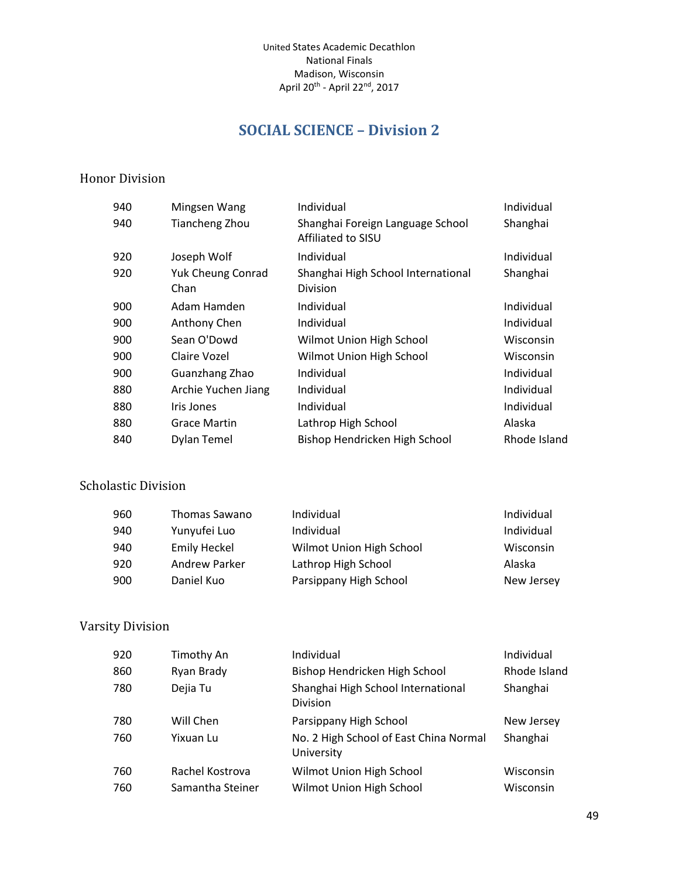United States Academic Decathlon
National Finals
Madison, Wisconsin
April 20th - April 22nd, 2017

# SOCIAL SCIENCE – Division 2

## Honor Division

| Score | Name | School | State |
|---|---|---|---|
| 940 | Mingsen Wang | Individual | Individual |
| 940 | Tiancheng Zhou | Shanghai Foreign Language School Affiliated to SISU | Shanghai |
| 920 | Joseph Wolf | Individual | Individual |
| 920 | Yuk Cheung Conrad Chan | Shanghai High School International Division | Shanghai |
| 900 | Adam Hamden | Individual | Individual |
| 900 | Anthony Chen | Individual | Individual |
| 900 | Sean O'Dowd | Wilmot Union High School | Wisconsin |
| 900 | Claire Vozel | Wilmot Union High School | Wisconsin |
| 900 | Guanzhang Zhao | Individual | Individual |
| 880 | Archie Yuchen Jiang | Individual | Individual |
| 880 | Iris Jones | Individual | Individual |
| 880 | Grace Martin | Lathrop High School | Alaska |
| 840 | Dylan Temel | Bishop Hendricken High School | Rhode Island |

## Scholastic Division

| Score | Name | School | State |
|---|---|---|---|
| 960 | Thomas Sawano | Individual | Individual |
| 940 | Yunyufei Luo | Individual | Individual |
| 940 | Emily Heckel | Wilmot Union High School | Wisconsin |
| 920 | Andrew Parker | Lathrop High School | Alaska |
| 900 | Daniel Kuo | Parsippany High School | New Jersey |

## Varsity Division

| Score | Name | School | State |
|---|---|---|---|
| 920 | Timothy An | Individual | Individual |
| 860 | Ryan Brady | Bishop Hendricken High School | Rhode Island |
| 780 | Dejia Tu | Shanghai High School International Division | Shanghai |
| 780 | Will Chen | Parsippany High School | New Jersey |
| 760 | Yixuan Lu | No. 2 High School of East China Normal University | Shanghai |
| 760 | Rachel Kostrova | Wilmot Union High School | Wisconsin |
| 760 | Samantha Steiner | Wilmot Union High School | Wisconsin |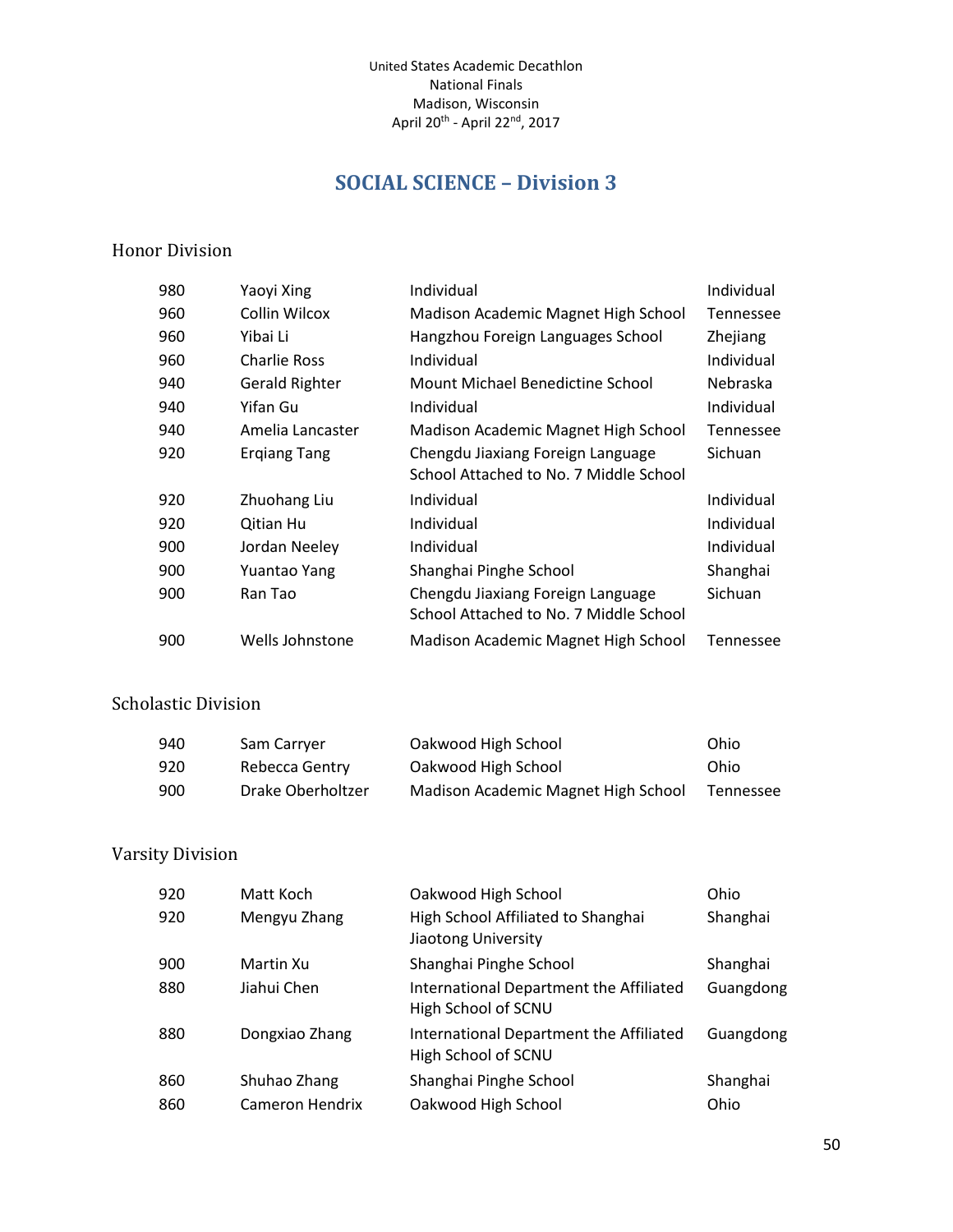United States Academic Decathlon
National Finals
Madison, Wisconsin
April 20th - April 22nd, 2017

## SOCIAL SCIENCE – Division 3

### Honor Division

| | | | |
|---|---|---|---|
| 980 | Yaoyi Xing | Individual | Individual |
| 960 | Collin Wilcox | Madison Academic Magnet High School | Tennessee |
| 960 | Yibai Li | Hangzhou Foreign Languages School | Zhejiang |
| 960 | Charlie Ross | Individual | Individual |
| 940 | Gerald Righter | Mount Michael Benedictine School | Nebraska |
| 940 | Yifan Gu | Individual | Individual |
| 940 | Amelia Lancaster | Madison Academic Magnet High School | Tennessee |
| 920 | Erqiang Tang | Chengdu Jiaxiang Foreign Language School Attached to No. 7 Middle School | Sichuan |
| 920 | Zhuohang Liu | Individual | Individual |
| 920 | Qitian Hu | Individual | Individual |
| 900 | Jordan Neeley | Individual | Individual |
| 900 | Yuantao Yang | Shanghai Pinghe School | Shanghai |
| 900 | Ran Tao | Chengdu Jiaxiang Foreign Language School Attached to No. 7 Middle School | Sichuan |
| 900 | Wells Johnstone | Madison Academic Magnet High School | Tennessee |

### Scholastic Division

| | | | |
|---|---|---|---|
| 940 | Sam Carryer | Oakwood High School | Ohio |
| 920 | Rebecca Gentry | Oakwood High School | Ohio |
| 900 | Drake Oberholtzer | Madison Academic Magnet High School | Tennessee |

### Varsity Division

| | | | |
|---|---|---|---|
| 920 | Matt Koch | Oakwood High School | Ohio |
| 920 | Mengyu Zhang | High School Affiliated to Shanghai Jiaotong University | Shanghai |
| 900 | Martin Xu | Shanghai Pinghe School | Shanghai |
| 880 | Jiahui Chen | International Department the Affiliated High School of SCNU | Guangdong |
| 880 | Dongxiao Zhang | International Department the Affiliated High School of SCNU | Guangdong |
| 860 | Shuhao Zhang | Shanghai Pinghe School | Shanghai |
| 860 | Cameron Hendrix | Oakwood High School | Ohio |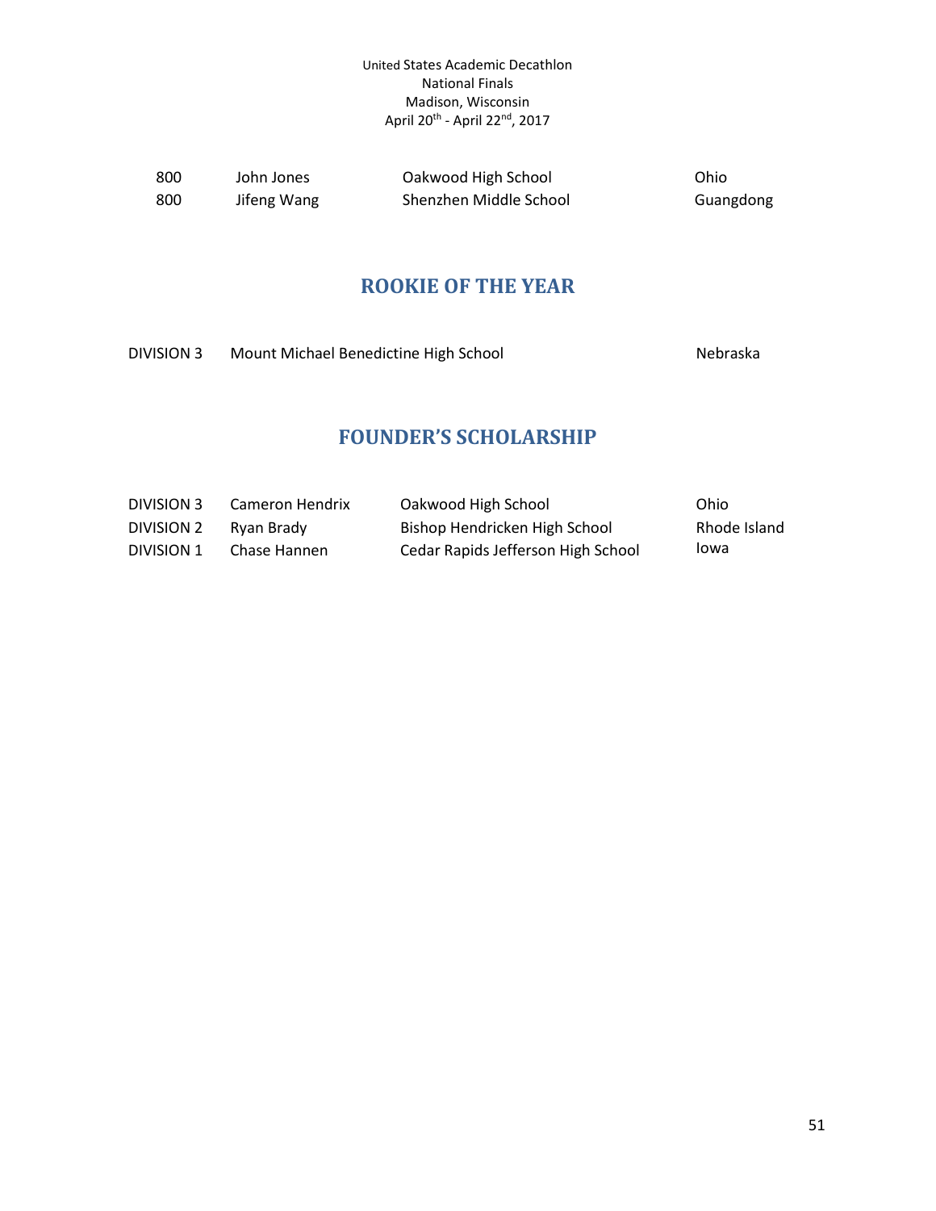| | | | |
|---|---|---|---|
| 800 | John Jones | Oakwood High School | Ohio |
| 800 | Jifeng Wang | Shenzhen Middle School | Guangdong |

## ROOKIE OF THE YEAR

| | | |
|---|---|---|
| DIVISION 3 | Mount Michael Benedictine High School | Nebraska |

## FOUNDER'S SCHOLARSHIP

| | | | |
|---|---|---|---|
| DIVISION 3 | Cameron Hendrix | Oakwood High School | Ohio |
| DIVISION 2 | Ryan Brady | Bishop Hendricken High School | Rhode Island |
| DIVISION 1 | Chase Hannen | Cedar Rapids Jefferson High School | Iowa |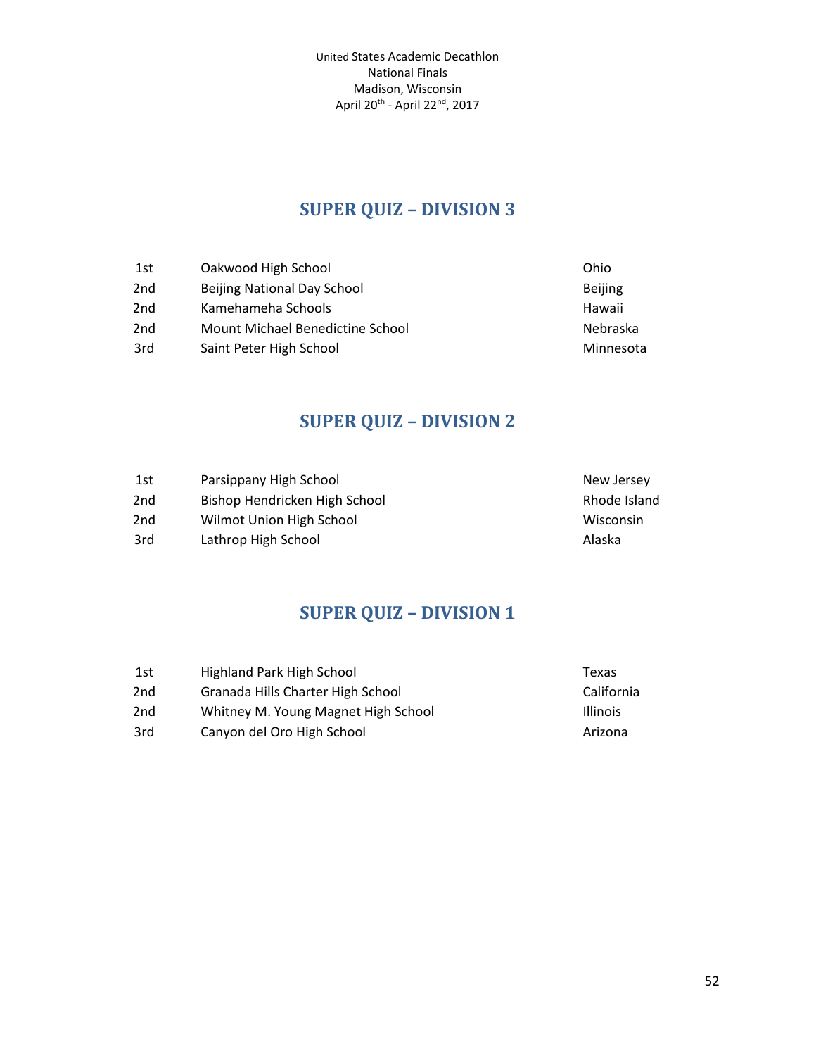United States Academic Decathlon
National Finals
Madison, Wisconsin
April 20th - April 22nd, 2017

## SUPER QUIZ – DIVISION 3

| | | |
|---|---|---|
| 1st | Oakwood High School | Ohio |
| 2nd | Beijing National Day School | Beijing |
| 2nd | Kamehameha Schools | Hawaii |
| 2nd | Mount Michael Benedictine School | Nebraska |
| 3rd | Saint Peter High School | Minnesota |

## SUPER QUIZ – DIVISION 2

| | | |
|---|---|---|
| 1st | Parsippany High School | New Jersey |
| 2nd | Bishop Hendricken High School | Rhode Island |
| 2nd | Wilmot Union High School | Wisconsin |
| 3rd | Lathrop High School | Alaska |

## SUPER QUIZ – DIVISION 1

| | | |
|---|---|---|
| 1st | Highland Park High School | Texas |
| 2nd | Granada Hills Charter High School | California |
| 2nd | Whitney M. Young Magnet High School | Illinois |
| 3rd | Canyon del Oro High School | Arizona |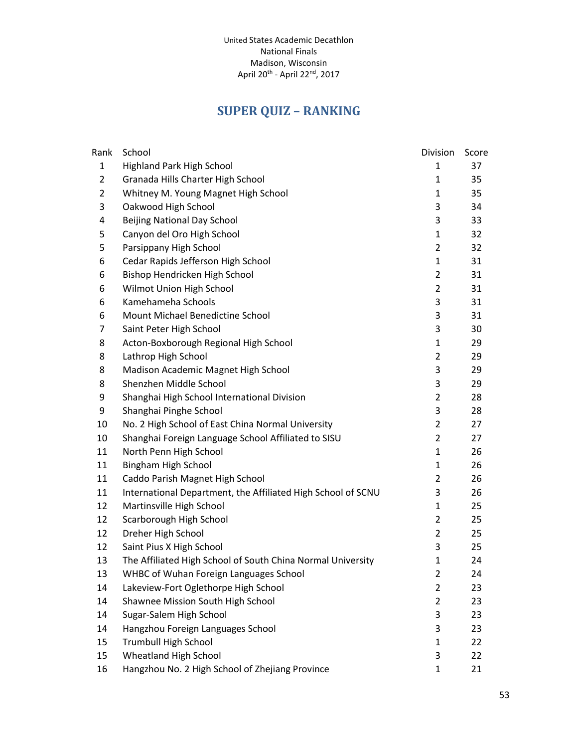United States Academic Decathlon
National Finals
Madison, Wisconsin
April 20th - April 22nd, 2017

## SUPER QUIZ – RANKING

| Rank | School | Division | Score |
|---|---|---|---|
| 1 | Highland Park High School | 1 | 37 |
| 2 | Granada Hills Charter High School | 1 | 35 |
| 2 | Whitney M. Young Magnet High School | 1 | 35 |
| 3 | Oakwood High School | 3 | 34 |
| 4 | Beijing National Day School | 3 | 33 |
| 5 | Canyon del Oro High School | 1 | 32 |
| 5 | Parsippany High School | 2 | 32 |
| 6 | Cedar Rapids Jefferson High School | 1 | 31 |
| 6 | Bishop Hendricken High School | 2 | 31 |
| 6 | Wilmot Union High School | 2 | 31 |
| 6 | Kamehameha Schools | 3 | 31 |
| 6 | Mount Michael Benedictine School | 3 | 31 |
| 7 | Saint Peter High School | 3 | 30 |
| 8 | Acton-Boxborough Regional High School | 1 | 29 |
| 8 | Lathrop High School | 2 | 29 |
| 8 | Madison Academic Magnet High School | 3 | 29 |
| 8 | Shenzhen Middle School | 3 | 29 |
| 9 | Shanghai High School International Division | 2 | 28 |
| 9 | Shanghai Pinghe School | 3 | 28 |
| 10 | No. 2 High School of East China Normal University | 2 | 27 |
| 10 | Shanghai Foreign Language School Affiliated to SISU | 2 | 27 |
| 11 | North Penn High School | 1 | 26 |
| 11 | Bingham High School | 1 | 26 |
| 11 | Caddo Parish Magnet High School | 2 | 26 |
| 11 | International Department, the Affiliated High School of SCNU | 3 | 26 |
| 12 | Martinsville High School | 1 | 25 |
| 12 | Scarborough High School | 2 | 25 |
| 12 | Dreher High School | 2 | 25 |
| 12 | Saint Pius X High School | 3 | 25 |
| 13 | The Affiliated High School of South China Normal University | 1 | 24 |
| 13 | WHBC of Wuhan Foreign Languages School | 2 | 24 |
| 14 | Lakeview-Fort Oglethorpe High School | 2 | 23 |
| 14 | Shawnee Mission South High School | 2 | 23 |
| 14 | Sugar-Salem High School | 3 | 23 |
| 14 | Hangzhou Foreign Languages School | 3 | 23 |
| 15 | Trumbull High School | 1 | 22 |
| 15 | Wheatland High School | 3 | 22 |
| 16 | Hangzhou No. 2 High School of Zhejiang Province | 1 | 21 |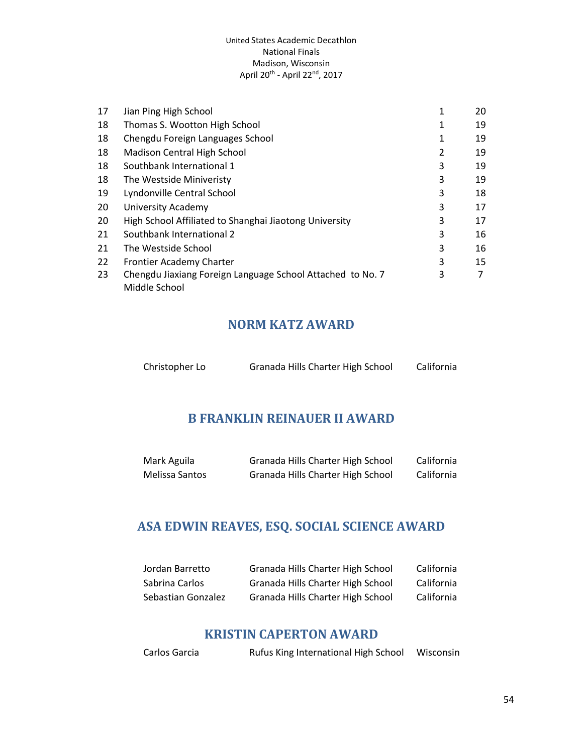United States Academic Decathlon
National Finals
Madison, Wisconsin
April 20th - April 22nd, 2017

| | | | |
|---|---|---|---|
| 17 | Jian Ping High School | 1 | 20 |
| 18 | Thomas S. Wootton High School | 1 | 19 |
| 18 | Chengdu Foreign Languages School | 1 | 19 |
| 18 | Madison Central High School | 2 | 19 |
| 18 | Southbank International 1 | 3 | 19 |
| 18 | The Westside Miniveristy | 3 | 19 |
| 19 | Lyndonville Central School | 3 | 18 |
| 20 | University Academy | 3 | 17 |
| 20 | High School Affiliated to Shanghai Jiaotong University | 3 | 17 |
| 21 | Southbank International 2 | 3 | 16 |
| 21 | The Westside School | 3 | 16 |
| 22 | Frontier Academy Charter | 3 | 15 |
| 23 | Chengdu Jiaxiang Foreign Language School Attached to No. 7 Middle School | 3 | 7 |

## NORM KATZ AWARD

| | | |
|---|---|---|
| Christopher Lo | Granada Hills Charter High School | California |

## B FRANKLIN REINAUER II AWARD

| | | |
|---|---|---|
| Mark Aguila | Granada Hills Charter High School | California |
| Melissa Santos | Granada Hills Charter High School | California |

## ASA EDWIN REAVES, ESQ. SOCIAL SCIENCE AWARD

| | | |
|---|---|---|
| Jordan Barretto | Granada Hills Charter High School | California |
| Sabrina Carlos | Granada Hills Charter High School | California |
| Sebastian Gonzalez | Granada Hills Charter High School | California |

## KRISTIN CAPERTON AWARD

| | | |
|---|---|---|
| Carlos Garcia | Rufus King International High School | Wisconsin |